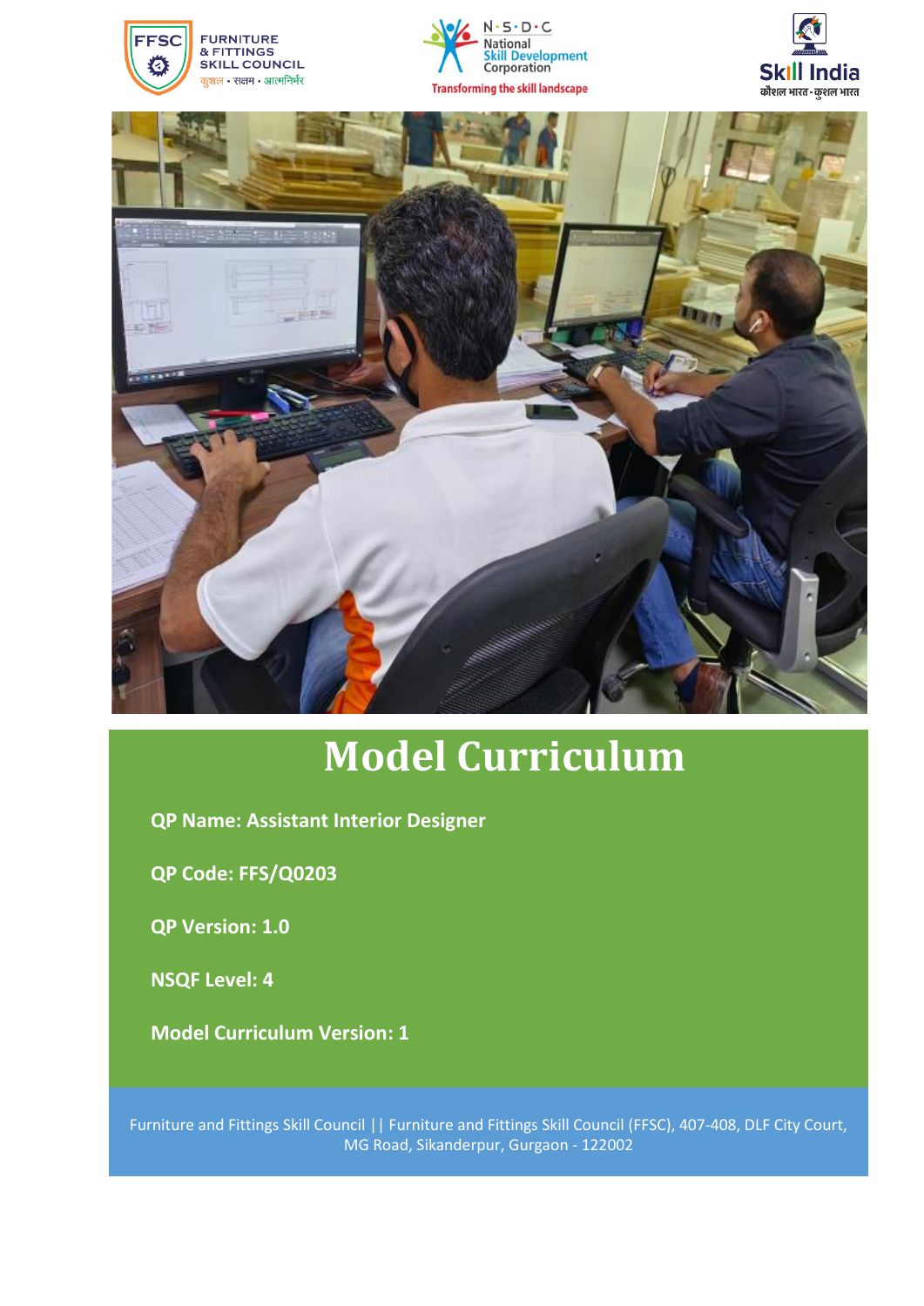# Model Curriculum

**QP Name: Assistant Interior Designer**

**QP Code: FFS/Q0203**

**QP Version: 1.0**

**NSQF Level: 4**

**Model Curriculum Version: 1**

Furniture and Fittings Skill Council || Furniture and Fittings Skill Council (FFSC), 407-408, DLF City Court, MG Road, Sikanderpur, Gurgaon - 122002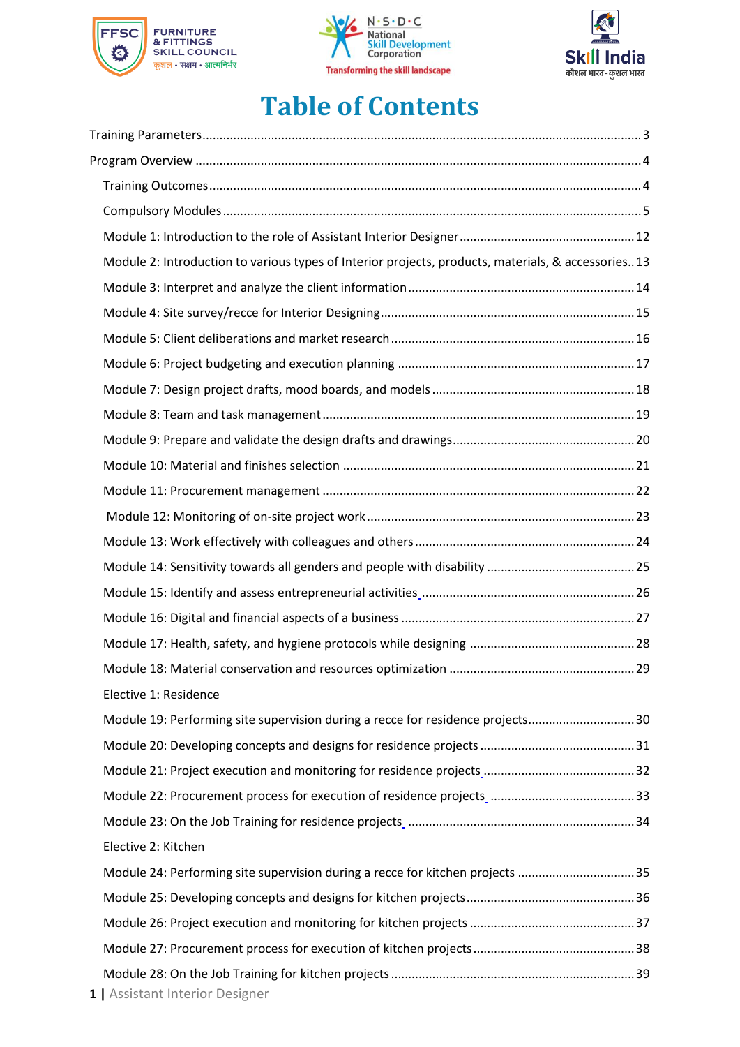# Table of Contents

Training Parameters ........................................................ 3

Program Overview ........................................................ 4

- Training Outcomes ........................................................ 4
- Compulsory Modules ........................................................ 5
- Module 1: Introduction to the role of Assistant Interior Designer ........................................................ 12
- Module 2: Introduction to various types of Interior projects, products, materials, & accessories.. 13
- Module 3: Interpret and analyze the client information ........................................................ 14
- Module 4: Site survey/recce for Interior Designing ........................................................ 15
- Module 5: Client deliberations and market research ........................................................ 16
- Module 6: Project budgeting and execution planning ........................................................ 17
- Module 7: Design project drafts, mood boards, and models ........................................................ 18
- Module 8: Team and task management ........................................................ 19
- Module 9: Prepare and validate the design drafts and drawings ........................................................ 20
- Module 10: Material and finishes selection ........................................................ 21
- Module 11: Procurement management ........................................................ 22
- Module 12: Monitoring of on-site project work ........................................................ 23
- Module 13: Work effectively with colleagues and others ........................................................ 24
- Module 14: Sensitivity towards all genders and people with disability ........................................................ 25
- Module 15: Identify and assess entrepreneurial activities ........................................................ 26
- Module 16: Digital and financial aspects of a business ........................................................ 27
- Module 17: Health, safety, and hygiene protocols while designing ........................................................ 28
- Module 18: Material conservation and resources optimization ........................................................ 29
- Elective 1: Residence
- Module 19: Performing site supervision during a recce for residence projects ........................................................ 30
- Module 20: Developing concepts and designs for residence projects ........................................................ 31
- Module 21: Project execution and monitoring for residence projects ........................................................ 32
- Module 22: Procurement process for execution of residence projects ........................................................ 33
- Module 23: On the Job Training for residence projects ........................................................ 34
- Elective 2: Kitchen
- Module 24: Performing site supervision during a recce for kitchen projects ........................................................ 35
- Module 25: Developing concepts and designs for kitchen projects ........................................................ 36
- Module 26: Project execution and monitoring for kitchen projects ........................................................ 37
- Module 27: Procurement process for execution of kitchen projects ........................................................ 38
- Module 28: On the Job Training for kitchen projects ........................................................ 39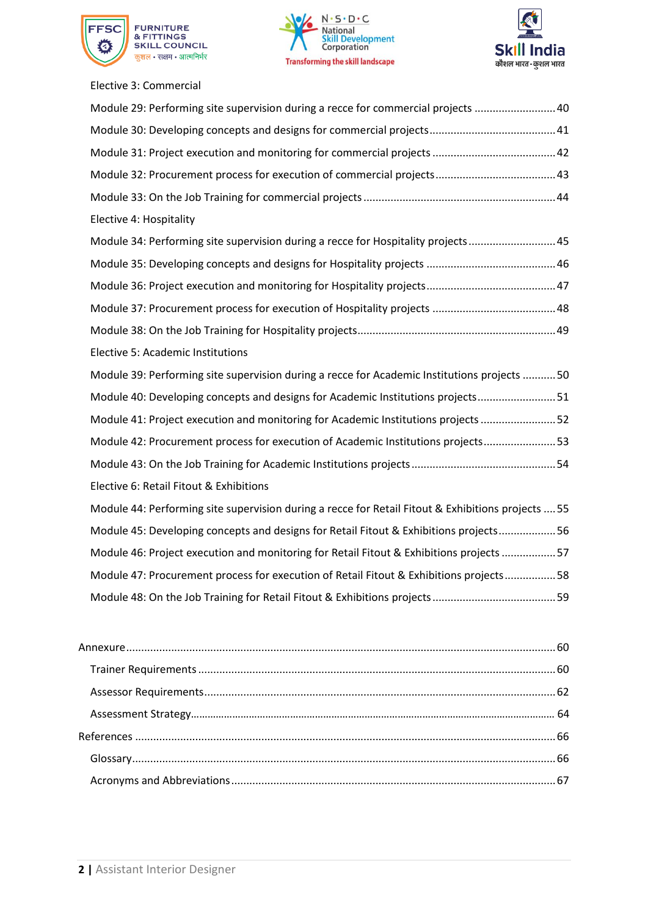Elective 3: Commercial

Module 29: Performing site supervision during a recce for commercial projects ........................... 40

Module 30: Developing concepts and designs for commercial projects ......................................... 41

Module 31: Project execution and monitoring for commercial projects ......................................... 42

Module 32: Procurement process for execution of commercial projects ....................................... 43

Module 33: On the Job Training for commercial projects ............................................................... 44

Elective 4: Hospitality

Module 34: Performing site supervision during a recce for Hospitality projects ............................ 45

Module 35: Developing concepts and designs for Hospitality projects .......................................... 46

Module 36: Project execution and monitoring for Hospitality projects .......................................... 47

Module 37: Procurement process for execution of Hospitality projects ........................................ 48

Module 38: On the Job Training for Hospitality projects ................................................................ 49

Elective 5: Academic Institutions

Module 39: Performing site supervision during a recce for Academic Institutions projects ........... 50

Module 40: Developing concepts and designs for Academic Institutions projects .......................... 51

Module 41: Project execution and monitoring for Academic Institutions projects ......................... 52

Module 42: Procurement process for execution of Academic Institutions projects ........................ 53

Module 43: On the Job Training for Academic Institutions projects ............................................... 54

Elective 6: Retail Fitout & Exhibitions

Module 44: Performing site supervision during a recce for Retail Fitout & Exhibitions projects .... 55

Module 45: Developing concepts and designs for Retail Fitout & Exhibitions projects ................... 56

Module 46: Project execution and monitoring for Retail Fitout & Exhibitions projects .................. 57

Module 47: Procurement process for execution of Retail Fitout & Exhibitions projects ................. 58

Module 48: On the Job Training for Retail Fitout & Exhibitions projects ........................................ 59

Annexure ........................................................................................................................................ 60

Trainer Requirements ..................................................................................................................... 60

Assessor Requirements ................................................................................................................... 62

Assessment Strategy ....................................................................................................................... 64

References ...................................................................................................................................... 66

Glossary .......................................................................................................................................... 66

Acronyms and Abbreviations .......................................................................................................... 67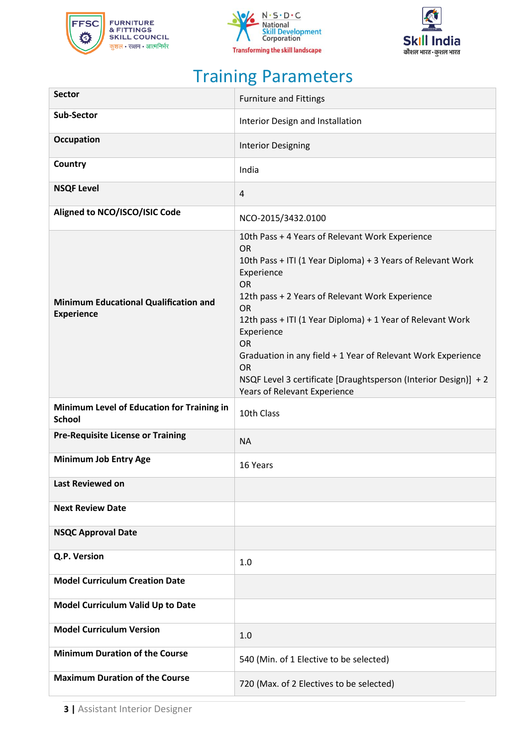# Training Parameters

| | |
|---|---|
| **Sector** | Furniture and Fittings |
| **Sub-Sector** | Interior Design and Installation |
| **Occupation** | Interior Designing |
| **Country** | India |
| **NSQF Level** | 4 |
| **Aligned to NCO/ISCO/ISIC Code** | NCO-2015/3432.0100 |
| **Minimum Educational Qualification and Experience** | 10th Pass + 4 Years of Relevant Work Experience<br>OR<br>10th Pass + ITI (1 Year Diploma) + 3 Years of Relevant Work Experience<br>OR<br>12th pass + 2 Years of Relevant Work Experience<br>OR<br>12th pass + ITI (1 Year Diploma) + 1 Year of Relevant Work Experience<br>OR<br>Graduation in any field + 1 Year of Relevant Work Experience<br>OR<br>NSQF Level 3 certificate [Draughtsperson (Interior Design)] + 2 Years of Relevant Experience |
| **Minimum Level of Education for Training in School** | 10th Class |
| **Pre-Requisite License or Training** | NA |
| **Minimum Job Entry Age** | 16 Years |
| **Last Reviewed on** | |
| **Next Review Date** | |
| **NSQC Approval Date** | |
| **Q.P. Version** | 1.0 |
| **Model Curriculum Creation Date** | |
| **Model Curriculum Valid Up to Date** | |
| **Model Curriculum Version** | 1.0 |
| **Minimum Duration of the Course** | 540 (Min. of 1 Elective to be selected) |
| **Maximum Duration of the Course** | 720 (Max. of 2 Electives to be selected) |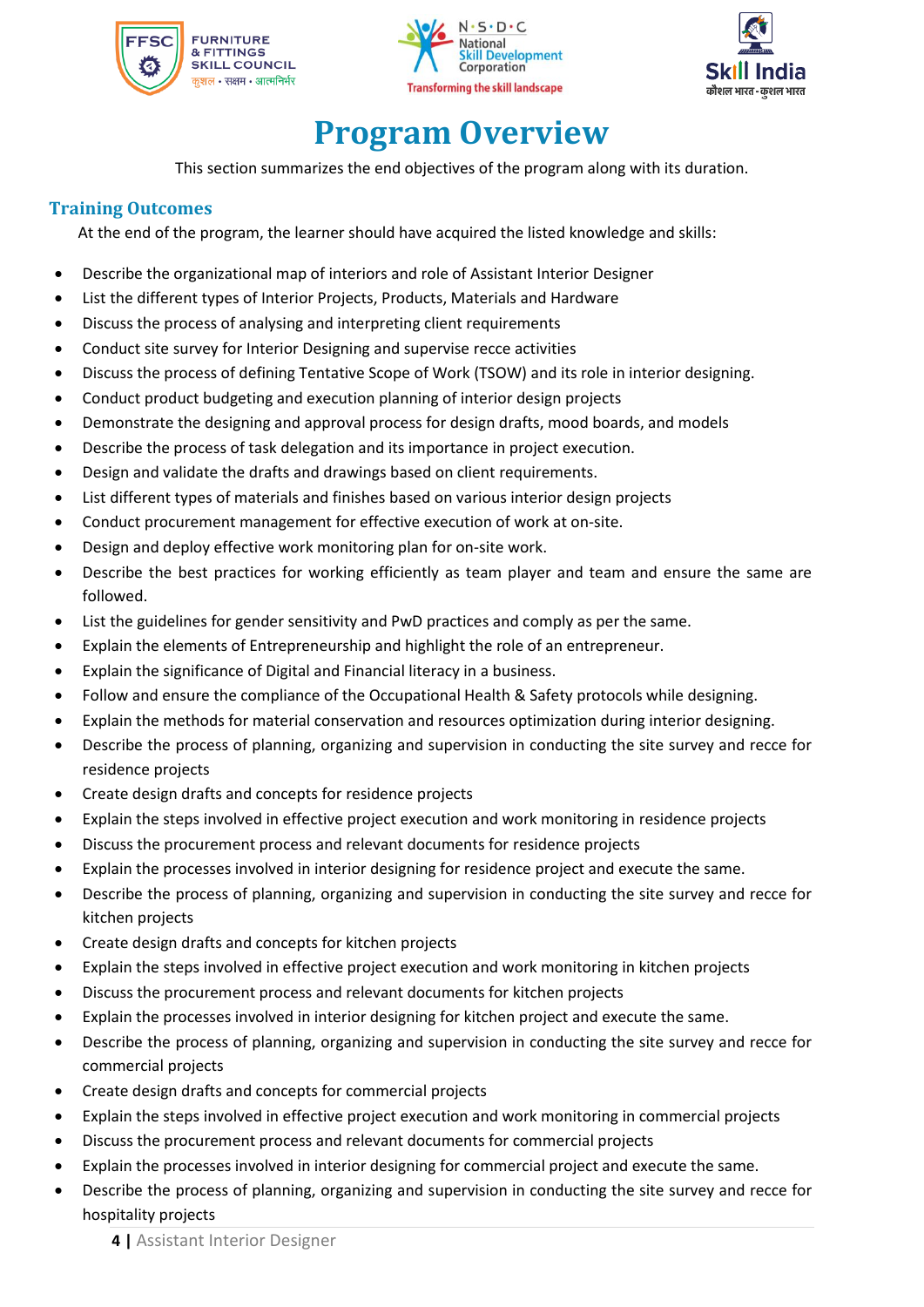# Program Overview

This section summarizes the end objectives of the program along with its duration.

## Training Outcomes

At the end of the program, the learner should have acquired the listed knowledge and skills:

- Describe the organizational map of interiors and role of Assistant Interior Designer
- List the different types of Interior Projects, Products, Materials and Hardware
- Discuss the process of analysing and interpreting client requirements
- Conduct site survey for Interior Designing and supervise recce activities
- Discuss the process of defining Tentative Scope of Work (TSOW) and its role in interior designing.
- Conduct product budgeting and execution planning of interior design projects
- Demonstrate the designing and approval process for design drafts, mood boards, and models
- Describe the process of task delegation and its importance in project execution.
- Design and validate the drafts and drawings based on client requirements.
- List different types of materials and finishes based on various interior design projects
- Conduct procurement management for effective execution of work at on-site.
- Design and deploy effective work monitoring plan for on-site work.
- Describe the best practices for working efficiently as team player and team and ensure the same are followed.
- List the guidelines for gender sensitivity and PwD practices and comply as per the same.
- Explain the elements of Entrepreneurship and highlight the role of an entrepreneur.
- Explain the significance of Digital and Financial literacy in a business.
- Follow and ensure the compliance of the Occupational Health & Safety protocols while designing.
- Explain the methods for material conservation and resources optimization during interior designing.
- Describe the process of planning, organizing and supervision in conducting the site survey and recce for residence projects
- Create design drafts and concepts for residence projects
- Explain the steps involved in effective project execution and work monitoring in residence projects
- Discuss the procurement process and relevant documents for residence projects
- Explain the processes involved in interior designing for residence project and execute the same.
- Describe the process of planning, organizing and supervision in conducting the site survey and recce for kitchen projects
- Create design drafts and concepts for kitchen projects
- Explain the steps involved in effective project execution and work monitoring in kitchen projects
- Discuss the procurement process and relevant documents for kitchen projects
- Explain the processes involved in interior designing for kitchen project and execute the same.
- Describe the process of planning, organizing and supervision in conducting the site survey and recce for commercial projects
- Create design drafts and concepts for commercial projects
- Explain the steps involved in effective project execution and work monitoring in commercial projects
- Discuss the procurement process and relevant documents for commercial projects
- Explain the processes involved in interior designing for commercial project and execute the same.
- Describe the process of planning, organizing and supervision in conducting the site survey and recce for hospitality projects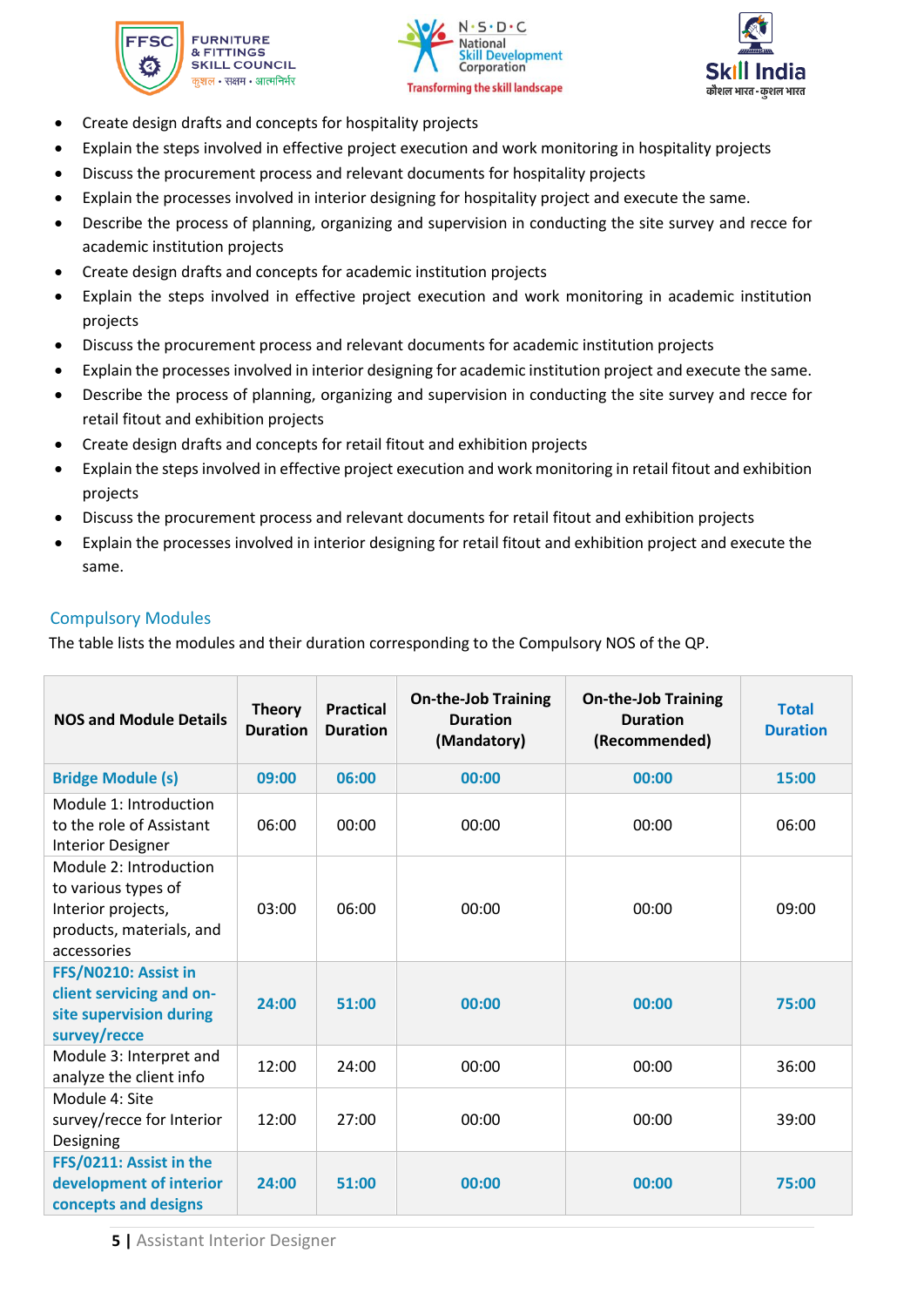- Create design drafts and concepts for hospitality projects
- Explain the steps involved in effective project execution and work monitoring in hospitality projects
- Discuss the procurement process and relevant documents for hospitality projects
- Explain the processes involved in interior designing for hospitality project and execute the same.
- Describe the process of planning, organizing and supervision in conducting the site survey and recce for academic institution projects
- Create design drafts and concepts for academic institution projects
- Explain the steps involved in effective project execution and work monitoring in academic institution projects
- Discuss the procurement process and relevant documents for academic institution projects
- Explain the processes involved in interior designing for academic institution project and execute the same.
- Describe the process of planning, organizing and supervision in conducting the site survey and recce for retail fitout and exhibition projects
- Create design drafts and concepts for retail fitout and exhibition projects
- Explain the steps involved in effective project execution and work monitoring in retail fitout and exhibition projects
- Discuss the procurement process and relevant documents for retail fitout and exhibition projects
- Explain the processes involved in interior designing for retail fitout and exhibition project and execute the same.

## Compulsory Modules

The table lists the modules and their duration corresponding to the Compulsory NOS of the QP.

| NOS and Module Details | Theory Duration | Practical Duration | On-the-Job Training Duration (Mandatory) | On-the-Job Training Duration (Recommended) | Total Duration |
|---|---|---|---|---|---|
| **Bridge Module (s)** | **09:00** | **06:00** | **00:00** | **00:00** | **15:00** |
| Module 1: Introduction to the role of Assistant Interior Designer | 06:00 | 00:00 | 00:00 | 00:00 | 06:00 |
| Module 2: Introduction to various types of Interior projects, products, materials, and accessories | 03:00 | 06:00 | 00:00 | 00:00 | 09:00 |
| **FFS/N0210: Assist in client servicing and on-site supervision during survey/recce** | **24:00** | **51:00** | **00:00** | **00:00** | **75:00** |
| Module 3: Interpret and analyze the client info | 12:00 | 24:00 | 00:00 | 00:00 | 36:00 |
| Module 4: Site survey/recce for Interior Designing | 12:00 | 27:00 | 00:00 | 00:00 | 39:00 |
| **FFS/0211: Assist in the development of interior concepts and designs** | **24:00** | **51:00** | **00:00** | **00:00** | **75:00** |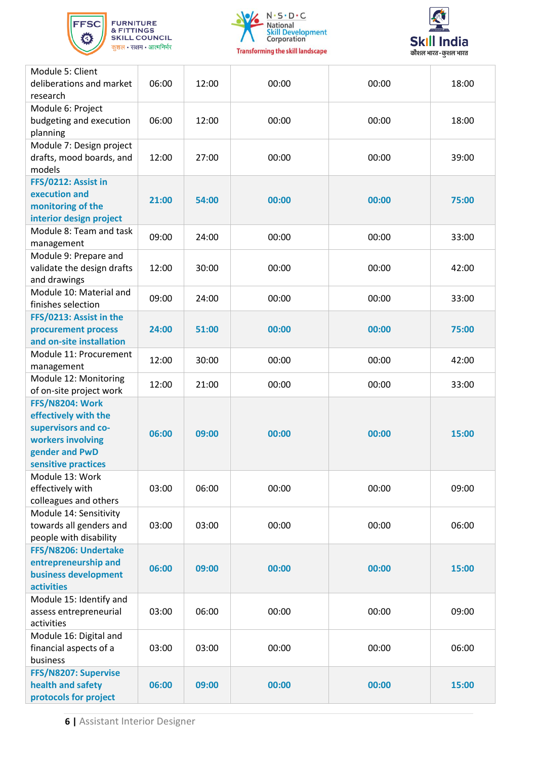| | | | | | |
|---|---|---|---|---|---|
| Module 5: Client deliberations and market research | 06:00 | 12:00 | 00:00 | 00:00 | 18:00 |
| Module 6: Project budgeting and execution planning | 06:00 | 12:00 | 00:00 | 00:00 | 18:00 |
| Module 7: Design project drafts, mood boards, and models | 12:00 | 27:00 | 00:00 | 00:00 | 39:00 |
| **FFS/0212: Assist in execution and monitoring of the interior design project** | **21:00** | **54:00** | **00:00** | **00:00** | **75:00** |
| Module 8: Team and task management | 09:00 | 24:00 | 00:00 | 00:00 | 33:00 |
| Module 9: Prepare and validate the design drafts and drawings | 12:00 | 30:00 | 00:00 | 00:00 | 42:00 |
| Module 10: Material and finishes selection | 09:00 | 24:00 | 00:00 | 00:00 | 33:00 |
| **FFS/0213: Assist in the procurement process and on-site installation** | **24:00** | **51:00** | **00:00** | **00:00** | **75:00** |
| Module 11: Procurement management | 12:00 | 30:00 | 00:00 | 00:00 | 42:00 |
| Module 12: Monitoring of on-site project work | 12:00 | 21:00 | 00:00 | 00:00 | 33:00 |
| **FFS/N8204: Work effectively with the supervisors and co-workers involving gender and PwD sensitive practices** | **06:00** | **09:00** | **00:00** | **00:00** | **15:00** |
| Module 13: Work effectively with colleagues and others | 03:00 | 06:00 | 00:00 | 00:00 | 09:00 |
| Module 14: Sensitivity towards all genders and people with disability | 03:00 | 03:00 | 00:00 | 00:00 | 06:00 |
| **FFS/N8206: Undertake entrepreneurship and business development activities** | **06:00** | **09:00** | **00:00** | **00:00** | **15:00** |
| Module 15: Identify and assess entrepreneurial activities | 03:00 | 06:00 | 00:00 | 00:00 | 09:00 |
| Module 16: Digital and financial aspects of a business | 03:00 | 03:00 | 00:00 | 00:00 | 06:00 |
| **FFS/N8207: Supervise health and safety protocols for project** | **06:00** | **09:00** | **00:00** | **00:00** | **15:00** |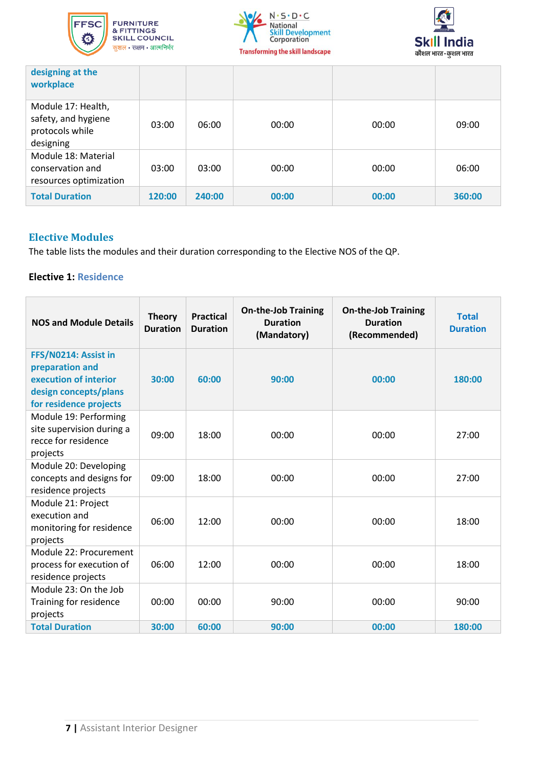| | | | | | |
|---|---|---|---|---|---|
| **designing at the workplace** | | | | | |
| Module 17: Health, safety, and hygiene protocols while designing | 03:00 | 06:00 | 00:00 | 00:00 | 09:00 |
| Module 18: Material conservation and resources optimization | 03:00 | 03:00 | 00:00 | 00:00 | 06:00 |
| **Total Duration** | **120:00** | **240:00** | **00:00** | **00:00** | **360:00** |

## Elective Modules

The table lists the modules and their duration corresponding to the Elective NOS of the QP.

**Elective 1: Residence**

| NOS and Module Details | Theory Duration | Practical Duration | On-the-Job Training Duration (Mandatory) | On-the-Job Training Duration (Recommended) | Total Duration |
|---|---|---|---|---|---|
| **FFS/N0214: Assist in preparation and execution of interior design concepts/plans for residence projects** | **30:00** | **60:00** | **90:00** | **00:00** | **180:00** |
| Module 19: Performing site supervision during a recce for residence projects | 09:00 | 18:00 | 00:00 | 00:00 | 27:00 |
| Module 20: Developing concepts and designs for residence projects | 09:00 | 18:00 | 00:00 | 00:00 | 27:00 |
| Module 21: Project execution and monitoring for residence projects | 06:00 | 12:00 | 00:00 | 00:00 | 18:00 |
| Module 22: Procurement process for execution of residence projects | 06:00 | 12:00 | 00:00 | 00:00 | 18:00 |
| Module 23: On the Job Training for residence projects | 00:00 | 00:00 | 90:00 | 00:00 | 90:00 |
| **Total Duration** | **30:00** | **60:00** | **90:00** | **00:00** | **180:00** |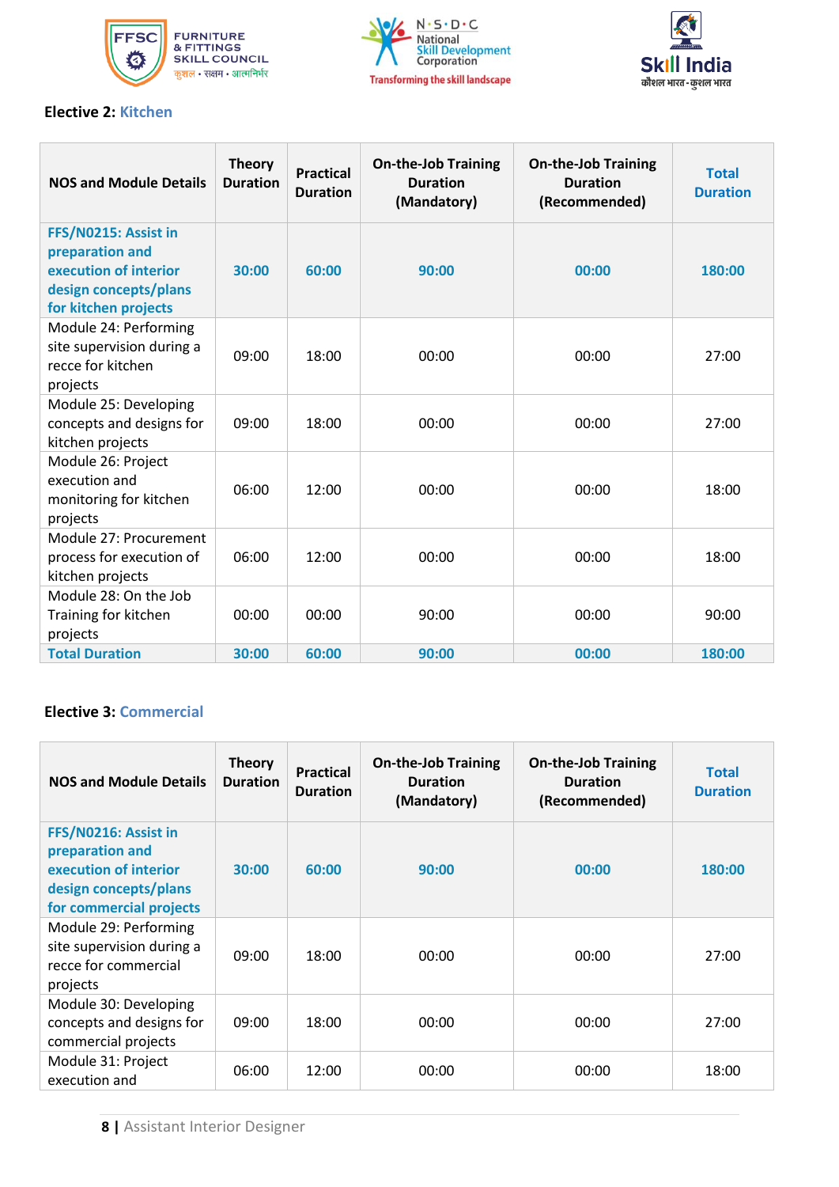**Elective 2:** Kitchen

| NOS and Module Details | Theory Duration | Practical Duration | On-the-Job Training Duration (Mandatory) | On-the-Job Training Duration (Recommended) | Total Duration |
|---|---|---|---|---|---|
| **FFS/N0215: Assist in preparation and execution of interior design concepts/plans for kitchen projects** | **30:00** | **60:00** | **90:00** | **00:00** | **180:00** |
| Module 24: Performing site supervision during a recce for kitchen projects | 09:00 | 18:00 | 00:00 | 00:00 | 27:00 |
| Module 25: Developing concepts and designs for kitchen projects | 09:00 | 18:00 | 00:00 | 00:00 | 27:00 |
| Module 26: Project execution and monitoring for kitchen projects | 06:00 | 12:00 | 00:00 | 00:00 | 18:00 |
| Module 27: Procurement process for execution of kitchen projects | 06:00 | 12:00 | 00:00 | 00:00 | 18:00 |
| Module 28: On the Job Training for kitchen projects | 00:00 | 00:00 | 90:00 | 00:00 | 90:00 |
| **Total Duration** | **30:00** | **60:00** | **90:00** | **00:00** | **180:00** |

**Elective 3:** Commercial

| NOS and Module Details | Theory Duration | Practical Duration | On-the-Job Training Duration (Mandatory) | On-the-Job Training Duration (Recommended) | Total Duration |
|---|---|---|---|---|---|
| **FFS/N0216: Assist in preparation and execution of interior design concepts/plans for commercial projects** | **30:00** | **60:00** | **90:00** | **00:00** | **180:00** |
| Module 29: Performing site supervision during a recce for commercial projects | 09:00 | 18:00 | 00:00 | 00:00 | 27:00 |
| Module 30: Developing concepts and designs for commercial projects | 09:00 | 18:00 | 00:00 | 00:00 | 27:00 |
| Module 31: Project execution and | 06:00 | 12:00 | 00:00 | 00:00 | 18:00 |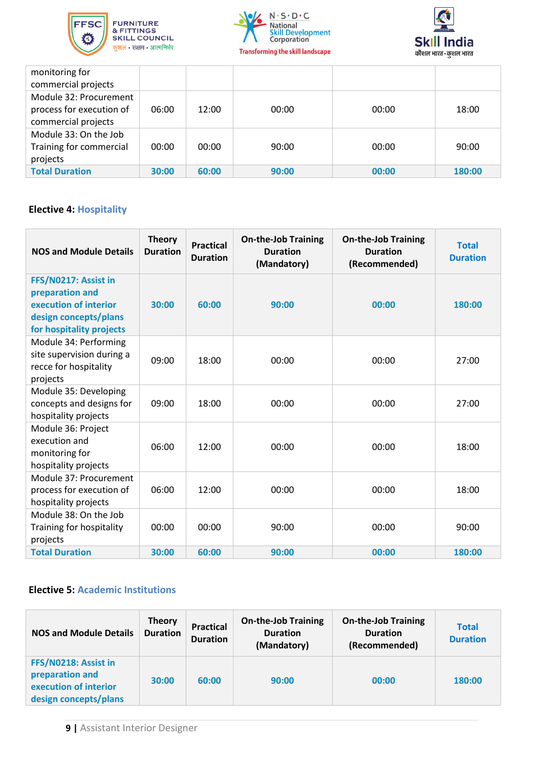| | | | | | |
|---|---|---|---|---|---|
| monitoring for commercial projects | | | | | |
| Module 32: Procurement process for execution of commercial projects | 06:00 | 12:00 | 00:00 | 00:00 | 18:00 |
| Module 33: On the Job Training for commercial projects | 00:00 | 00:00 | 90:00 | 00:00 | 90:00 |
| **Total Duration** | **30:00** | **60:00** | **90:00** | **00:00** | **180:00** |

**Elective 4: Hospitality**

| NOS and Module Details | Theory Duration | Practical Duration | On-the-Job Training Duration (Mandatory) | On-the-Job Training Duration (Recommended) | Total Duration |
|---|---|---|---|---|---|
| **FFS/N0217: Assist in preparation and execution of interior design concepts/plans for hospitality projects** | **30:00** | **60:00** | **90:00** | **00:00** | **180:00** |
| Module 34: Performing site supervision during a recce for hospitality projects | 09:00 | 18:00 | 00:00 | 00:00 | 27:00 |
| Module 35: Developing concepts and designs for hospitality projects | 09:00 | 18:00 | 00:00 | 00:00 | 27:00 |
| Module 36: Project execution and monitoring for hospitality projects | 06:00 | 12:00 | 00:00 | 00:00 | 18:00 |
| Module 37: Procurement process for execution of hospitality projects | 06:00 | 12:00 | 00:00 | 00:00 | 18:00 |
| Module 38: On the Job Training for hospitality projects | 00:00 | 00:00 | 90:00 | 00:00 | 90:00 |
| **Total Duration** | **30:00** | **60:00** | **90:00** | **00:00** | **180:00** |

**Elective 5: Academic Institutions**

| NOS and Module Details | Theory Duration | Practical Duration | On-the-Job Training Duration (Mandatory) | On-the-Job Training Duration (Recommended) | Total Duration |
|---|---|---|---|---|---|
| **FFS/N0218: Assist in preparation and execution of interior design concepts/plans** | **30:00** | **60:00** | **90:00** | **00:00** | **180:00** |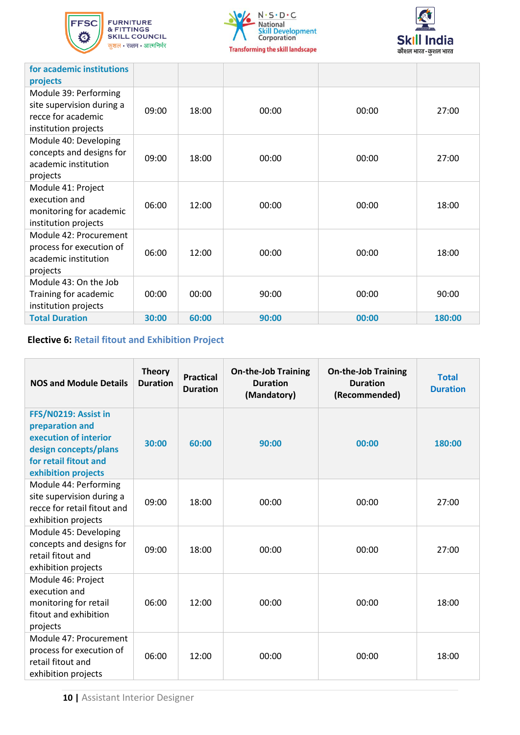| for academic institutions projects | | | | | |
|---|---|---|---|---|---|
| Module 39: Performing site supervision during a recce for academic institution projects | 09:00 | 18:00 | 00:00 | 00:00 | 27:00 |
| Module 40: Developing concepts and designs for academic institution projects | 09:00 | 18:00 | 00:00 | 00:00 | 27:00 |
| Module 41: Project execution and monitoring for academic institution projects | 06:00 | 12:00 | 00:00 | 00:00 | 18:00 |
| Module 42: Procurement process for execution of academic institution projects | 06:00 | 12:00 | 00:00 | 00:00 | 18:00 |
| Module 43: On the Job Training for academic institution projects | 00:00 | 00:00 | 90:00 | 00:00 | 90:00 |
| **Total Duration** | **30:00** | **60:00** | **90:00** | **00:00** | **180:00** |

**Elective 6: Retail fitout and Exhibition Project**

| NOS and Module Details | Theory Duration | Practical Duration | On-the-Job Training Duration (Mandatory) | On-the-Job Training Duration (Recommended) | Total Duration |
|---|---|---|---|---|---|
| **FFS/N0219: Assist in preparation and execution of interior design concepts/plans for retail fitout and exhibition projects** | **30:00** | **60:00** | **90:00** | **00:00** | **180:00** |
| Module 44: Performing site supervision during a recce for retail fitout and exhibition projects | 09:00 | 18:00 | 00:00 | 00:00 | 27:00 |
| Module 45: Developing concepts and designs for retail fitout and exhibition projects | 09:00 | 18:00 | 00:00 | 00:00 | 27:00 |
| Module 46: Project execution and monitoring for retail fitout and exhibition projects | 06:00 | 12:00 | 00:00 | 00:00 | 18:00 |
| Module 47: Procurement process for execution of retail fitout and exhibition projects | 06:00 | 12:00 | 00:00 | 00:00 | 18:00 |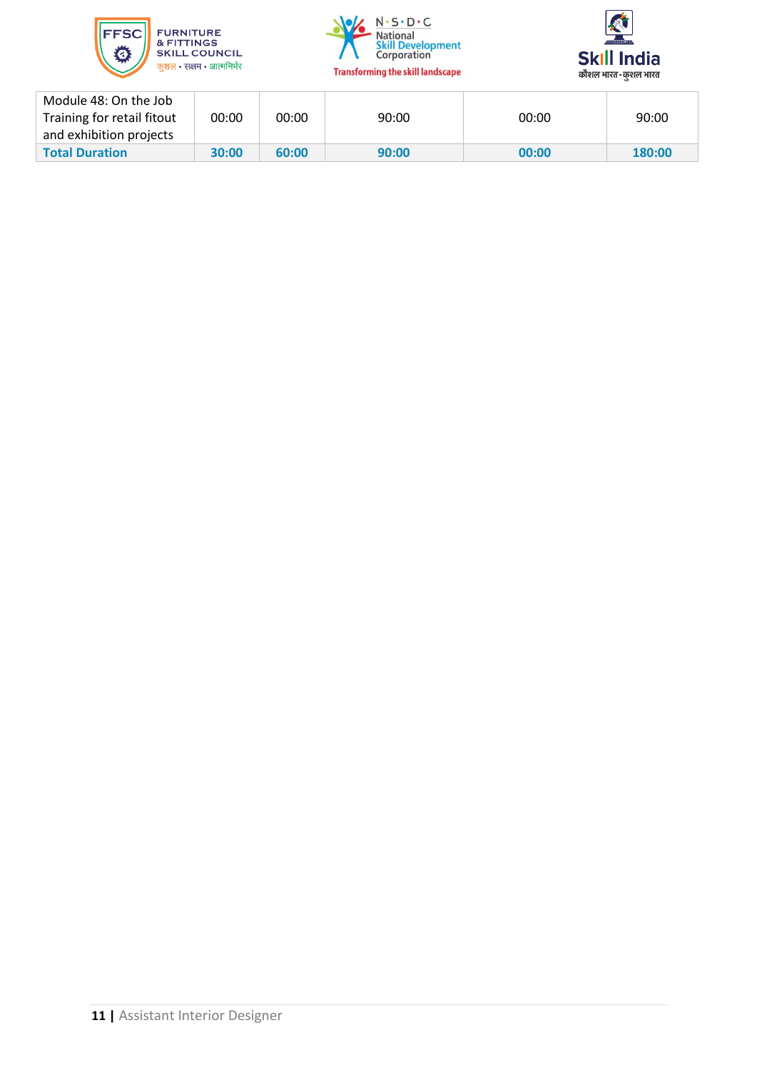| | | | | | |
|---|---|---|---|---|---|
| Module 48: On the Job Training for retail fitout and exhibition projects | 00:00 | 00:00 | 90:00 | 00:00 | 90:00 |
| **Total Duration** | **30:00** | **60:00** | **90:00** | **00:00** | **180:00** |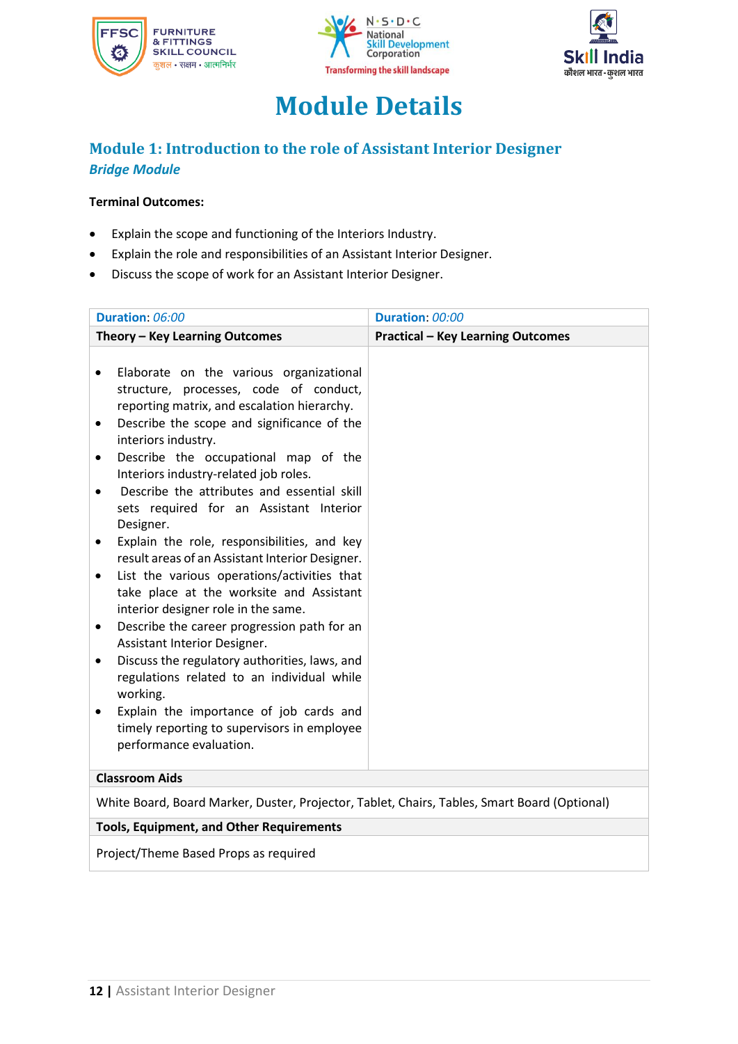# Module Details

## Module 1: Introduction to the role of Assistant Interior Designer

***Bridge Module***

**Terminal Outcomes:**

- Explain the scope and functioning of the Interiors Industry.
- Explain the role and responsibilities of an Assistant Interior Designer.
- Discuss the scope of work for an Assistant Interior Designer.

| **Duration**: *06:00* | **Duration**: *00:00* |
|---|---|
| **Theory – Key Learning Outcomes** | **Practical – Key Learning Outcomes** |
| • Elaborate on the various organizational structure, processes, code of conduct, reporting matrix, and escalation hierarchy.<br>• Describe the scope and significance of the interiors industry.<br>• Describe the occupational map of the Interiors industry-related job roles.<br>• Describe the attributes and essential skill sets required for an Assistant Interior Designer.<br>• Explain the role, responsibilities, and key result areas of an Assistant Interior Designer.<br>• List the various operations/activities that take place at the worksite and Assistant interior designer role in the same.<br>• Describe the career progression path for an Assistant Interior Designer.<br>• Discuss the regulatory authorities, laws, and regulations related to an individual while working.<br>• Explain the importance of job cards and timely reporting to supervisors in employee performance evaluation. | |
| **Classroom Aids** | |
| White Board, Board Marker, Duster, Projector, Tablet, Chairs, Tables, Smart Board (Optional) | |
| **Tools, Equipment, and Other Requirements** | |
| Project/Theme Based Props as required | |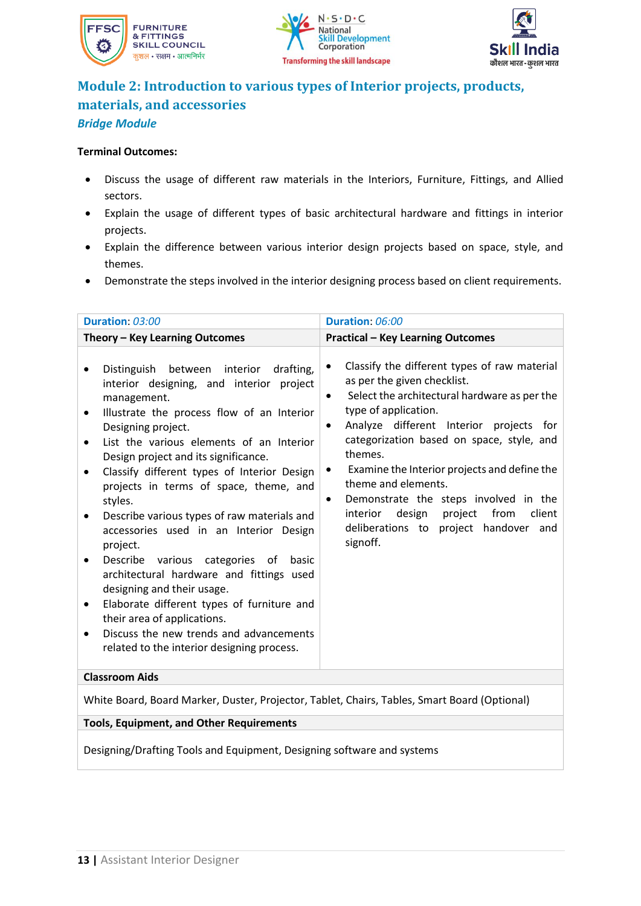## Module 2: Introduction to various types of Interior projects, products, materials, and accessories

*Bridge Module*

**Terminal Outcomes:**

- Discuss the usage of different raw materials in the Interiors, Furniture, Fittings, and Allied sectors.
- Explain the usage of different types of basic architectural hardware and fittings in interior projects.
- Explain the difference between various interior design projects based on space, style, and themes.
- Demonstrate the steps involved in the interior designing process based on client requirements.

| **Duration**: *03:00* | **Duration**: *06:00* |
|---|---|
| **Theory – Key Learning Outcomes** | **Practical – Key Learning Outcomes** |
| • Distinguish between interior drafting, interior designing, and interior project management.<br>• Illustrate the process flow of an Interior Designing project.<br>• List the various elements of an Interior Design project and its significance.<br>• Classify different types of Interior Design projects in terms of space, theme, and styles.<br>• Describe various types of raw materials and accessories used in an Interior Design project.<br>• Describe various categories of basic architectural hardware and fittings used designing and their usage.<br>• Elaborate different types of furniture and their area of applications.<br>• Discuss the new trends and advancements related to the interior designing process. | • Classify the different types of raw material as per the given checklist.<br>• Select the architectural hardware as per the type of application.<br>• Analyze different Interior projects for categorization based on space, style, and themes.<br>• Examine the Interior projects and define the theme and elements.<br>• Demonstrate the steps involved in the interior design project from client deliberations to project handover and signoff. |
| **Classroom Aids** | |
| White Board, Board Marker, Duster, Projector, Tablet, Chairs, Tables, Smart Board (Optional) | |
| **Tools, Equipment, and Other Requirements** | |
| Designing/Drafting Tools and Equipment, Designing software and systems | |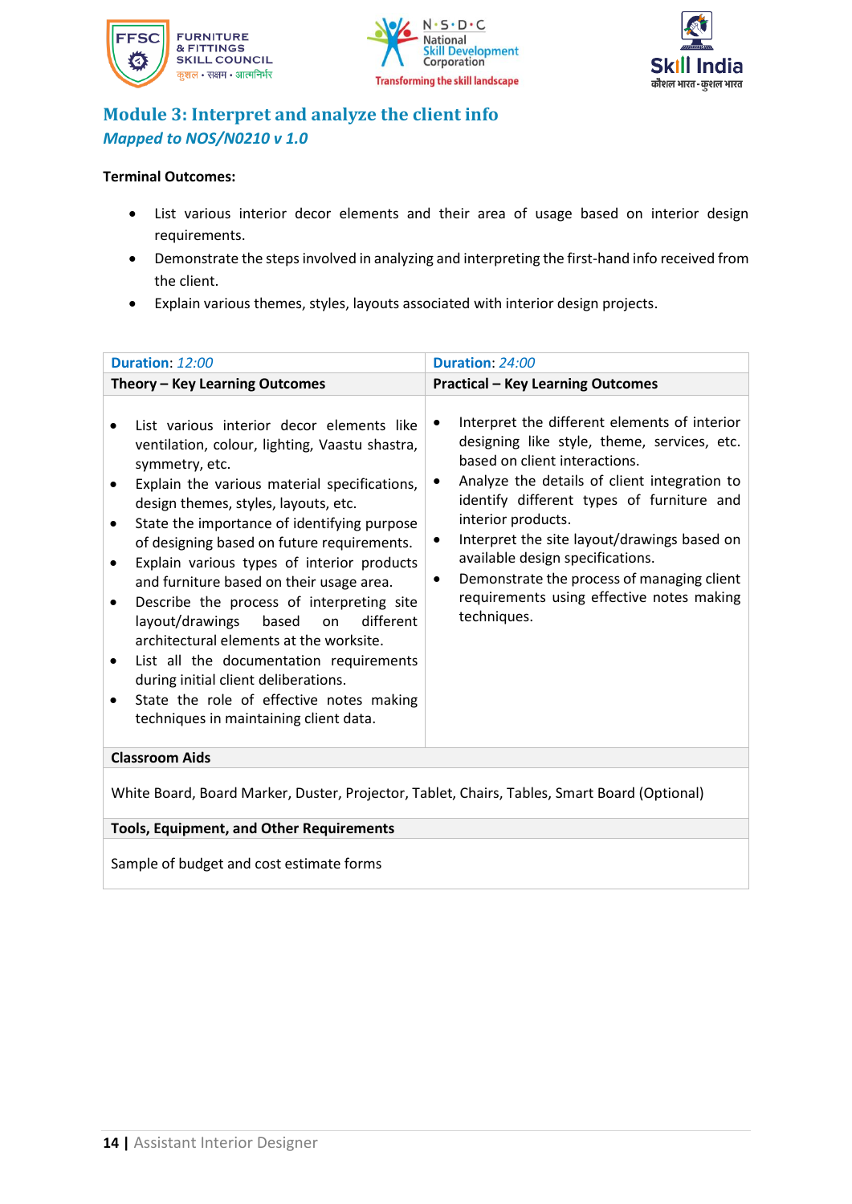## Module 3: Interpret and analyze the client info

*Mapped to NOS/N0210 v 1.0*

**Terminal Outcomes:**

- List various interior decor elements and their area of usage based on interior design requirements.
- Demonstrate the steps involved in analyzing and interpreting the first-hand info received from the client.
- Explain various themes, styles, layouts associated with interior design projects.

| **Duration**: *12:00* | **Duration**: *24:00* |
|---|---|
| **Theory – Key Learning Outcomes** | **Practical – Key Learning Outcomes** |
| • List various interior decor elements like ventilation, colour, lighting, Vaastu shastra, symmetry, etc.<br>• Explain the various material specifications, design themes, styles, layouts, etc.<br>• State the importance of identifying purpose of designing based on future requirements.<br>• Explain various types of interior products and furniture based on their usage area.<br>• Describe the process of interpreting site layout/drawings based on different architectural elements at the worksite.<br>• List all the documentation requirements during initial client deliberations.<br>• State the role of effective notes making techniques in maintaining client data. | • Interpret the different elements of interior designing like style, theme, services, etc. based on client interactions.<br>• Analyze the details of client integration to identify different types of furniture and interior products.<br>• Interpret the site layout/drawings based on available design specifications.<br>• Demonstrate the process of managing client requirements using effective notes making techniques. |
| **Classroom Aids** | |
| White Board, Board Marker, Duster, Projector, Tablet, Chairs, Tables, Smart Board (Optional) | |
| **Tools, Equipment, and Other Requirements** | |
| Sample of budget and cost estimate forms | |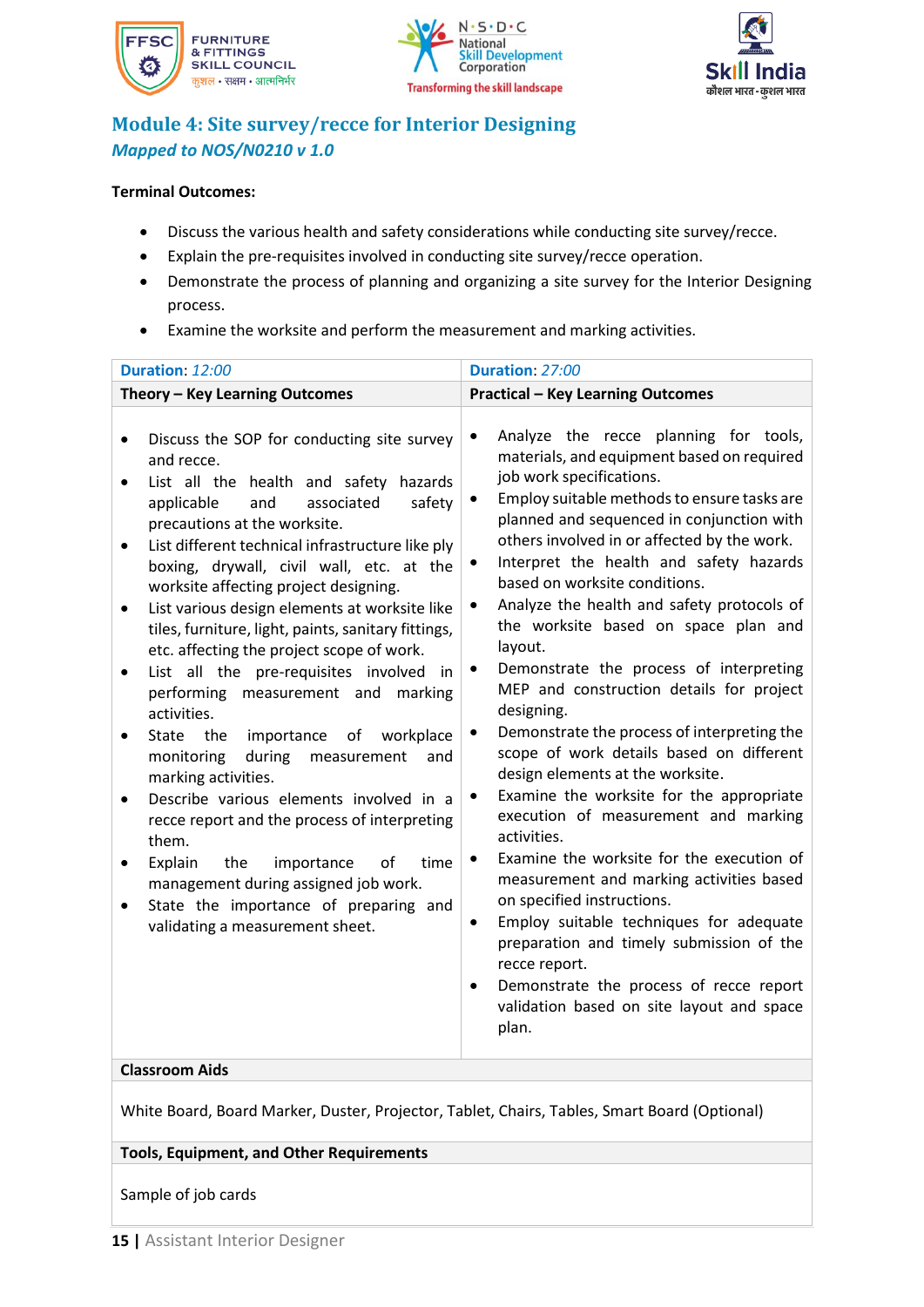## Module 4: Site survey/recce for Interior Designing

*Mapped to NOS/N0210 v 1.0*

**Terminal Outcomes:**

- Discuss the various health and safety considerations while conducting site survey/recce.
- Explain the pre-requisites involved in conducting site survey/recce operation.
- Demonstrate the process of planning and organizing a site survey for the Interior Designing process.
- Examine the worksite and perform the measurement and marking activities.

| **Duration**: *12:00* | **Duration**: *27:00* |
|---|---|
| **Theory – Key Learning Outcomes** | **Practical – Key Learning Outcomes** |
| • Discuss the SOP for conducting site survey and recce.<br>• List all the health and safety hazards applicable and associated safety precautions at the worksite.<br>• List different technical infrastructure like ply boxing, drywall, civil wall, etc. at the worksite affecting project designing.<br>• List various design elements at worksite like tiles, furniture, light, paints, sanitary fittings, etc. affecting the project scope of work.<br>• List all the pre-requisites involved in performing measurement and marking activities.<br>• State the importance of workplace monitoring during measurement and marking activities.<br>• Describe various elements involved in a recce report and the process of interpreting them.<br>• Explain the importance of time management during assigned job work.<br>• State the importance of preparing and validating a measurement sheet. | • Analyze the recce planning for tools, materials, and equipment based on required job work specifications.<br>• Employ suitable methods to ensure tasks are planned and sequenced in conjunction with others involved in or affected by the work.<br>• Interpret the health and safety hazards based on worksite conditions.<br>• Analyze the health and safety protocols of the worksite based on space plan and layout.<br>• Demonstrate the process of interpreting MEP and construction details for project designing.<br>• Demonstrate the process of interpreting the scope of work details based on different design elements at the worksite.<br>• Examine the worksite for the appropriate execution of measurement and marking activities.<br>• Examine the worksite for the execution of measurement and marking activities based on specified instructions.<br>• Employ suitable techniques for adequate preparation and timely submission of the recce report.<br>• Demonstrate the process of recce report validation based on site layout and space plan. |

**Classroom Aids**

White Board, Board Marker, Duster, Projector, Tablet, Chairs, Tables, Smart Board (Optional)

**Tools, Equipment, and Other Requirements**

Sample of job cards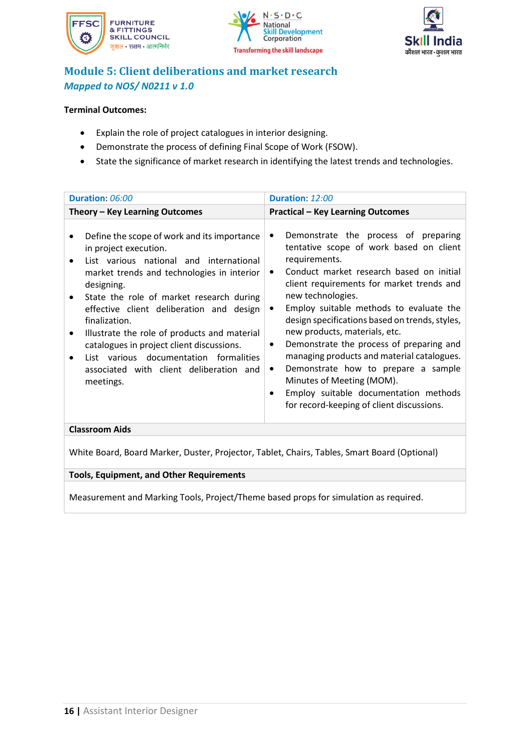## Module 5: Client deliberations and market research

*Mapped to NOS/ N0211 v 1.0*

**Terminal Outcomes:**

- Explain the role of project catalogues in interior designing.
- Demonstrate the process of defining Final Scope of Work (FSOW).
- State the significance of market research in identifying the latest trends and technologies.

| **Duration**: *06:00* | **Duration**: *12:00* |
|---|---|
| **Theory – Key Learning Outcomes** | **Practical – Key Learning Outcomes** |
| • Define the scope of work and its importance in project execution.<br>• List various national and international market trends and technologies in interior designing.<br>• State the role of market research during effective client deliberation and design finalization.<br>• Illustrate the role of products and material catalogues in project client discussions.<br>• List various documentation formalities associated with client deliberation and meetings. | • Demonstrate the process of preparing tentative scope of work based on client requirements.<br>• Conduct market research based on initial client requirements for market trends and new technologies.<br>• Employ suitable methods to evaluate the design specifications based on trends, styles, new products, materials, etc.<br>• Demonstrate the process of preparing and managing products and material catalogues.<br>• Demonstrate how to prepare a sample Minutes of Meeting (MOM).<br>• Employ suitable documentation methods for record-keeping of client discussions. |
| **Classroom Aids** | |
| White Board, Board Marker, Duster, Projector, Tablet, Chairs, Tables, Smart Board (Optional) | |
| **Tools, Equipment, and Other Requirements** | |
| Measurement and Marking Tools, Project/Theme based props for simulation as required. | |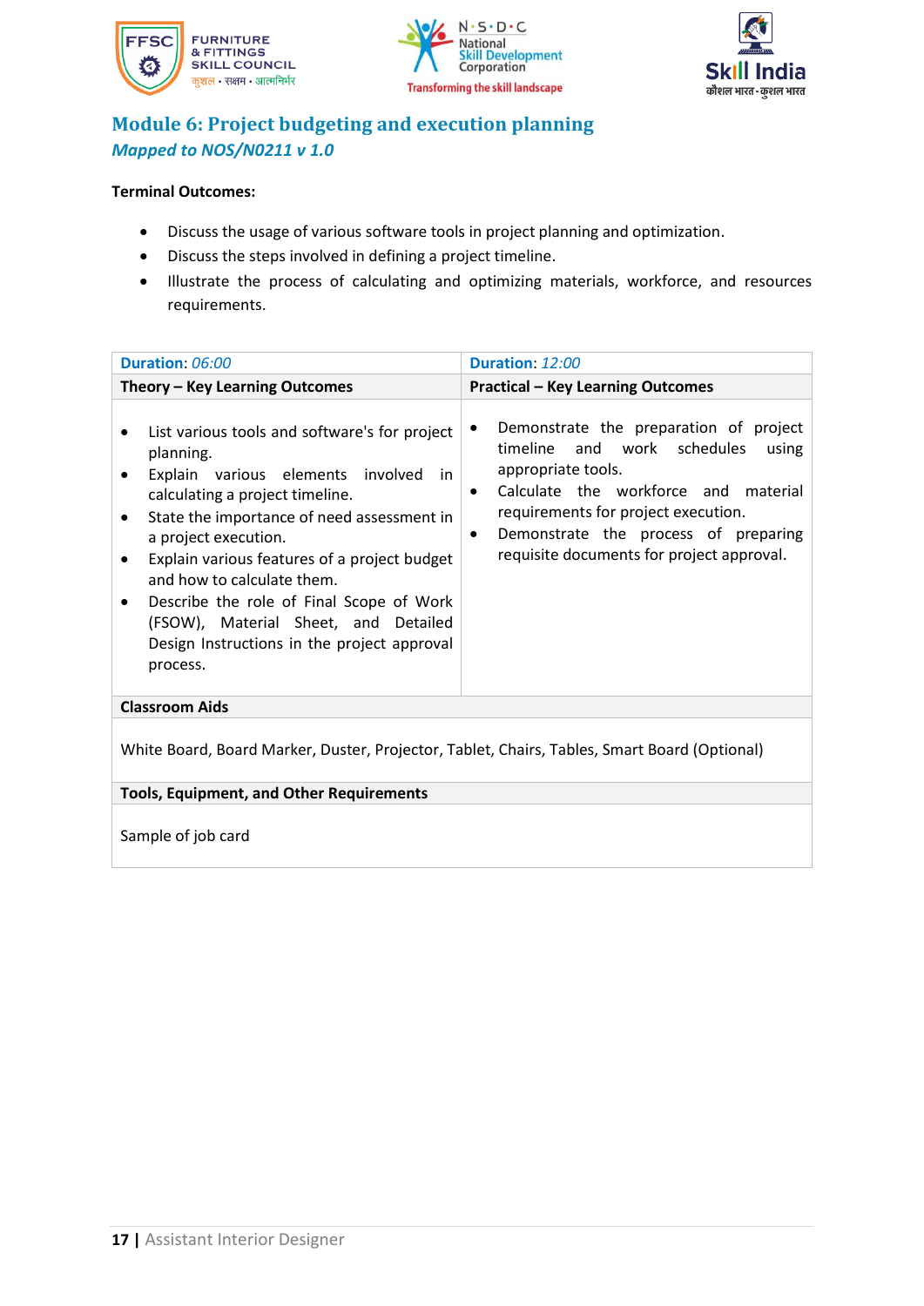## Module 6: Project budgeting and execution planning

***Mapped to NOS/N0211 v 1.0***

**Terminal Outcomes:**

- Discuss the usage of various software tools in project planning and optimization.
- Discuss the steps involved in defining a project timeline.
- Illustrate the process of calculating and optimizing materials, workforce, and resources requirements.

| **Duration**: *06:00* | **Duration**: *12:00* |
|---|---|
| **Theory – Key Learning Outcomes** | **Practical – Key Learning Outcomes** |
| • List various tools and software's for project planning.<br>• Explain various elements involved in calculating a project timeline.<br>• State the importance of need assessment in a project execution.<br>• Explain various features of a project budget and how to calculate them.<br>• Describe the role of Final Scope of Work (FSOW), Material Sheet, and Detailed Design Instructions in the project approval process. | • Demonstrate the preparation of project timeline and work schedules using appropriate tools.<br>• Calculate the workforce and material requirements for project execution.<br>• Demonstrate the process of preparing requisite documents for project approval. |
| **Classroom Aids** | |
| White Board, Board Marker, Duster, Projector, Tablet, Chairs, Tables, Smart Board (Optional) | |
| **Tools, Equipment, and Other Requirements** | |
| Sample of job card | |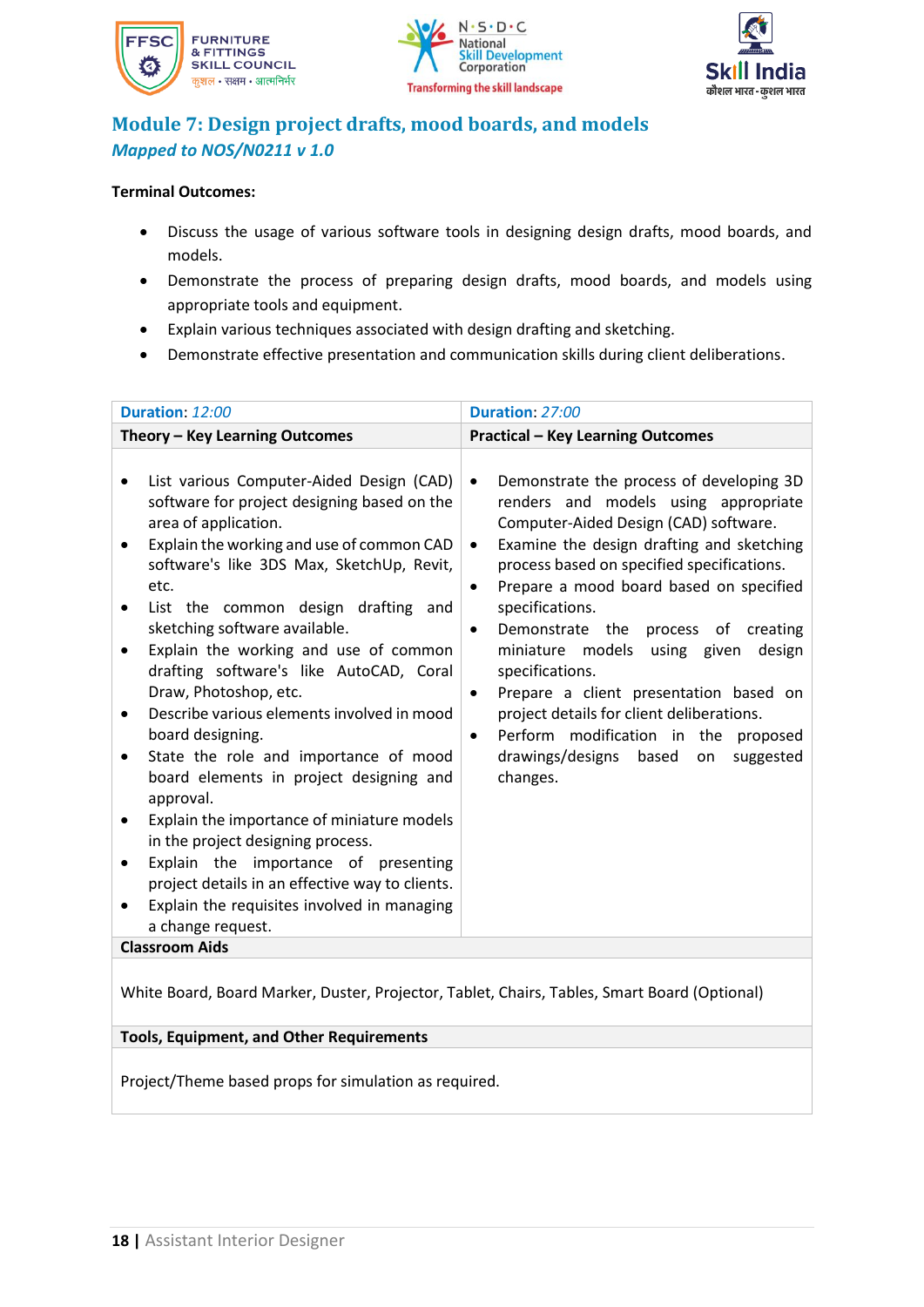## Module 7: Design project drafts, mood boards, and models

*Mapped to NOS/N0211 v 1.0*

**Terminal Outcomes:**

- Discuss the usage of various software tools in designing design drafts, mood boards, and models.
- Demonstrate the process of preparing design drafts, mood boards, and models using appropriate tools and equipment.
- Explain various techniques associated with design drafting and sketching.
- Demonstrate effective presentation and communication skills during client deliberations.

| Duration: *12:00* | Duration: *27:00* |
|---|---|
| **Theory – Key Learning Outcomes** | **Practical – Key Learning Outcomes** |
| • List various Computer-Aided Design (CAD) software for project designing based on the area of application.<br>• Explain the working and use of common CAD software's like 3DS Max, SketchUp, Revit, etc.<br>• List the common design drafting and sketching software available.<br>• Explain the working and use of common drafting software's like AutoCAD, Coral Draw, Photoshop, etc.<br>• Describe various elements involved in mood board designing.<br>• State the role and importance of mood board elements in project designing and approval.<br>• Explain the importance of miniature models in the project designing process.<br>• Explain the importance of presenting project details in an effective way to clients.<br>• Explain the requisites involved in managing a change request. | • Demonstrate the process of developing 3D renders and models using appropriate Computer-Aided Design (CAD) software.<br>• Examine the design drafting and sketching process based on specified specifications.<br>• Prepare a mood board based on specified specifications.<br>• Demonstrate the process of creating miniature models using given design specifications.<br>• Prepare a client presentation based on project details for client deliberations.<br>• Perform modification in the proposed drawings/designs based on suggested changes. |
| **Classroom Aids** | |
| White Board, Board Marker, Duster, Projector, Tablet, Chairs, Tables, Smart Board (Optional) | |
| **Tools, Equipment, and Other Requirements** | |
| Project/Theme based props for simulation as required. | |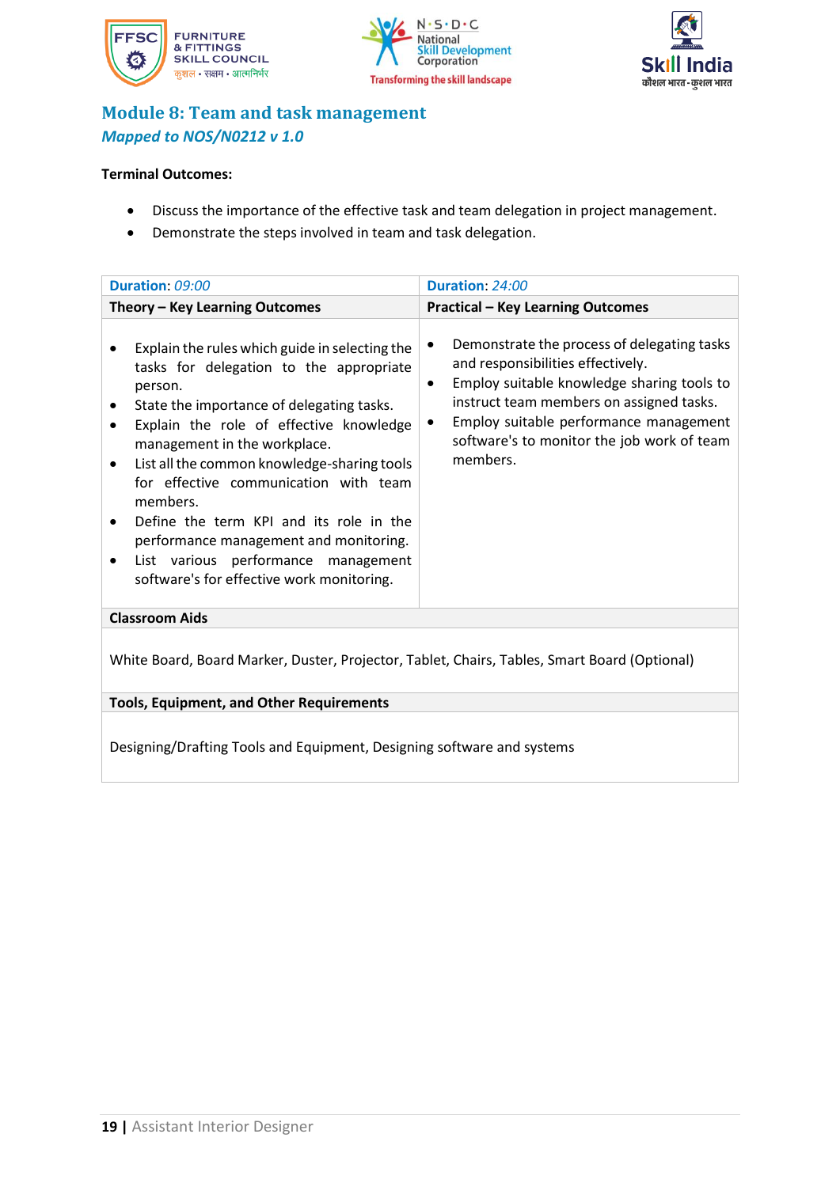## Module 8: Team and task management

***Mapped to NOS/N0212 v 1.0***

**Terminal Outcomes:**

- Discuss the importance of the effective task and team delegation in project management.
- Demonstrate the steps involved in team and task delegation.

| **Duration**: *09:00* | **Duration**: *24:00* |
|---|---|
| **Theory – Key Learning Outcomes** | **Practical – Key Learning Outcomes** |
| • Explain the rules which guide in selecting the tasks for delegation to the appropriate person.<br>• State the importance of delegating tasks.<br>• Explain the role of effective knowledge management in the workplace.<br>• List all the common knowledge-sharing tools for effective communication with team members.<br>• Define the term KPI and its role in the performance management and monitoring.<br>• List various performance management software's for effective work monitoring. | • Demonstrate the process of delegating tasks and responsibilities effectively.<br>• Employ suitable knowledge sharing tools to instruct team members on assigned tasks.<br>• Employ suitable performance management software's to monitor the job work of team members. |
| **Classroom Aids** | |
| White Board, Board Marker, Duster, Projector, Tablet, Chairs, Tables, Smart Board (Optional) | |
| **Tools, Equipment, and Other Requirements** | |
| Designing/Drafting Tools and Equipment, Designing software and systems | |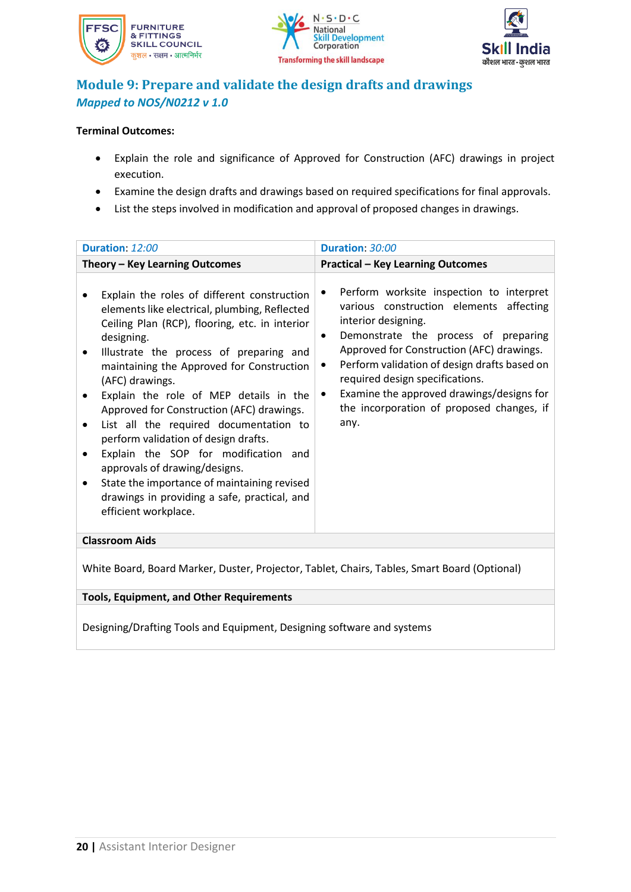## Module 9: Prepare and validate the design drafts and drawings

***Mapped to NOS/N0212 v 1.0***

**Terminal Outcomes:**

- Explain the role and significance of Approved for Construction (AFC) drawings in project execution.
- Examine the design drafts and drawings based on required specifications for final approvals.
- List the steps involved in modification and approval of proposed changes in drawings.

| **Duration**: *12:00* | **Duration**: *30:00* |
|---|---|
| **Theory – Key Learning Outcomes** | **Practical – Key Learning Outcomes** |
| • Explain the roles of different construction elements like electrical, plumbing, Reflected Ceiling Plan (RCP), flooring, etc. in interior designing.<br>• Illustrate the process of preparing and maintaining the Approved for Construction (AFC) drawings.<br>• Explain the role of MEP details in the Approved for Construction (AFC) drawings.<br>• List all the required documentation to perform validation of design drafts.<br>• Explain the SOP for modification and approvals of drawing/designs.<br>• State the importance of maintaining revised drawings in providing a safe, practical, and efficient workplace. | • Perform worksite inspection to interpret various construction elements affecting interior designing.<br>• Demonstrate the process of preparing Approved for Construction (AFC) drawings.<br>• Perform validation of design drafts based on required design specifications.<br>• Examine the approved drawings/designs for the incorporation of proposed changes, if any. |
| **Classroom Aids** | |
| White Board, Board Marker, Duster, Projector, Tablet, Chairs, Tables, Smart Board (Optional) | |
| **Tools, Equipment, and Other Requirements** | |
| Designing/Drafting Tools and Equipment, Designing software and systems | |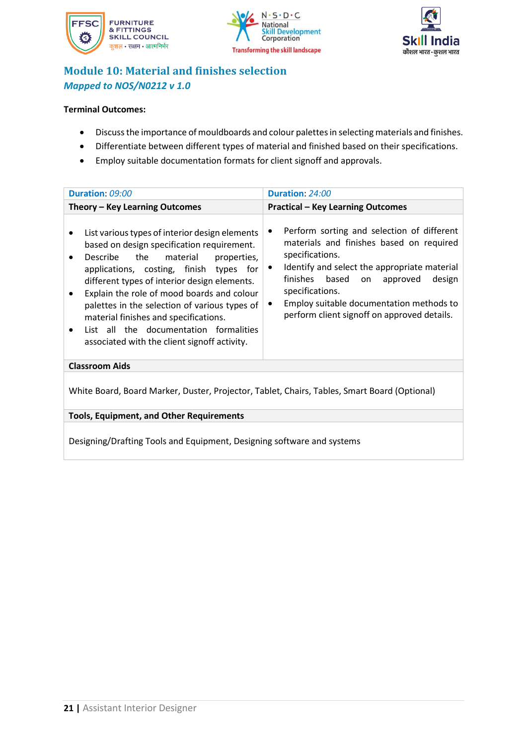## Module 10: Material and finishes selection

*Mapped to NOS/N0212 v 1.0*

**Terminal Outcomes:**

- Discuss the importance of mouldboards and colour palettes in selecting materials and finishes.
- Differentiate between different types of material and finished based on their specifications.
- Employ suitable documentation formats for client signoff and approvals.

| **Duration**: *09:00* | **Duration**: *24:00* |
|---|---|
| **Theory – Key Learning Outcomes** | **Practical – Key Learning Outcomes** |
| • List various types of interior design elements based on design specification requirement.<br>• Describe the material properties, applications, costing, finish types for different types of interior design elements.<br>• Explain the role of mood boards and colour palettes in the selection of various types of material finishes and specifications.<br>• List all the documentation formalities associated with the client signoff activity. | • Perform sorting and selection of different materials and finishes based on required specifications.<br>• Identify and select the appropriate material finishes based on approved design specifications.<br>• Employ suitable documentation methods to perform client signoff on approved details. |
| **Classroom Aids** | |
| White Board, Board Marker, Duster, Projector, Tablet, Chairs, Tables, Smart Board (Optional) | |
| **Tools, Equipment, and Other Requirements** | |
| Designing/Drafting Tools and Equipment, Designing software and systems | |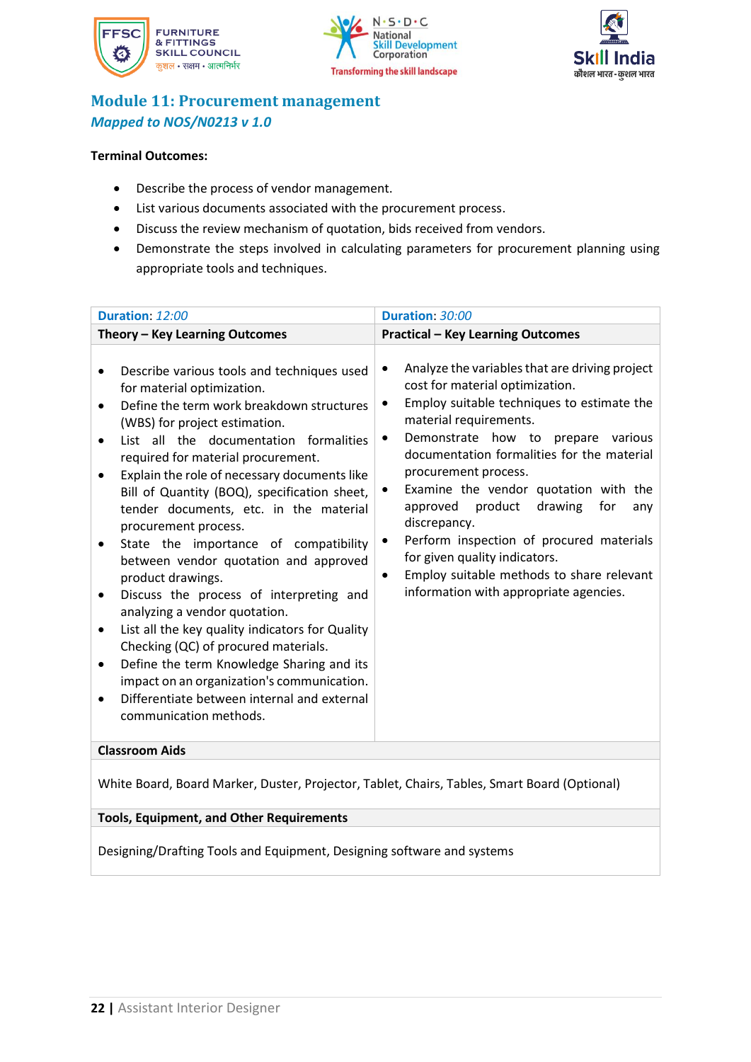## Module 11: Procurement management

*Mapped to NOS/N0213 v 1.0*

**Terminal Outcomes:**

- Describe the process of vendor management.
- List various documents associated with the procurement process.
- Discuss the review mechanism of quotation, bids received from vendors.
- Demonstrate the steps involved in calculating parameters for procurement planning using appropriate tools and techniques.

| Duration: *12:00* | Duration: *30:00* |
|---|---|
| **Theory – Key Learning Outcomes** | **Practical – Key Learning Outcomes** |
| • Describe various tools and techniques used for material optimization.<br>• Define the term work breakdown structures (WBS) for project estimation.<br>• List all the documentation formalities required for material procurement.<br>• Explain the role of necessary documents like Bill of Quantity (BOQ), specification sheet, tender documents, etc. in the material procurement process.<br>• State the importance of compatibility between vendor quotation and approved product drawings.<br>• Discuss the process of interpreting and analyzing a vendor quotation.<br>• List all the key quality indicators for Quality Checking (QC) of procured materials.<br>• Define the term Knowledge Sharing and its impact on an organization's communication.<br>• Differentiate between internal and external communication methods. | • Analyze the variables that are driving project cost for material optimization.<br>• Employ suitable techniques to estimate the material requirements.<br>• Demonstrate how to prepare various documentation formalities for the material procurement process.<br>• Examine the vendor quotation with the approved product drawing for any discrepancy.<br>• Perform inspection of procured materials for given quality indicators.<br>• Employ suitable methods to share relevant information with appropriate agencies. |
| **Classroom Aids** | |
| White Board, Board Marker, Duster, Projector, Tablet, Chairs, Tables, Smart Board (Optional) | |
| **Tools, Equipment, and Other Requirements** | |
| Designing/Drafting Tools and Equipment, Designing software and systems | |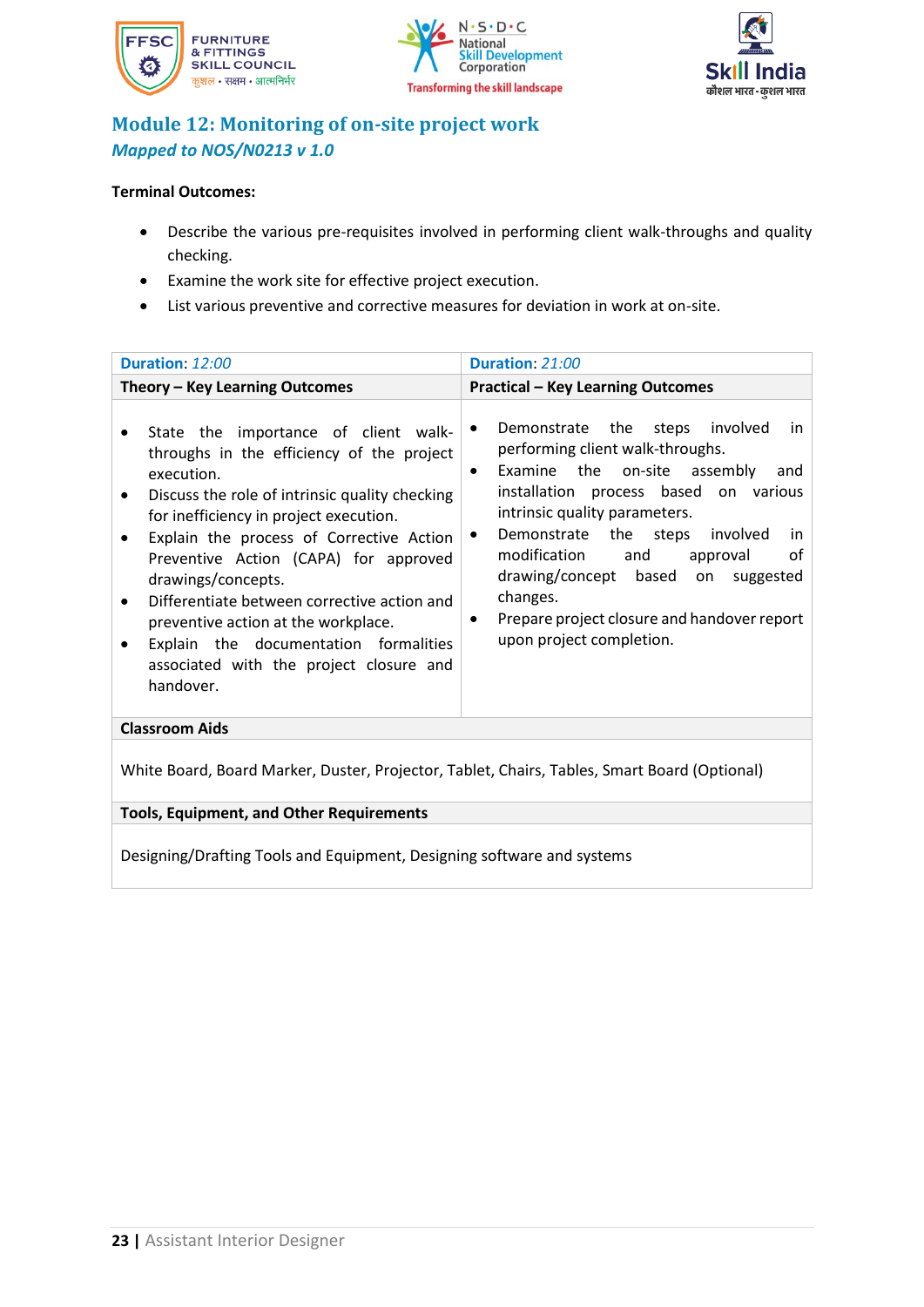## Module 12: Monitoring of on-site project work

*Mapped to NOS/N0213 v 1.0*

**Terminal Outcomes:**

- Describe the various pre-requisites involved in performing client walk-throughs and quality checking.
- Examine the work site for effective project execution.
- List various preventive and corrective measures for deviation in work at on-site.

| **Duration**: *12:00* | **Duration**: *21:00* |
|---|---|
| **Theory – Key Learning Outcomes** | **Practical – Key Learning Outcomes** |
| • State the importance of client walk-throughs in the efficiency of the project execution.<br>• Discuss the role of intrinsic quality checking for inefficiency in project execution.<br>• Explain the process of Corrective Action Preventive Action (CAPA) for approved drawings/concepts.<br>• Differentiate between corrective action and preventive action at the workplace.<br>• Explain the documentation formalities associated with the project closure and handover. | • Demonstrate the steps involved in performing client walk-throughs.<br>• Examine the on-site assembly and installation process based on various intrinsic quality parameters.<br>• Demonstrate the steps involved in modification and approval of drawing/concept based on suggested changes.<br>• Prepare project closure and handover report upon project completion. |
| **Classroom Aids** | |
| White Board, Board Marker, Duster, Projector, Tablet, Chairs, Tables, Smart Board (Optional) | |
| **Tools, Equipment, and Other Requirements** | |
| Designing/Drafting Tools and Equipment, Designing software and systems | |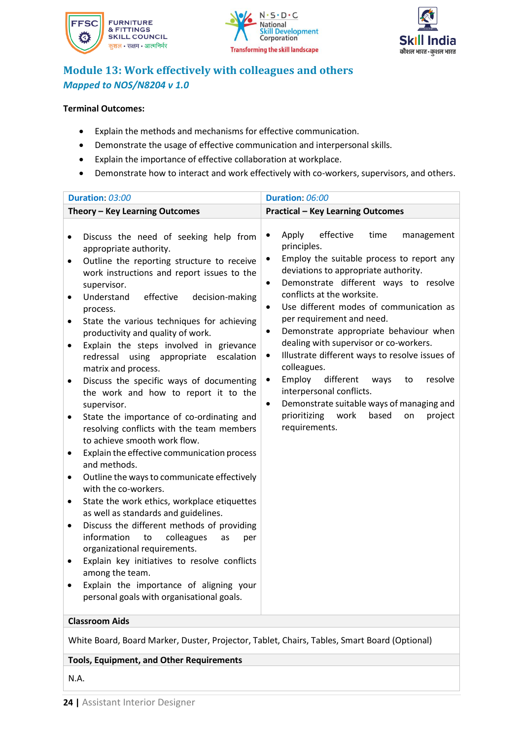## Module 13: Work effectively with colleagues and others

*Mapped to NOS/N8204 v 1.0*

**Terminal Outcomes:**

- Explain the methods and mechanisms for effective communication.
- Demonstrate the usage of effective communication and interpersonal skills.
- Explain the importance of effective collaboration at workplace.
- Demonstrate how to interact and work effectively with co-workers, supervisors, and others.

| **Duration**: *03:00* | **Duration**: *06:00* |
|---|---|
| **Theory – Key Learning Outcomes** | **Practical – Key Learning Outcomes** |
| • Discuss the need of seeking help from appropriate authority.<br>• Outline the reporting structure to receive work instructions and report issues to the supervisor.<br>• Understand effective decision-making process.<br>• State the various techniques for achieving productivity and quality of work.<br>• Explain the steps involved in grievance redressal using appropriate escalation matrix and process.<br>• Discuss the specific ways of documenting the work and how to report it to the supervisor.<br>• State the importance of co-ordinating and resolving conflicts with the team members to achieve smooth work flow.<br>• Explain the effective communication process and methods.<br>• Outline the ways to communicate effectively with the co-workers.<br>• State the work ethics, workplace etiquettes as well as standards and guidelines.<br>• Discuss the different methods of providing information to colleagues as per organizational requirements.<br>• Explain key initiatives to resolve conflicts among the team.<br>• Explain the importance of aligning your personal goals with organisational goals. | • Apply effective time management principles.<br>• Employ the suitable process to report any deviations to appropriate authority.<br>• Demonstrate different ways to resolve conflicts at the worksite.<br>• Use different modes of communication as per requirement and need.<br>• Demonstrate appropriate behaviour when dealing with supervisor or co-workers.<br>• Illustrate different ways to resolve issues of colleagues.<br>• Employ different ways to resolve interpersonal conflicts.<br>• Demonstrate suitable ways of managing and prioritizing work based on project requirements. |
| **Classroom Aids** | |
| White Board, Board Marker, Duster, Projector, Tablet, Chairs, Tables, Smart Board (Optional) | |
| **Tools, Equipment, and Other Requirements** | |
| N.A. | |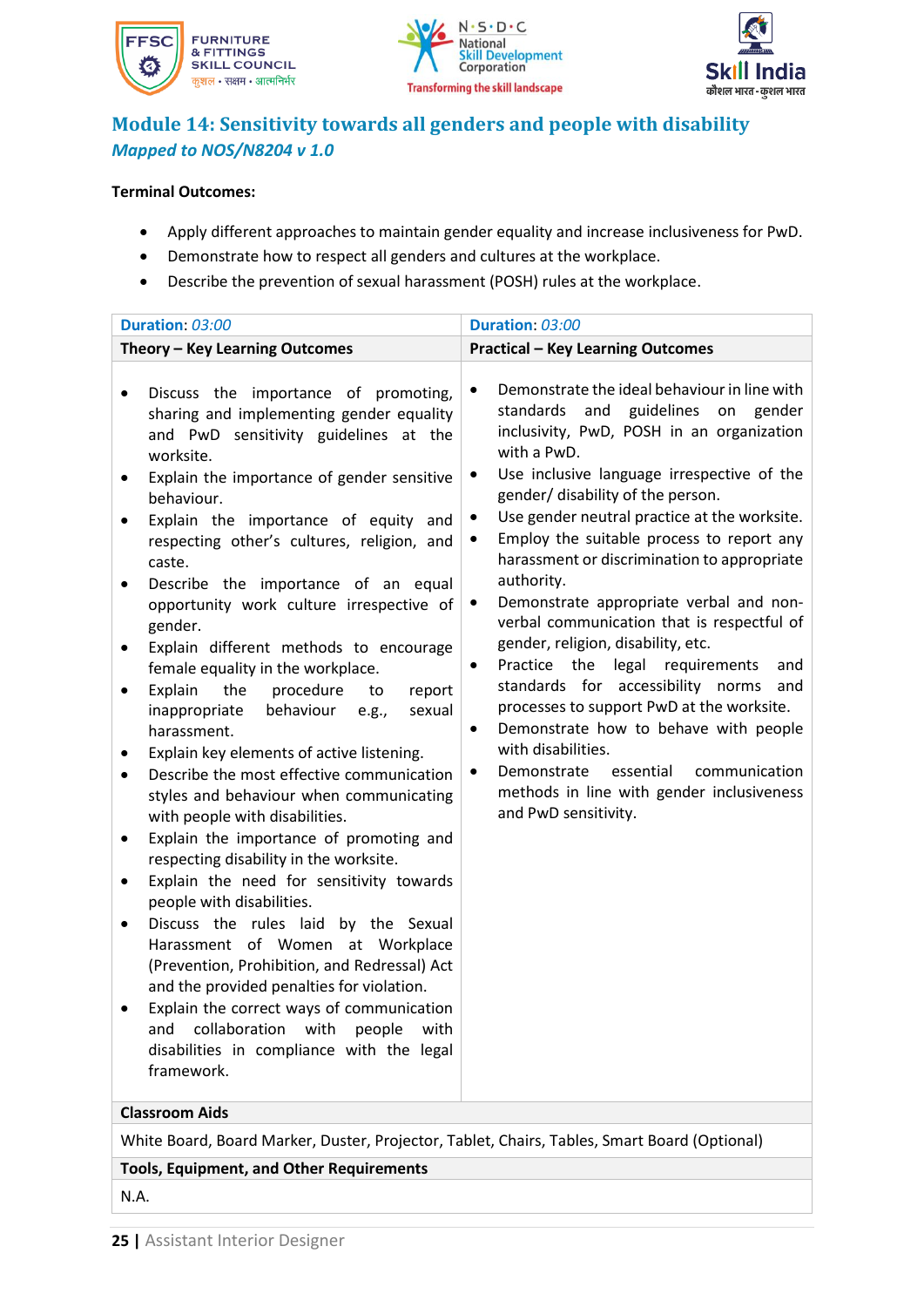## Module 14: Sensitivity towards all genders and people with disability

***Mapped to NOS/N8204 v 1.0***

**Terminal Outcomes:**

- Apply different approaches to maintain gender equality and increase inclusiveness for PwD.
- Demonstrate how to respect all genders and cultures at the workplace.
- Describe the prevention of sexual harassment (POSH) rules at the workplace.

| **Duration**: *03:00* | **Duration**: *03:00* |
|---|---|
| **Theory – Key Learning Outcomes** | **Practical – Key Learning Outcomes** |
| • Discuss the importance of promoting, sharing and implementing gender equality and PwD sensitivity guidelines at the worksite.<br>• Explain the importance of gender sensitive behaviour.<br>• Explain the importance of equity and respecting other's cultures, religion, and caste.<br>• Describe the importance of an equal opportunity work culture irrespective of gender.<br>• Explain different methods to encourage female equality in the workplace.<br>• Explain the procedure to report inappropriate behaviour e.g., sexual harassment.<br>• Explain key elements of active listening.<br>• Describe the most effective communication styles and behaviour when communicating with people with disabilities.<br>• Explain the importance of promoting and respecting disability in the worksite.<br>• Explain the need for sensitivity towards people with disabilities.<br>• Discuss the rules laid by the Sexual Harassment of Women at Workplace (Prevention, Prohibition, and Redressal) Act and the provided penalties for violation.<br>• Explain the correct ways of communication and collaboration with people with disabilities in compliance with the legal framework. | • Demonstrate the ideal behaviour in line with standards and guidelines on gender inclusivity, PwD, POSH in an organization with a PwD.<br>• Use inclusive language irrespective of the gender/ disability of the person.<br>• Use gender neutral practice at the worksite.<br>• Employ the suitable process to report any harassment or discrimination to appropriate authority.<br>• Demonstrate appropriate verbal and non-verbal communication that is respectful of gender, religion, disability, etc.<br>• Practice the legal requirements and standards for accessibility norms and processes to support PwD at the worksite.<br>• Demonstrate how to behave with people with disabilities.<br>• Demonstrate essential communication methods in line with gender inclusiveness and PwD sensitivity. |
| **Classroom Aids** | |
| White Board, Board Marker, Duster, Projector, Tablet, Chairs, Tables, Smart Board (Optional) | |
| **Tools, Equipment, and Other Requirements** | |
| N.A. | |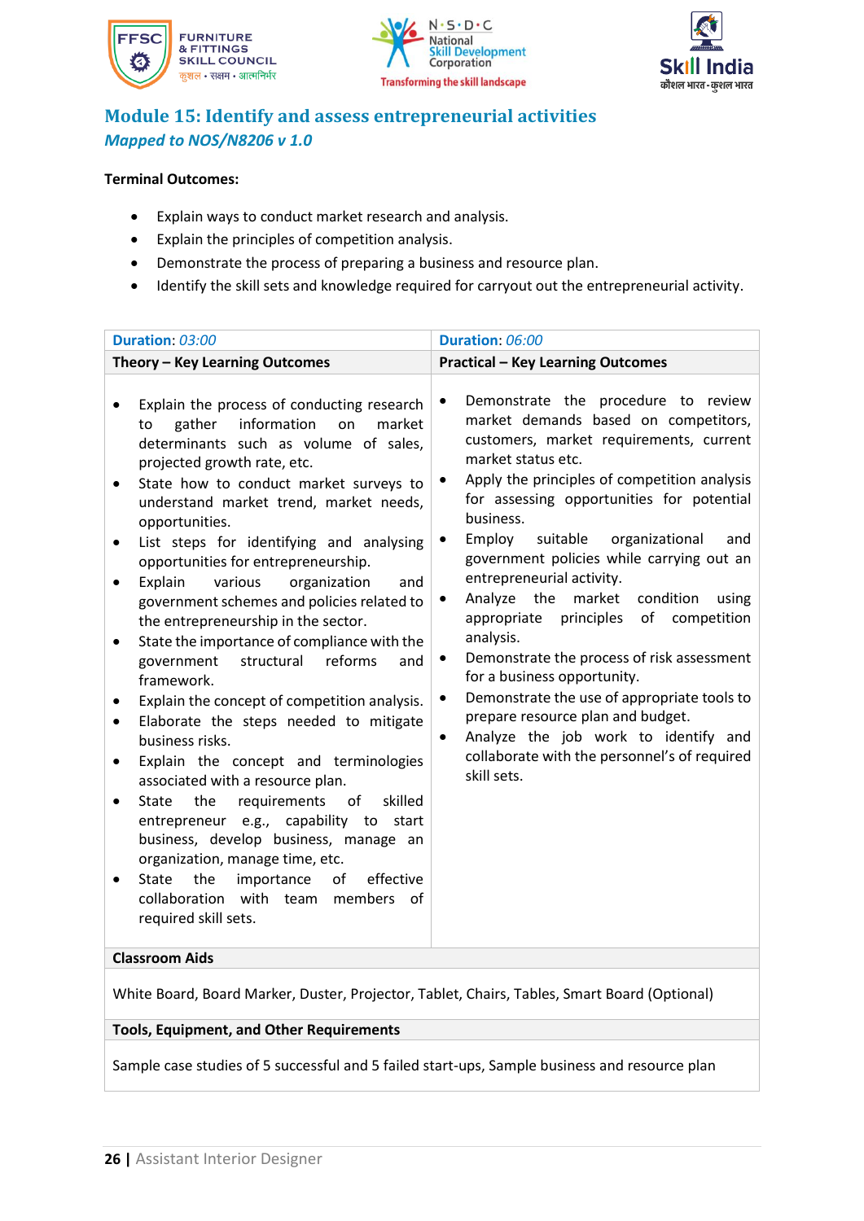## Module 15: Identify and assess entrepreneurial activities

***Mapped to NOS/N8206 v 1.0***

**Terminal Outcomes:**

- Explain ways to conduct market research and analysis.
- Explain the principles of competition analysis.
- Demonstrate the process of preparing a business and resource plan.
- Identify the skill sets and knowledge required for carryout out the entrepreneurial activity.

| **Duration**: *03:00* | **Duration**: *06:00* |
|---|---|
| **Theory – Key Learning Outcomes** | **Practical – Key Learning Outcomes** |
| • Explain the process of conducting research to gather information on market determinants such as volume of sales, projected growth rate, etc.<br>• State how to conduct market surveys to understand market trend, market needs, opportunities.<br>• List steps for identifying and analysing opportunities for entrepreneurship.<br>• Explain various organization and government schemes and policies related to the entrepreneurship in the sector.<br>• State the importance of compliance with the government structural reforms and framework.<br>• Explain the concept of competition analysis.<br>• Elaborate the steps needed to mitigate business risks.<br>• Explain the concept and terminologies associated with a resource plan.<br>• State the requirements of skilled entrepreneur e.g., capability to start business, develop business, manage an organization, manage time, etc.<br>• State the importance of effective collaboration with team members of required skill sets. | • Demonstrate the procedure to review market demands based on competitors, customers, market requirements, current market status etc.<br>• Apply the principles of competition analysis for assessing opportunities for potential business.<br>• Employ suitable organizational and government policies while carrying out an entrepreneurial activity.<br>• Analyze the market condition using appropriate principles of competition analysis.<br>• Demonstrate the process of risk assessment for a business opportunity.<br>• Demonstrate the use of appropriate tools to prepare resource plan and budget.<br>• Analyze the job work to identify and collaborate with the personnel's of required skill sets. |
| **Classroom Aids** | |
| White Board, Board Marker, Duster, Projector, Tablet, Chairs, Tables, Smart Board (Optional) | |
| **Tools, Equipment, and Other Requirements** | |
| Sample case studies of 5 successful and 5 failed start-ups, Sample business and resource plan | |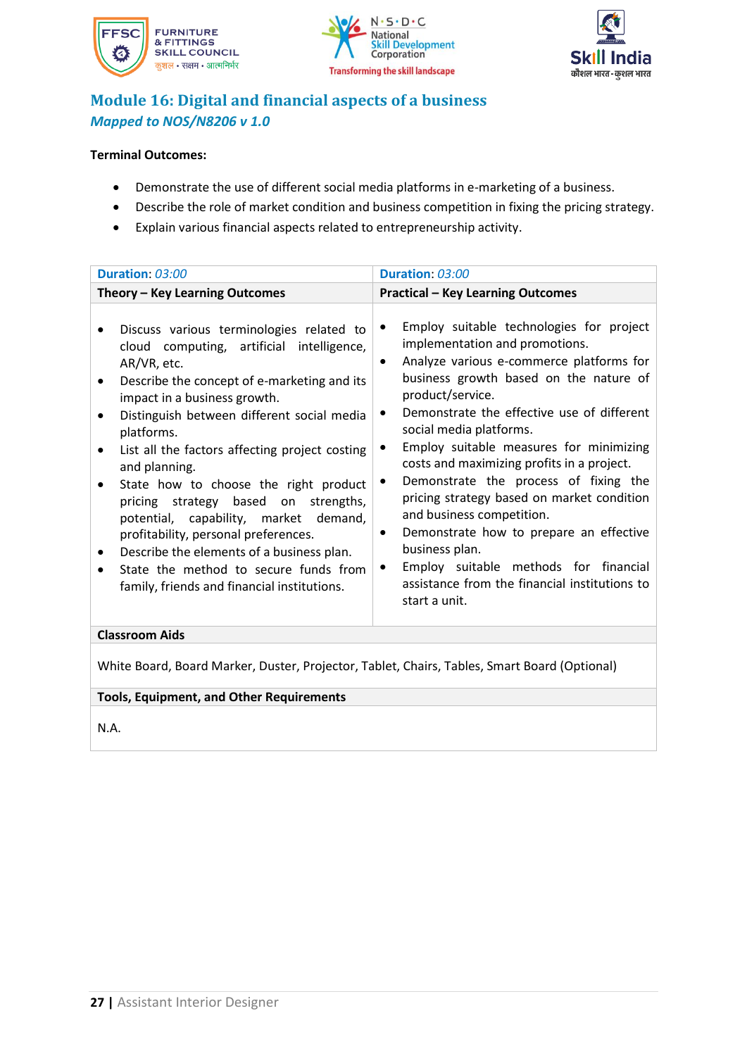## Module 16: Digital and financial aspects of a business

*Mapped to NOS/N8206 v 1.0*

**Terminal Outcomes:**

- Demonstrate the use of different social media platforms in e-marketing of a business.
- Describe the role of market condition and business competition in fixing the pricing strategy.
- Explain various financial aspects related to entrepreneurship activity.

| **Duration**: *03:00* | **Duration**: *03:00* |
|---|---|
| **Theory – Key Learning Outcomes** | **Practical – Key Learning Outcomes** |
| • Discuss various terminologies related to cloud computing, artificial intelligence, AR/VR, etc.<br>• Describe the concept of e-marketing and its impact in a business growth.<br>• Distinguish between different social media platforms.<br>• List all the factors affecting project costing and planning.<br>• State how to choose the right product pricing strategy based on strengths, potential, capability, market demand, profitability, personal preferences.<br>• Describe the elements of a business plan.<br>• State the method to secure funds from family, friends and financial institutions. | • Employ suitable technologies for project implementation and promotions.<br>• Analyze various e-commerce platforms for business growth based on the nature of product/service.<br>• Demonstrate the effective use of different social media platforms.<br>• Employ suitable measures for minimizing costs and maximizing profits in a project.<br>• Demonstrate the process of fixing the pricing strategy based on market condition and business competition.<br>• Demonstrate how to prepare an effective business plan.<br>• Employ suitable methods for financial assistance from the financial institutions to start a unit. |
| **Classroom Aids** | |
| White Board, Board Marker, Duster, Projector, Tablet, Chairs, Tables, Smart Board (Optional) | |
| **Tools, Equipment, and Other Requirements** | |
| N.A. | |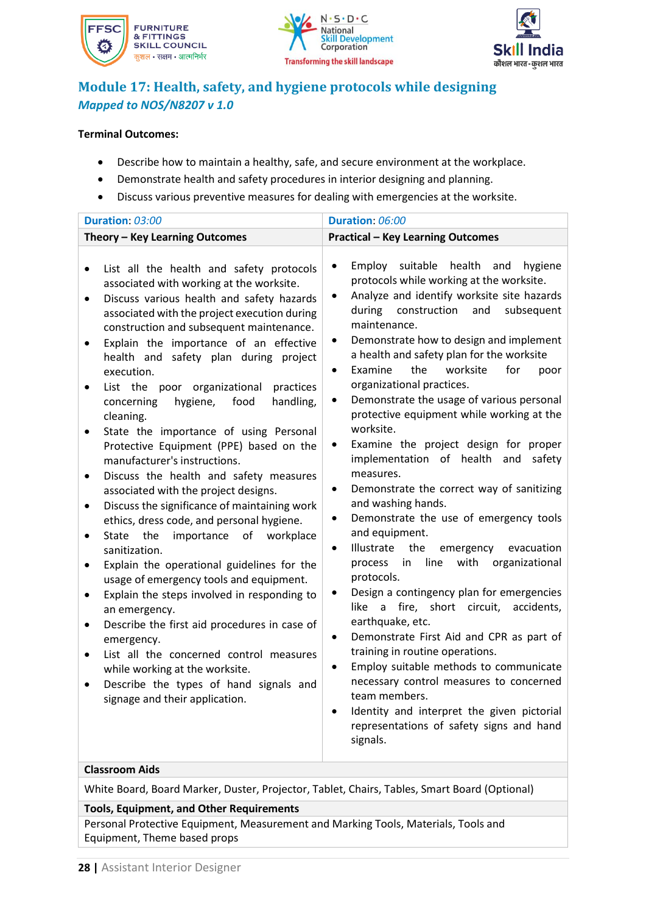## Module 17: Health, safety, and hygiene protocols while designing

*Mapped to NOS/N8207 v 1.0*

**Terminal Outcomes:**

- Describe how to maintain a healthy, safe, and secure environment at the workplace.
- Demonstrate health and safety procedures in interior designing and planning.
- Discuss various preventive measures for dealing with emergencies at the worksite.

| **Duration**: *03:00* | **Duration**: *06:00* |
|---|---|
| **Theory – Key Learning Outcomes** | **Practical – Key Learning Outcomes** |
| • List all the health and safety protocols associated with working at the worksite.<br>• Discuss various health and safety hazards associated with the project execution during construction and subsequent maintenance.<br>• Explain the importance of an effective health and safety plan during project execution.<br>• List the poor organizational practices concerning hygiene, food handling, cleaning.<br>• State the importance of using Personal Protective Equipment (PPE) based on the manufacturer's instructions.<br>• Discuss the health and safety measures associated with the project designs.<br>• Discuss the significance of maintaining work ethics, dress code, and personal hygiene.<br>• State the importance of workplace sanitization.<br>• Explain the operational guidelines for the usage of emergency tools and equipment.<br>• Explain the steps involved in responding to an emergency.<br>• Describe the first aid procedures in case of emergency.<br>• List all the concerned control measures while working at the worksite.<br>• Describe the types of hand signals and signage and their application. | • Employ suitable health and hygiene protocols while working at the worksite.<br>• Analyze and identify worksite site hazards during construction and subsequent maintenance.<br>• Demonstrate how to design and implement a health and safety plan for the worksite<br>• Examine the worksite for poor organizational practices.<br>• Demonstrate the usage of various personal protective equipment while working at the worksite.<br>• Examine the project design for proper implementation of health and safety measures.<br>• Demonstrate the correct way of sanitizing and washing hands.<br>• Demonstrate the use of emergency tools and equipment.<br>• Illustrate the emergency evacuation process in line with organizational protocols.<br>• Design a contingency plan for emergencies like a fire, short circuit, accidents, earthquake, etc.<br>• Demonstrate First Aid and CPR as part of training in routine operations.<br>• Employ suitable methods to communicate necessary control measures to concerned team members.<br>• Identity and interpret the given pictorial representations of safety signs and hand signals. |
| **Classroom Aids** | |
| White Board, Board Marker, Duster, Projector, Tablet, Chairs, Tables, Smart Board (Optional) | |
| **Tools, Equipment, and Other Requirements** | |
| Personal Protective Equipment, Measurement and Marking Tools, Materials, Tools and Equipment, Theme based props | |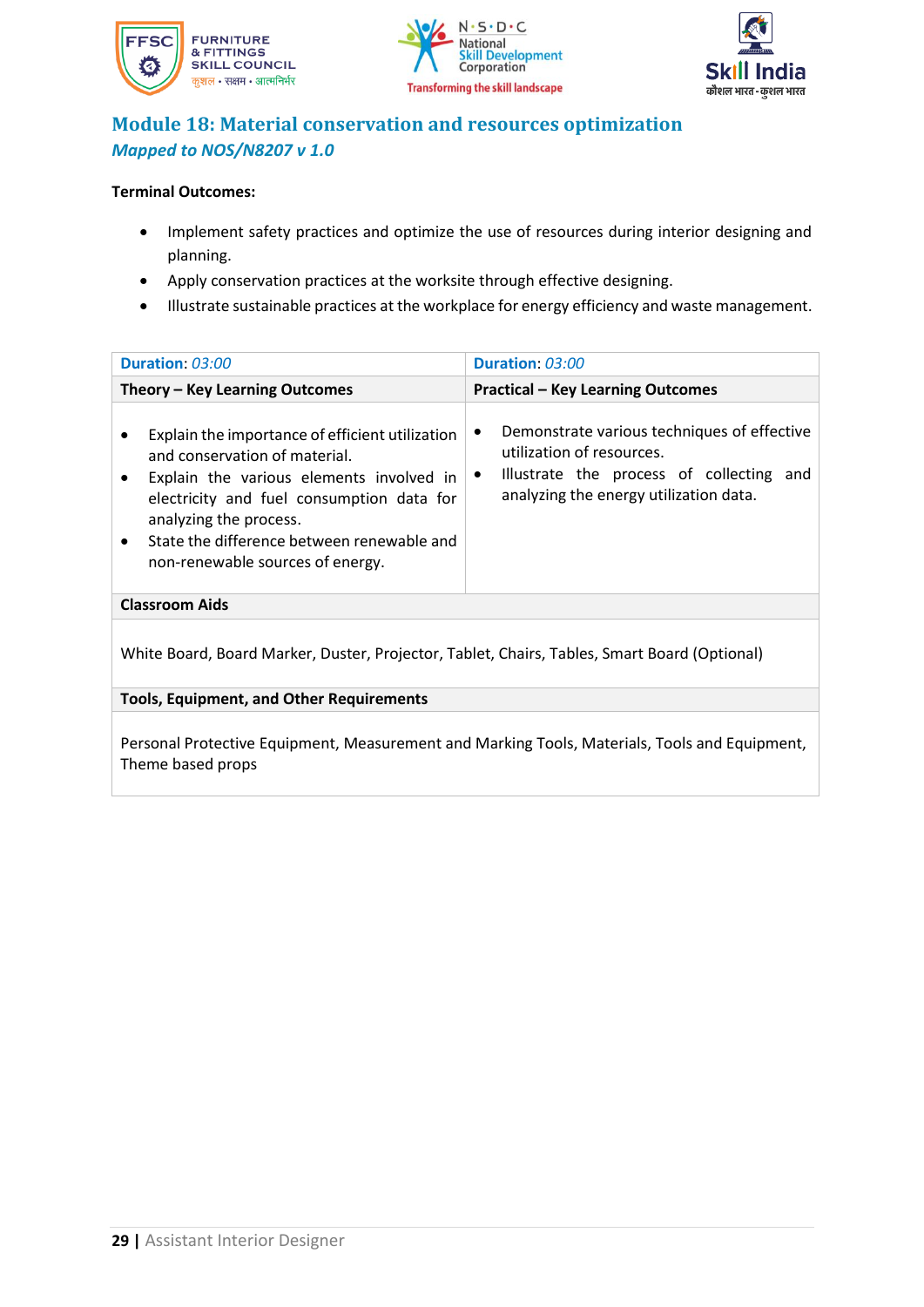## Module 18: Material conservation and resources optimization

*Mapped to NOS/N8207 v 1.0*

**Terminal Outcomes:**

- Implement safety practices and optimize the use of resources during interior designing and planning.
- Apply conservation practices at the worksite through effective designing.
- Illustrate sustainable practices at the workplace for energy efficiency and waste management.

| **Duration**: *03:00* | **Duration**: *03:00* |
|---|---|
| **Theory – Key Learning Outcomes** | **Practical – Key Learning Outcomes** |
| • Explain the importance of efficient utilization and conservation of material.<br>• Explain the various elements involved in electricity and fuel consumption data for analyzing the process.<br>• State the difference between renewable and non-renewable sources of energy. | • Demonstrate various techniques of effective utilization of resources.<br>• Illustrate the process of collecting and analyzing the energy utilization data. |
| **Classroom Aids** | |
| White Board, Board Marker, Duster, Projector, Tablet, Chairs, Tables, Smart Board (Optional) | |
| **Tools, Equipment, and Other Requirements** | |
| Personal Protective Equipment, Measurement and Marking Tools, Materials, Tools and Equipment, Theme based props | |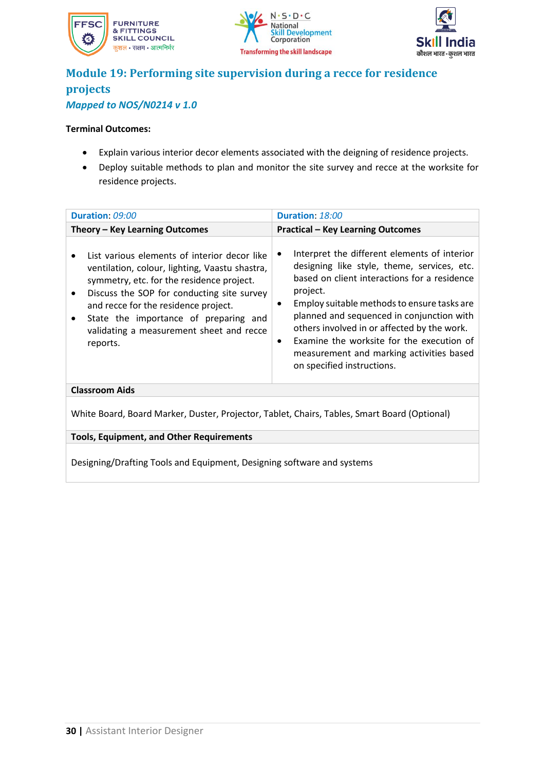## Module 19: Performing site supervision during a recce for residence projects

*Mapped to NOS/N0214 v 1.0*

**Terminal Outcomes:**

- Explain various interior decor elements associated with the deigning of residence projects.
- Deploy suitable methods to plan and monitor the site survey and recce at the worksite for residence projects.

| **Duration**: *09:00* | **Duration**: *18:00* |
|---|---|
| **Theory – Key Learning Outcomes** | **Practical – Key Learning Outcomes** |
| • List various elements of interior decor like ventilation, colour, lighting, Vaastu shastra, symmetry, etc. for the residence project.<br>• Discuss the SOP for conducting site survey and recce for the residence project.<br>• State the importance of preparing and validating a measurement sheet and recce reports. | • Interpret the different elements of interior designing like style, theme, services, etc. based on client interactions for a residence project.<br>• Employ suitable methods to ensure tasks are planned and sequenced in conjunction with others involved in or affected by the work.<br>• Examine the worksite for the execution of measurement and marking activities based on specified instructions. |
| **Classroom Aids** | |
| White Board, Board Marker, Duster, Projector, Tablet, Chairs, Tables, Smart Board (Optional) | |
| **Tools, Equipment, and Other Requirements** | |
| Designing/Drafting Tools and Equipment, Designing software and systems | |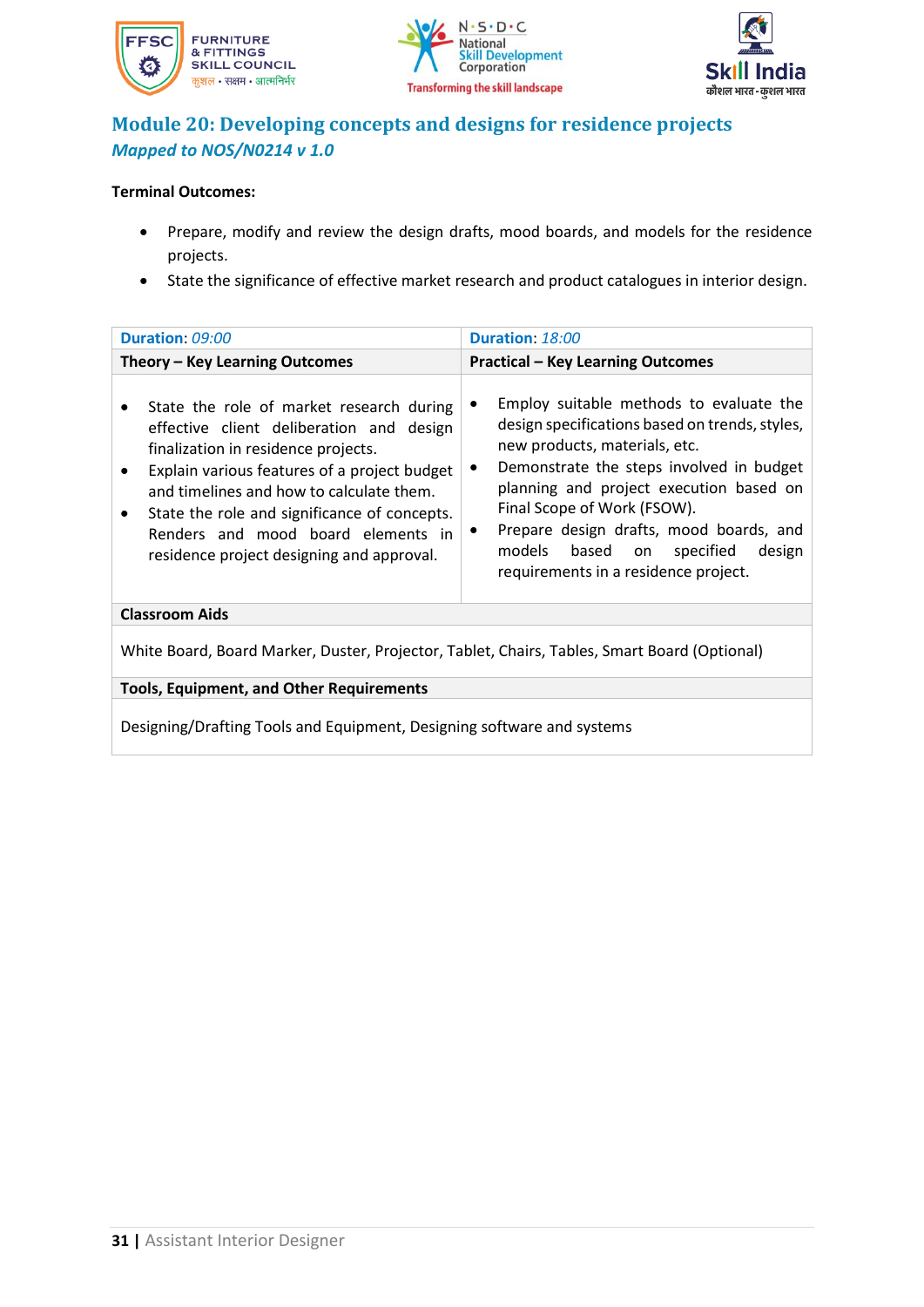## Module 20: Developing concepts and designs for residence projects

*Mapped to NOS/N0214 v 1.0*

**Terminal Outcomes:**

- Prepare, modify and review the design drafts, mood boards, and models for the residence projects.
- State the significance of effective market research and product catalogues in interior design.

| Duration: *09:00* | Duration: *18:00* |
|---|---|
| **Theory – Key Learning Outcomes** | **Practical – Key Learning Outcomes** |
| • State the role of market research during effective client deliberation and design finalization in residence projects.<br>• Explain various features of a project budget and timelines and how to calculate them.<br>• State the role and significance of concepts. Renders and mood board elements in residence project designing and approval. | • Employ suitable methods to evaluate the design specifications based on trends, styles, new products, materials, etc.<br>• Demonstrate the steps involved in budget planning and project execution based on Final Scope of Work (FSOW).<br>• Prepare design drafts, mood boards, and models based on specified design requirements in a residence project. |
| **Classroom Aids** | |
| White Board, Board Marker, Duster, Projector, Tablet, Chairs, Tables, Smart Board (Optional) | |
| **Tools, Equipment, and Other Requirements** | |
| Designing/Drafting Tools and Equipment, Designing software and systems | |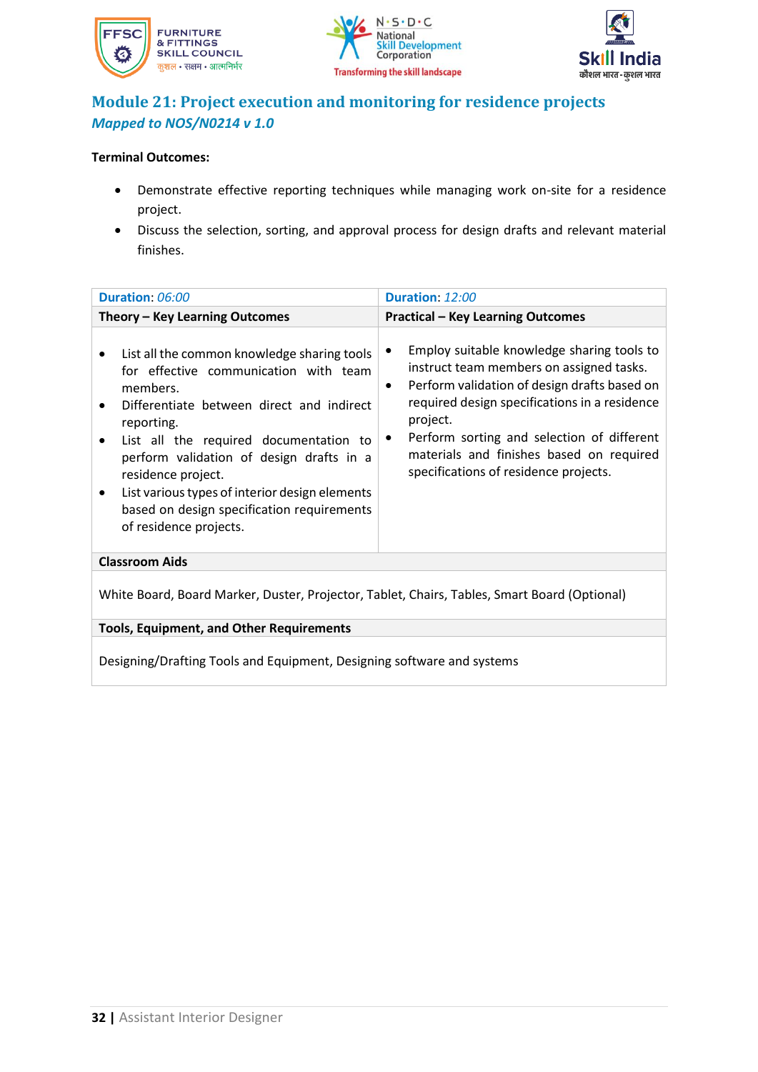## Module 21: Project execution and monitoring for residence projects

*Mapped to NOS/N0214 v 1.0*

**Terminal Outcomes:**

- Demonstrate effective reporting techniques while managing work on-site for a residence project.
- Discuss the selection, sorting, and approval process for design drafts and relevant material finishes.

| **Duration**: *06:00* | **Duration**: *12:00* |
|---|---|
| **Theory – Key Learning Outcomes** | **Practical – Key Learning Outcomes** |
| • List all the common knowledge sharing tools for effective communication with team members.<br>• Differentiate between direct and indirect reporting.<br>• List all the required documentation to perform validation of design drafts in a residence project.<br>• List various types of interior design elements based on design specification requirements of residence projects. | • Employ suitable knowledge sharing tools to instruct team members on assigned tasks.<br>• Perform validation of design drafts based on required design specifications in a residence project.<br>• Perform sorting and selection of different materials and finishes based on required specifications of residence projects. |
| **Classroom Aids** | |
| White Board, Board Marker, Duster, Projector, Tablet, Chairs, Tables, Smart Board (Optional) | |
| **Tools, Equipment, and Other Requirements** | |
| Designing/Drafting Tools and Equipment, Designing software and systems | |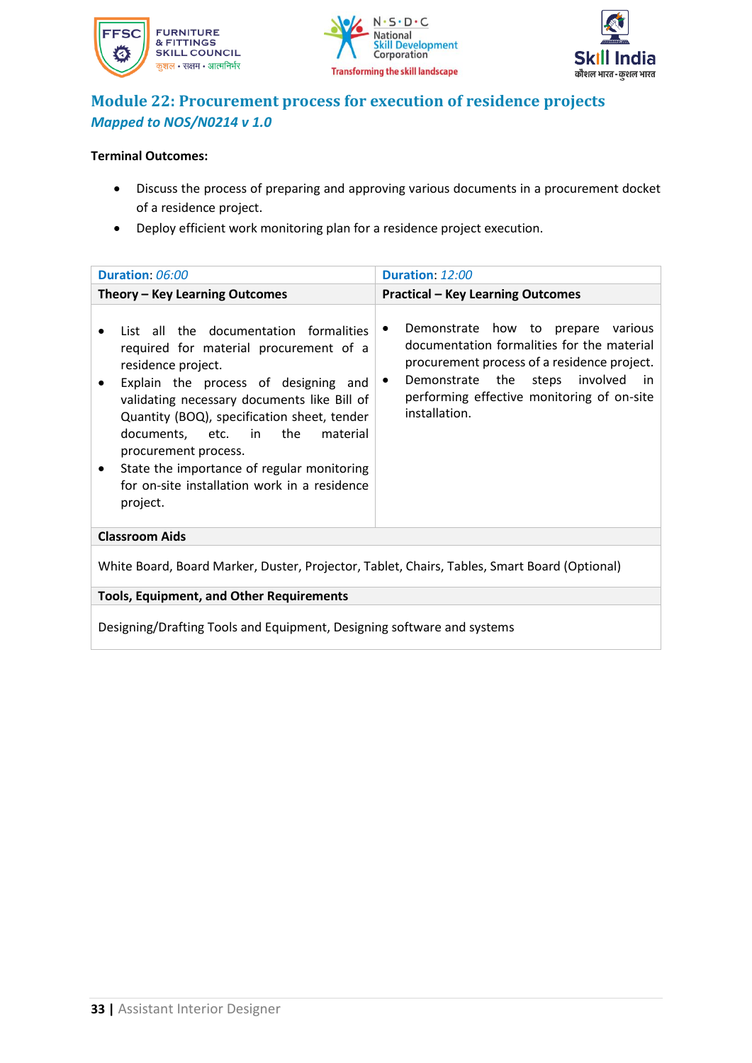## Module 22: Procurement process for execution of residence projects

***Mapped to NOS/N0214 v 1.0***

**Terminal Outcomes:**

- Discuss the process of preparing and approving various documents in a procurement docket of a residence project.
- Deploy efficient work monitoring plan for a residence project execution.

| **Duration**: *06:00* | **Duration**: *12:00* |
|---|---|
| **Theory – Key Learning Outcomes** | **Practical – Key Learning Outcomes** |
| • List all the documentation formalities required for material procurement of a residence project.<br>• Explain the process of designing and validating necessary documents like Bill of Quantity (BOQ), specification sheet, tender documents, etc. in the material procurement process.<br>• State the importance of regular monitoring for on-site installation work in a residence project. | • Demonstrate how to prepare various documentation formalities for the material procurement process of a residence project.<br>• Demonstrate the steps involved in performing effective monitoring of on-site installation. |
| **Classroom Aids** | |
| White Board, Board Marker, Duster, Projector, Tablet, Chairs, Tables, Smart Board (Optional) | |
| **Tools, Equipment, and Other Requirements** | |
| Designing/Drafting Tools and Equipment, Designing software and systems | |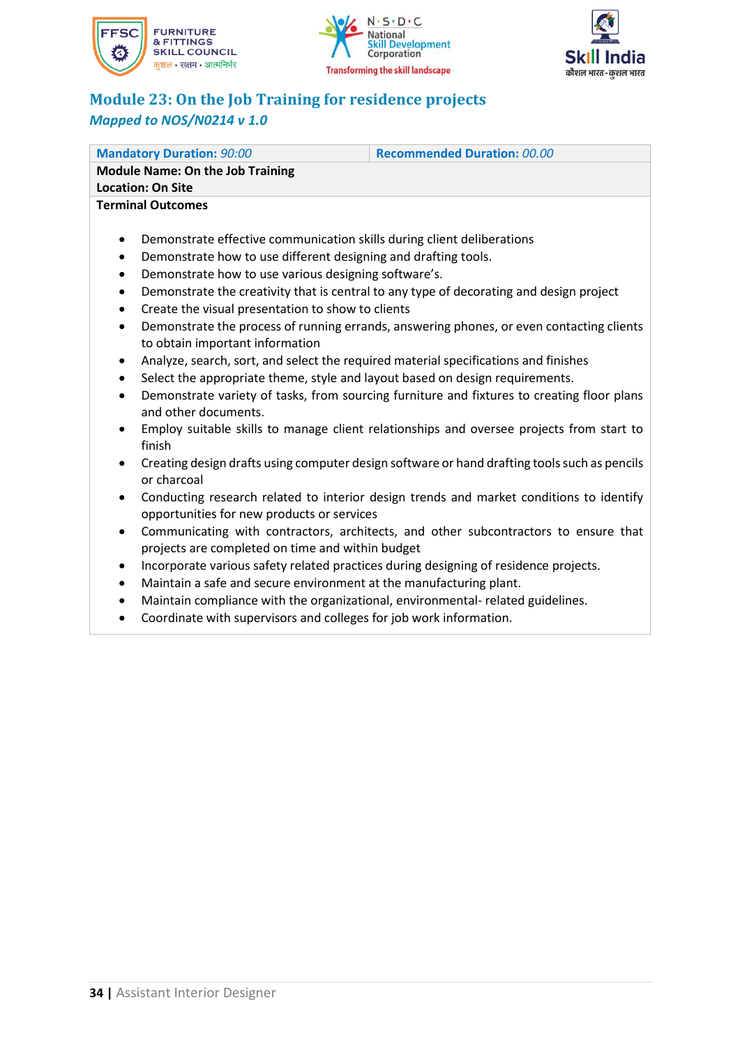## Module 23: On the Job Training for residence projects

*Mapped to NOS/N0214 v 1.0*

| **Mandatory Duration:** *90:00* | **Recommended Duration:** *00.00* |
|---|---|
| **Module Name: On the Job Training**<br>**Location: On Site** | |
| **Terminal Outcomes** | |

- Demonstrate effective communication skills during client deliberations
- Demonstrate how to use different designing and drafting tools.
- Demonstrate how to use various designing software's.
- Demonstrate the creativity that is central to any type of decorating and design project
- Create the visual presentation to show to clients
- Demonstrate the process of running errands, answering phones, or even contacting clients to obtain important information
- Analyze, search, sort, and select the required material specifications and finishes
- Select the appropriate theme, style and layout based on design requirements.
- Demonstrate variety of tasks, from sourcing furniture and fixtures to creating floor plans and other documents.
- Employ suitable skills to manage client relationships and oversee projects from start to finish
- Creating design drafts using computer design software or hand drafting tools such as pencils or charcoal
- Conducting research related to interior design trends and market conditions to identify opportunities for new products or services
- Communicating with contractors, architects, and other subcontractors to ensure that projects are completed on time and within budget
- Incorporate various safety related practices during designing of residence projects.
- Maintain a safe and secure environment at the manufacturing plant.
- Maintain compliance with the organizational, environmental- related guidelines.
- Coordinate with supervisors and colleges for job work information.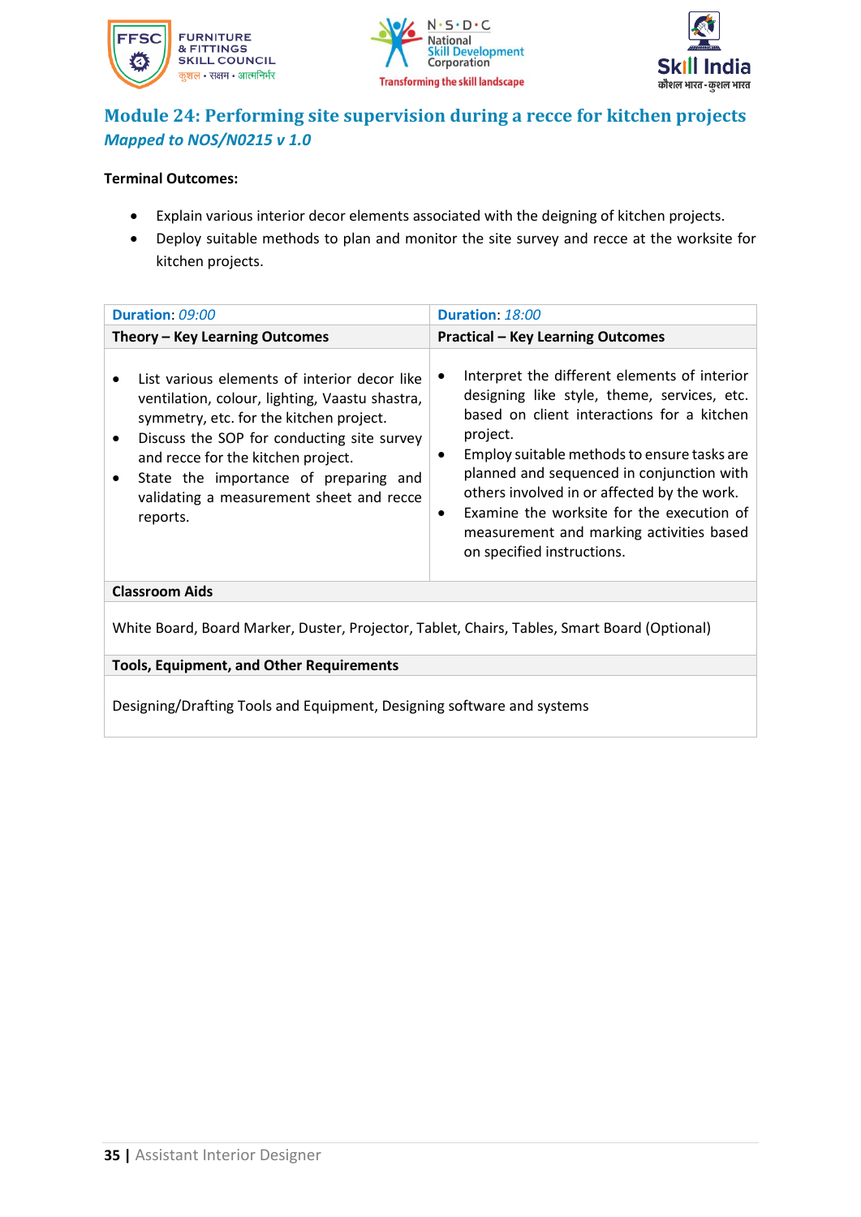## Module 24: Performing site supervision during a recce for kitchen projects

***Mapped to NOS/N0215 v 1.0***

**Terminal Outcomes:**

- Explain various interior decor elements associated with the deigning of kitchen projects.
- Deploy suitable methods to plan and monitor the site survey and recce at the worksite for kitchen projects.

| **Duration**: *09:00* | **Duration**: *18:00* |
|---|---|
| **Theory – Key Learning Outcomes** | **Practical – Key Learning Outcomes** |
| • List various elements of interior decor like ventilation, colour, lighting, Vaastu shastra, symmetry, etc. for the kitchen project.<br>• Discuss the SOP for conducting site survey and recce for the kitchen project.<br>• State the importance of preparing and validating a measurement sheet and recce reports. | • Interpret the different elements of interior designing like style, theme, services, etc. based on client interactions for a kitchen project.<br>• Employ suitable methods to ensure tasks are planned and sequenced in conjunction with others involved in or affected by the work.<br>• Examine the worksite for the execution of measurement and marking activities based on specified instructions. |
| **Classroom Aids** | |
| White Board, Board Marker, Duster, Projector, Tablet, Chairs, Tables, Smart Board (Optional) | |
| **Tools, Equipment, and Other Requirements** | |
| Designing/Drafting Tools and Equipment, Designing software and systems | |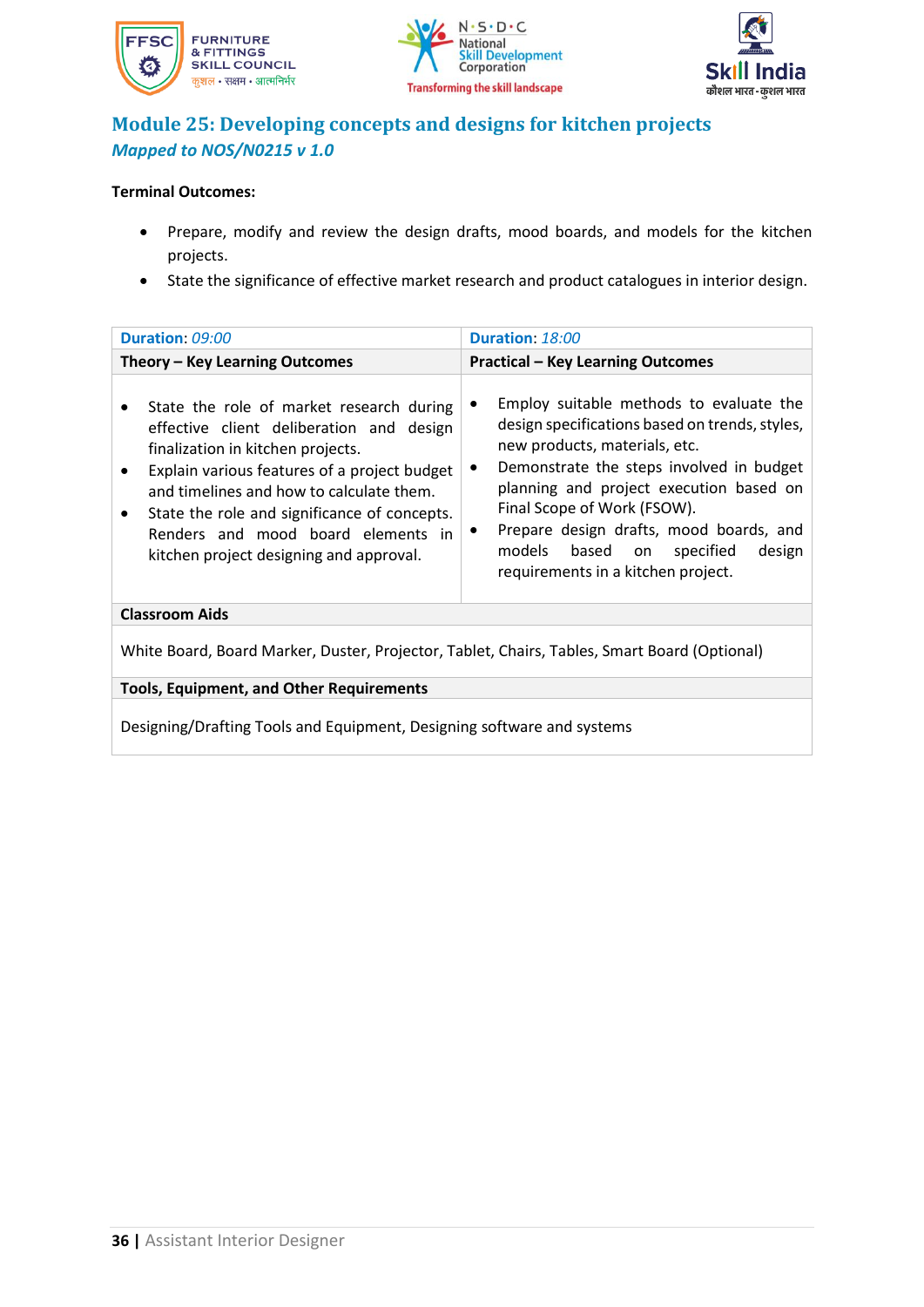## Module 25: Developing concepts and designs for kitchen projects

*Mapped to NOS/N0215 v 1.0*

**Terminal Outcomes:**

- Prepare, modify and review the design drafts, mood boards, and models for the kitchen projects.
- State the significance of effective market research and product catalogues in interior design.

| **Duration**: *09:00* | **Duration**: *18:00* |
|---|---|
| **Theory – Key Learning Outcomes** | **Practical – Key Learning Outcomes** |
| • State the role of market research during effective client deliberation and design finalization in kitchen projects.<br>• Explain various features of a project budget and timelines and how to calculate them.<br>• State the role and significance of concepts. Renders and mood board elements in kitchen project designing and approval. | • Employ suitable methods to evaluate the design specifications based on trends, styles, new products, materials, etc.<br>• Demonstrate the steps involved in budget planning and project execution based on Final Scope of Work (FSOW).<br>• Prepare design drafts, mood boards, and models based on specified design requirements in a kitchen project. |
| **Classroom Aids** | |
| White Board, Board Marker, Duster, Projector, Tablet, Chairs, Tables, Smart Board (Optional) | |
| **Tools, Equipment, and Other Requirements** | |
| Designing/Drafting Tools and Equipment, Designing software and systems | |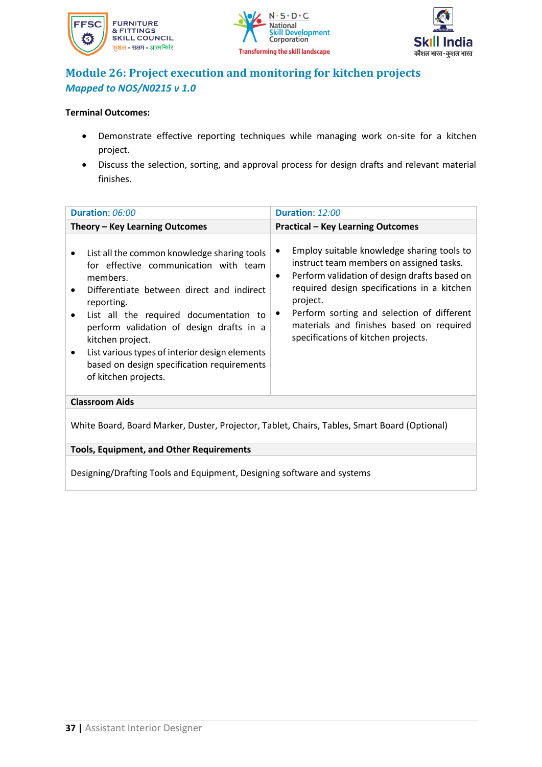## Module 26: Project execution and monitoring for kitchen projects

*Mapped to NOS/N0215 v 1.0*

**Terminal Outcomes:**

- Demonstrate effective reporting techniques while managing work on-site for a kitchen project.
- Discuss the selection, sorting, and approval process for design drafts and relevant material finishes.

| **Duration**: *06:00* | **Duration**: *12:00* |
|---|---|
| **Theory – Key Learning Outcomes** | **Practical – Key Learning Outcomes** |
| • List all the common knowledge sharing tools for effective communication with team members.<br>• Differentiate between direct and indirect reporting.<br>• List all the required documentation to perform validation of design drafts in a kitchen project.<br>• List various types of interior design elements based on design specification requirements of kitchen projects. | • Employ suitable knowledge sharing tools to instruct team members on assigned tasks.<br>• Perform validation of design drafts based on required design specifications in a kitchen project.<br>• Perform sorting and selection of different materials and finishes based on required specifications of kitchen projects. |
| **Classroom Aids** | |
| White Board, Board Marker, Duster, Projector, Tablet, Chairs, Tables, Smart Board (Optional) | |
| **Tools, Equipment, and Other Requirements** | |
| Designing/Drafting Tools and Equipment, Designing software and systems | |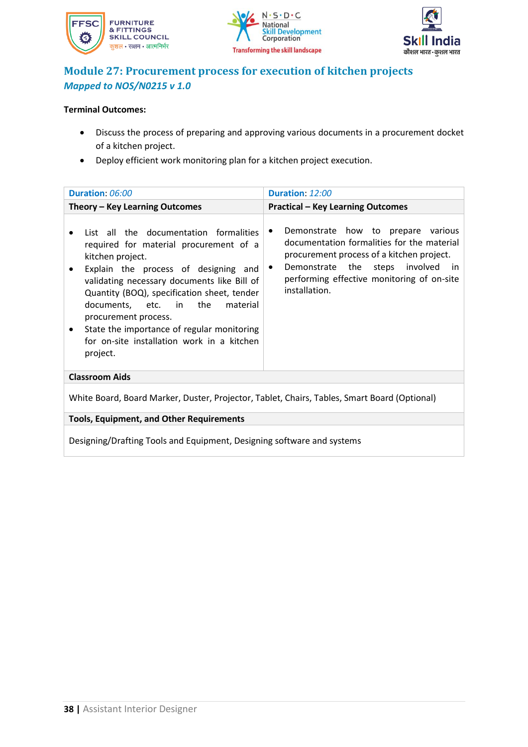## Module 27: Procurement process for execution of kitchen projects

***Mapped to NOS/N0215 v 1.0***

**Terminal Outcomes:**

- Discuss the process of preparing and approving various documents in a procurement docket of a kitchen project.
- Deploy efficient work monitoring plan for a kitchen project execution.

| **Duration**: *06:00* | **Duration**: *12:00* |
|---|---|
| **Theory – Key Learning Outcomes** | **Practical – Key Learning Outcomes** |
| • List all the documentation formalities required for material procurement of a kitchen project.<br>• Explain the process of designing and validating necessary documents like Bill of Quantity (BOQ), specification sheet, tender documents, etc. in the material procurement process.<br>• State the importance of regular monitoring for on-site installation work in a kitchen project. | • Demonstrate how to prepare various documentation formalities for the material procurement process of a kitchen project.<br>• Demonstrate the steps involved in performing effective monitoring of on-site installation. |
| **Classroom Aids** | |
| White Board, Board Marker, Duster, Projector, Tablet, Chairs, Tables, Smart Board (Optional) | |
| **Tools, Equipment, and Other Requirements** | |
| Designing/Drafting Tools and Equipment, Designing software and systems | |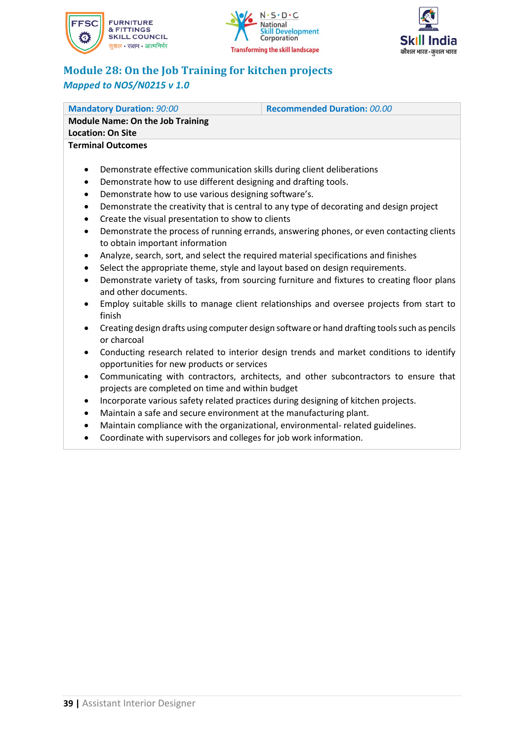## Module 28: On the Job Training for kitchen projects

*Mapped to NOS/N0215 v 1.0*

| | |
|---|---|
| **Mandatory Duration:** *90:00* | **Recommended Duration:** *00.00* |
| **Module Name: On the Job Training**<br>**Location: On Site** | |
| **Terminal Outcomes** | |

- Demonstrate effective communication skills during client deliberations
- Demonstrate how to use different designing and drafting tools.
- Demonstrate how to use various designing software's.
- Demonstrate the creativity that is central to any type of decorating and design project
- Create the visual presentation to show to clients
- Demonstrate the process of running errands, answering phones, or even contacting clients to obtain important information
- Analyze, search, sort, and select the required material specifications and finishes
- Select the appropriate theme, style and layout based on design requirements.
- Demonstrate variety of tasks, from sourcing furniture and fixtures to creating floor plans and other documents.
- Employ suitable skills to manage client relationships and oversee projects from start to finish
- Creating design drafts using computer design software or hand drafting tools such as pencils or charcoal
- Conducting research related to interior design trends and market conditions to identify opportunities for new products or services
- Communicating with contractors, architects, and other subcontractors to ensure that projects are completed on time and within budget
- Incorporate various safety related practices during designing of kitchen projects.
- Maintain a safe and secure environment at the manufacturing plant.
- Maintain compliance with the organizational, environmental- related guidelines.
- Coordinate with supervisors and colleges for job work information.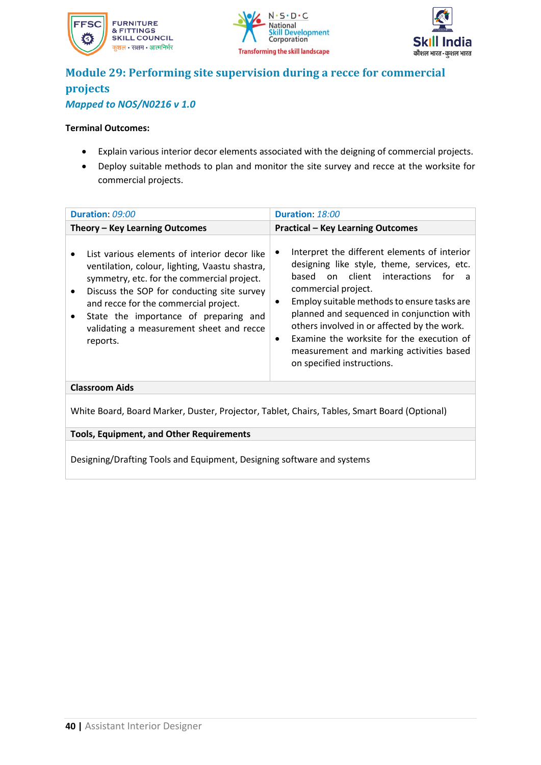## Module 29: Performing site supervision during a recce for commercial projects

***Mapped to NOS/N0216 v 1.0***

**Terminal Outcomes:**

- Explain various interior decor elements associated with the deigning of commercial projects.
- Deploy suitable methods to plan and monitor the site survey and recce at the worksite for commercial projects.

| **Duration**: *09:00* | **Duration**: *18:00* |
|---|---|
| **Theory – Key Learning Outcomes** | **Practical – Key Learning Outcomes** |
| • List various elements of interior decor like ventilation, colour, lighting, Vaastu shastra, symmetry, etc. for the commercial project.<br>• Discuss the SOP for conducting site survey and recce for the commercial project.<br>• State the importance of preparing and validating a measurement sheet and recce reports. | • Interpret the different elements of interior designing like style, theme, services, etc. based on client interactions for a commercial project.<br>• Employ suitable methods to ensure tasks are planned and sequenced in conjunction with others involved in or affected by the work.<br>• Examine the worksite for the execution of measurement and marking activities based on specified instructions. |
| **Classroom Aids** | |
| White Board, Board Marker, Duster, Projector, Tablet, Chairs, Tables, Smart Board (Optional) | |
| **Tools, Equipment, and Other Requirements** | |
| Designing/Drafting Tools and Equipment, Designing software and systems | |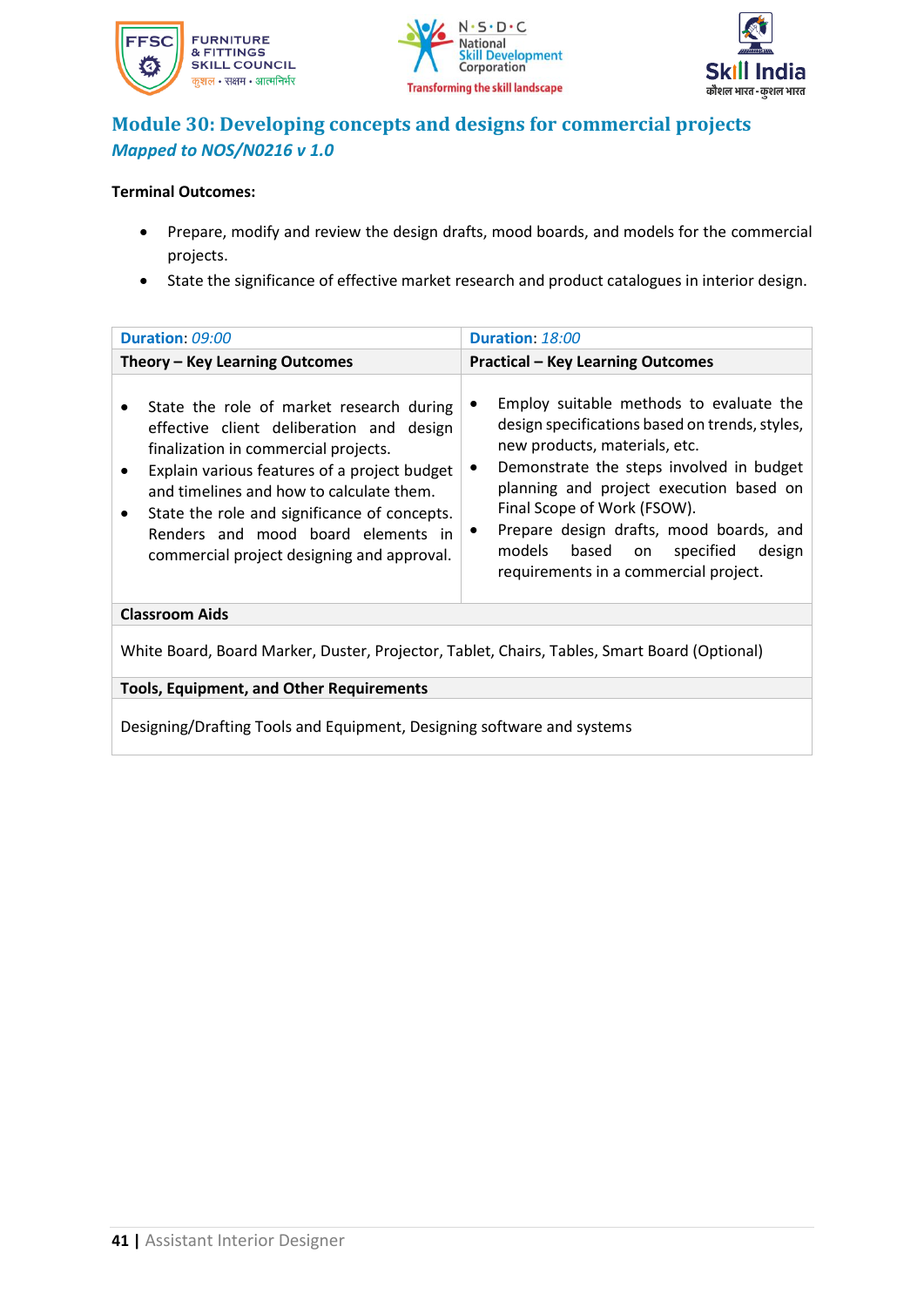## Module 30: Developing concepts and designs for commercial projects

*Mapped to NOS/N0216 v 1.0*

**Terminal Outcomes:**

- Prepare, modify and review the design drafts, mood boards, and models for the commercial projects.
- State the significance of effective market research and product catalogues in interior design.

| Duration: *09:00* | Duration: *18:00* |
|---|---|
| **Theory – Key Learning Outcomes** | **Practical – Key Learning Outcomes** |
| • State the role of market research during effective client deliberation and design finalization in commercial projects.<br>• Explain various features of a project budget and timelines and how to calculate them.<br>• State the role and significance of concepts. Renders and mood board elements in commercial project designing and approval. | • Employ suitable methods to evaluate the design specifications based on trends, styles, new products, materials, etc.<br>• Demonstrate the steps involved in budget planning and project execution based on Final Scope of Work (FSOW).<br>• Prepare design drafts, mood boards, and models based on specified design requirements in a commercial project. |
| **Classroom Aids** | |
| White Board, Board Marker, Duster, Projector, Tablet, Chairs, Tables, Smart Board (Optional) | |
| **Tools, Equipment, and Other Requirements** | |
| Designing/Drafting Tools and Equipment, Designing software and systems | |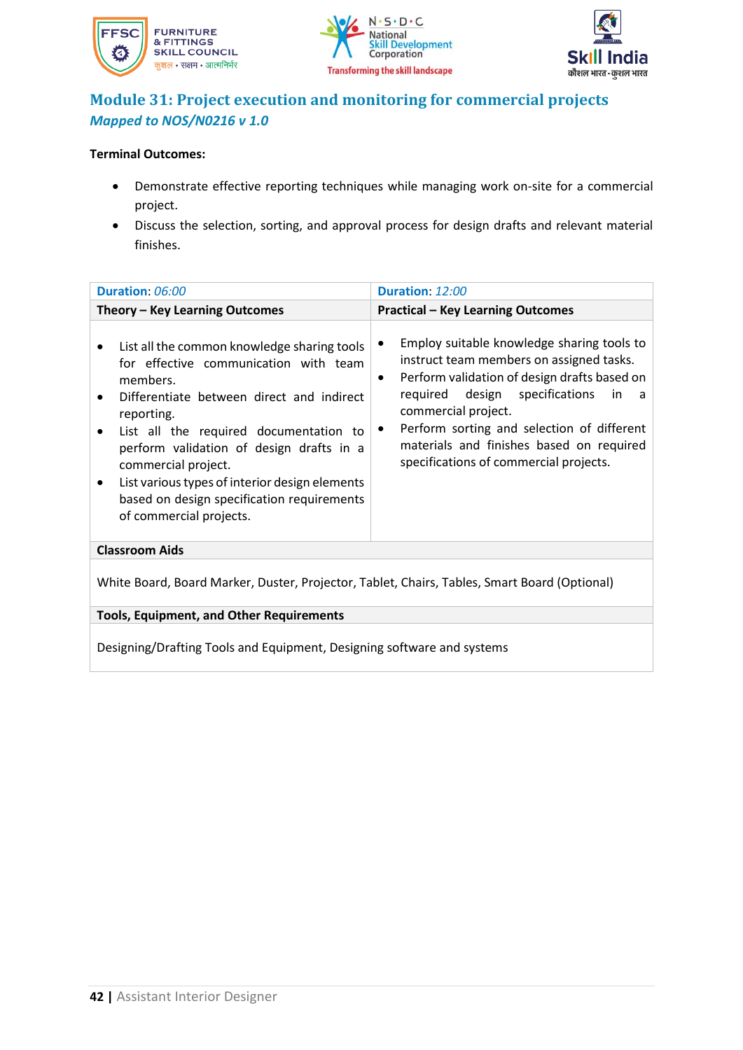## Module 31: Project execution and monitoring for commercial projects

***Mapped to NOS/N0216 v 1.0***

**Terminal Outcomes:**

- Demonstrate effective reporting techniques while managing work on-site for a commercial project.
- Discuss the selection, sorting, and approval process for design drafts and relevant material finishes.

| **Duration**: *06:00* | **Duration**: *12:00* |
|---|---|
| **Theory – Key Learning Outcomes** | **Practical – Key Learning Outcomes** |
| • List all the common knowledge sharing tools for effective communication with team members.<br>• Differentiate between direct and indirect reporting.<br>• List all the required documentation to perform validation of design drafts in a commercial project.<br>• List various types of interior design elements based on design specification requirements of commercial projects. | • Employ suitable knowledge sharing tools to instruct team members on assigned tasks.<br>• Perform validation of design drafts based on required design specifications in a commercial project.<br>• Perform sorting and selection of different materials and finishes based on required specifications of commercial projects. |
| **Classroom Aids** | |
| White Board, Board Marker, Duster, Projector, Tablet, Chairs, Tables, Smart Board (Optional) | |
| **Tools, Equipment, and Other Requirements** | |
| Designing/Drafting Tools and Equipment, Designing software and systems | |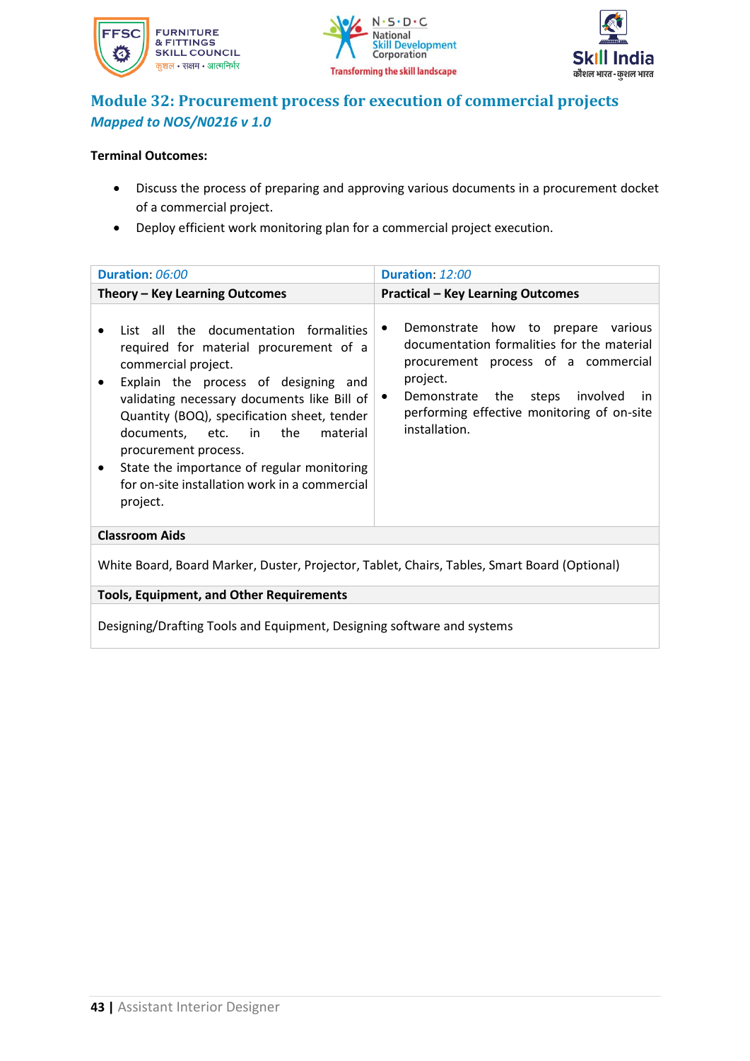## Module 32: Procurement process for execution of commercial projects

*Mapped to NOS/N0216 v 1.0*

**Terminal Outcomes:**

- Discuss the process of preparing and approving various documents in a procurement docket of a commercial project.
- Deploy efficient work monitoring plan for a commercial project execution.

| **Duration**: *06:00* | **Duration**: *12:00* |
|---|---|
| **Theory – Key Learning Outcomes** | **Practical – Key Learning Outcomes** |
| • List all the documentation formalities required for material procurement of a commercial project.<br>• Explain the process of designing and validating necessary documents like Bill of Quantity (BOQ), specification sheet, tender documents, etc. in the material procurement process.<br>• State the importance of regular monitoring for on-site installation work in a commercial project. | • Demonstrate how to prepare various documentation formalities for the material procurement process of a commercial project.<br>• Demonstrate the steps involved in performing effective monitoring of on-site installation. |
| **Classroom Aids** | |
| White Board, Board Marker, Duster, Projector, Tablet, Chairs, Tables, Smart Board (Optional) | |
| **Tools, Equipment, and Other Requirements** | |
| Designing/Drafting Tools and Equipment, Designing software and systems | |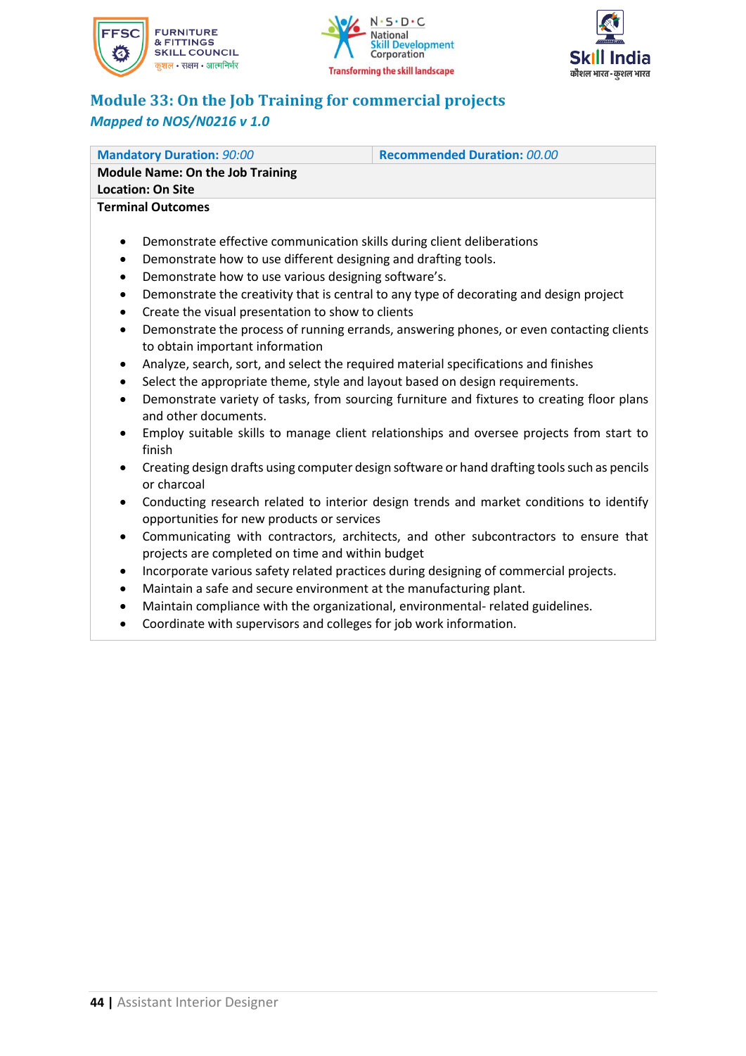## Module 33: On the Job Training for commercial projects

*Mapped to NOS/N0216 v 1.0*

| | |
|---|---|
| **Mandatory Duration:** *90:00* | **Recommended Duration:** *00.00* |
| **Module Name: On the Job Training**<br>**Location: On Site** | |
| **Terminal Outcomes** | |

- Demonstrate effective communication skills during client deliberations
- Demonstrate how to use different designing and drafting tools.
- Demonstrate how to use various designing software's.
- Demonstrate the creativity that is central to any type of decorating and design project
- Create the visual presentation to show to clients
- Demonstrate the process of running errands, answering phones, or even contacting clients to obtain important information
- Analyze, search, sort, and select the required material specifications and finishes
- Select the appropriate theme, style and layout based on design requirements.
- Demonstrate variety of tasks, from sourcing furniture and fixtures to creating floor plans and other documents.
- Employ suitable skills to manage client relationships and oversee projects from start to finish
- Creating design drafts using computer design software or hand drafting tools such as pencils or charcoal
- Conducting research related to interior design trends and market conditions to identify opportunities for new products or services
- Communicating with contractors, architects, and other subcontractors to ensure that projects are completed on time and within budget
- Incorporate various safety related practices during designing of commercial projects.
- Maintain a safe and secure environment at the manufacturing plant.
- Maintain compliance with the organizational, environmental- related guidelines.
- Coordinate with supervisors and colleges for job work information.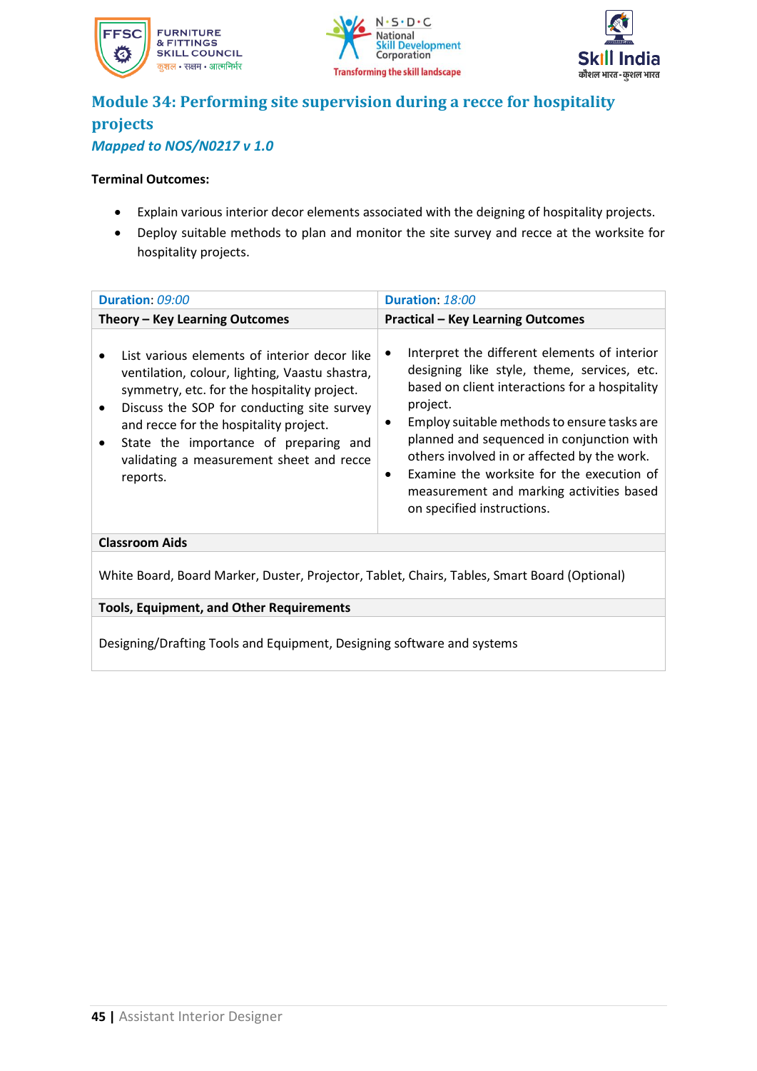## Module 34: Performing site supervision during a recce for hospitality projects

*Mapped to NOS/N0217 v 1.0*

**Terminal Outcomes:**

- Explain various interior decor elements associated with the deigning of hospitality projects.
- Deploy suitable methods to plan and monitor the site survey and recce at the worksite for hospitality projects.

| Duration: *09:00* | Duration: *18:00* |
|---|---|
| **Theory – Key Learning Outcomes** | **Practical – Key Learning Outcomes** |
| • List various elements of interior decor like ventilation, colour, lighting, Vaastu shastra, symmetry, etc. for the hospitality project.<br>• Discuss the SOP for conducting site survey and recce for the hospitality project.<br>• State the importance of preparing and validating a measurement sheet and recce reports. | • Interpret the different elements of interior designing like style, theme, services, etc. based on client interactions for a hospitality project.<br>• Employ suitable methods to ensure tasks are planned and sequenced in conjunction with others involved in or affected by the work.<br>• Examine the worksite for the execution of measurement and marking activities based on specified instructions. |
| **Classroom Aids** | |
| White Board, Board Marker, Duster, Projector, Tablet, Chairs, Tables, Smart Board (Optional) | |
| **Tools, Equipment, and Other Requirements** | |
| Designing/Drafting Tools and Equipment, Designing software and systems | |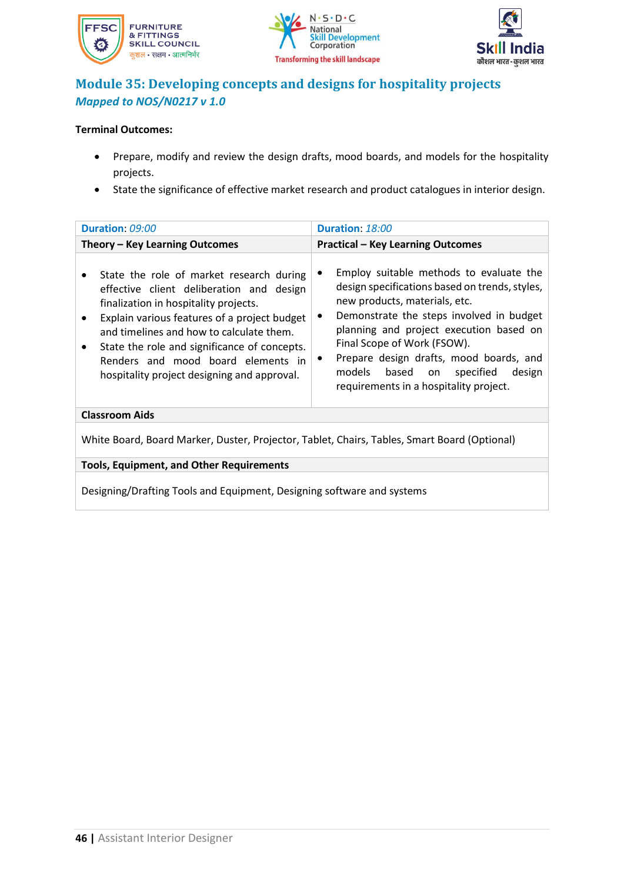## Module 35: Developing concepts and designs for hospitality projects

*Mapped to NOS/N0217 v 1.0*

**Terminal Outcomes:**

- Prepare, modify and review the design drafts, mood boards, and models for the hospitality projects.
- State the significance of effective market research and product catalogues in interior design.

| Duration: *09:00* | Duration: *18:00* |
|---|---|
| **Theory – Key Learning Outcomes** | **Practical – Key Learning Outcomes** |
| • State the role of market research during effective client deliberation and design finalization in hospitality projects.<br>• Explain various features of a project budget and timelines and how to calculate them.<br>• State the role and significance of concepts. Renders and mood board elements in hospitality project designing and approval. | • Employ suitable methods to evaluate the design specifications based on trends, styles, new products, materials, etc.<br>• Demonstrate the steps involved in budget planning and project execution based on Final Scope of Work (FSOW).<br>• Prepare design drafts, mood boards, and models based on specified design requirements in a hospitality project. |
| **Classroom Aids** | |
| White Board, Board Marker, Duster, Projector, Tablet, Chairs, Tables, Smart Board (Optional) | |
| **Tools, Equipment, and Other Requirements** | |
| Designing/Drafting Tools and Equipment, Designing software and systems | |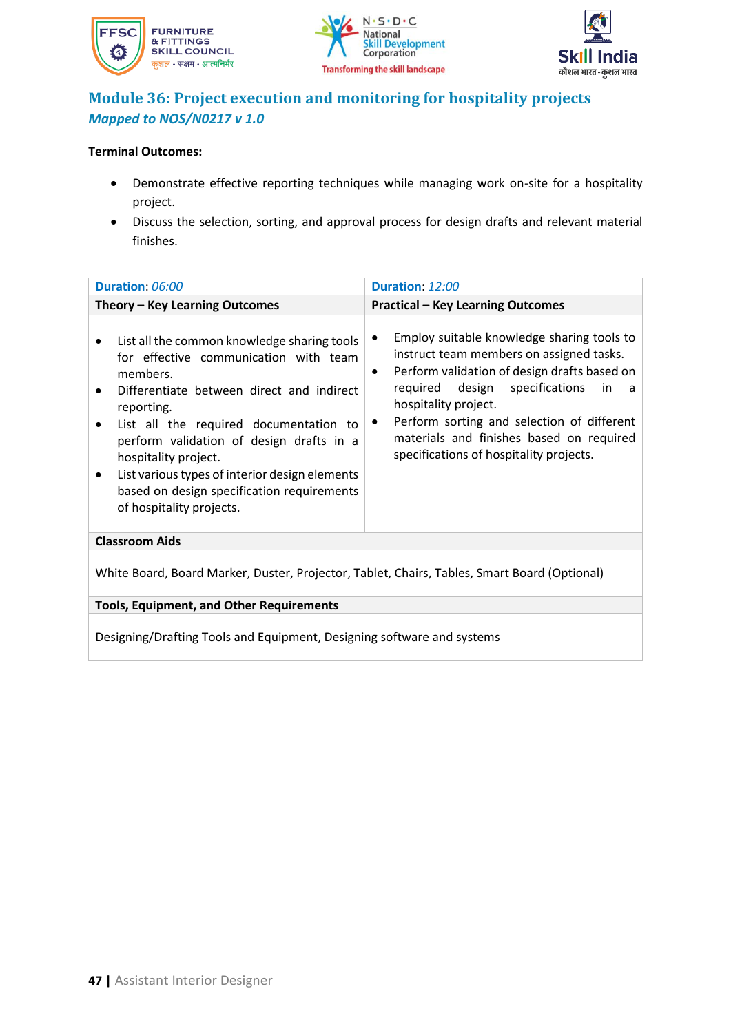## Module 36: Project execution and monitoring for hospitality projects

*Mapped to NOS/N0217 v 1.0*

**Terminal Outcomes:**

- Demonstrate effective reporting techniques while managing work on-site for a hospitality project.
- Discuss the selection, sorting, and approval process for design drafts and relevant material finishes.

| **Duration**: *06:00* | **Duration**: *12:00* |
|---|---|
| **Theory – Key Learning Outcomes** | **Practical – Key Learning Outcomes** |
| • List all the common knowledge sharing tools for effective communication with team members.<br>• Differentiate between direct and indirect reporting.<br>• List all the required documentation to perform validation of design drafts in a hospitality project.<br>• List various types of interior design elements based on design specification requirements of hospitality projects. | • Employ suitable knowledge sharing tools to instruct team members on assigned tasks.<br>• Perform validation of design drafts based on required design specifications in a hospitality project.<br>• Perform sorting and selection of different materials and finishes based on required specifications of hospitality projects. |
| **Classroom Aids** | |
| White Board, Board Marker, Duster, Projector, Tablet, Chairs, Tables, Smart Board (Optional) | |
| **Tools, Equipment, and Other Requirements** | |
| Designing/Drafting Tools and Equipment, Designing software and systems | |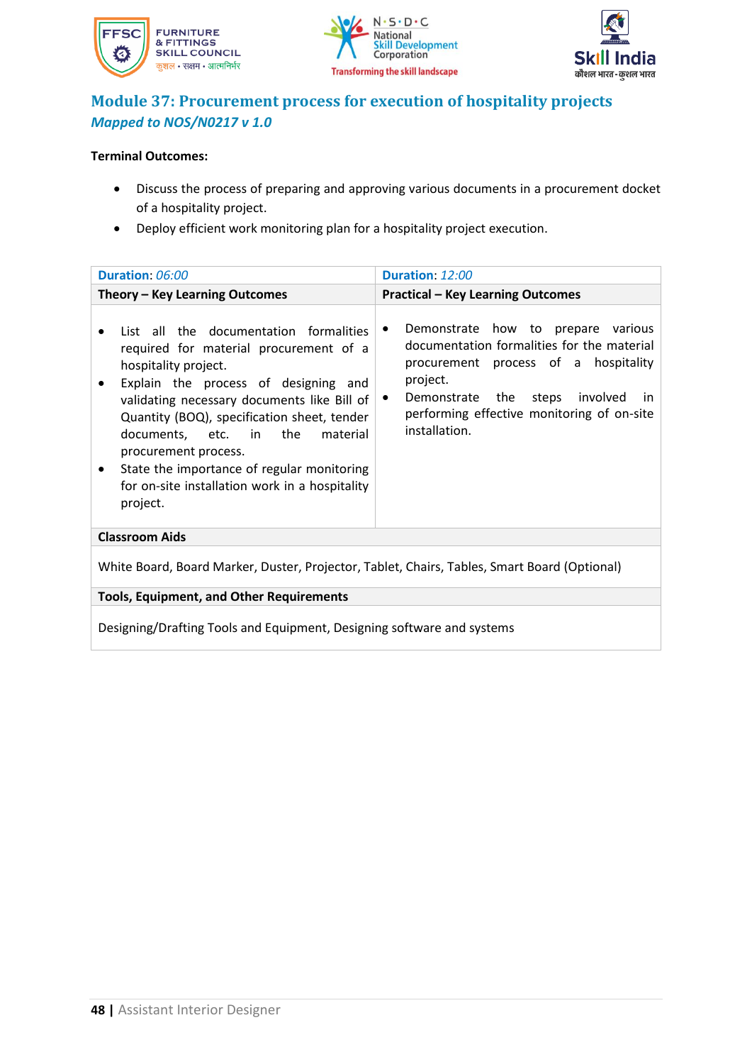## Module 37: Procurement process for execution of hospitality projects

***Mapped to NOS/N0217 v 1.0***

**Terminal Outcomes:**

- Discuss the process of preparing and approving various documents in a procurement docket of a hospitality project.
- Deploy efficient work monitoring plan for a hospitality project execution.

| **Duration**: *06:00* | **Duration**: *12:00* |
|---|---|
| **Theory – Key Learning Outcomes** | **Practical – Key Learning Outcomes** |
| • List all the documentation formalities required for material procurement of a hospitality project.<br>• Explain the process of designing and validating necessary documents like Bill of Quantity (BOQ), specification sheet, tender documents, etc. in the material procurement process.<br>• State the importance of regular monitoring for on-site installation work in a hospitality project. | • Demonstrate how to prepare various documentation formalities for the material procurement process of a hospitality project.<br>• Demonstrate the steps involved in performing effective monitoring of on-site installation. |
| **Classroom Aids** | |
| White Board, Board Marker, Duster, Projector, Tablet, Chairs, Tables, Smart Board (Optional) | |
| **Tools, Equipment, and Other Requirements** | |
| Designing/Drafting Tools and Equipment, Designing software and systems | |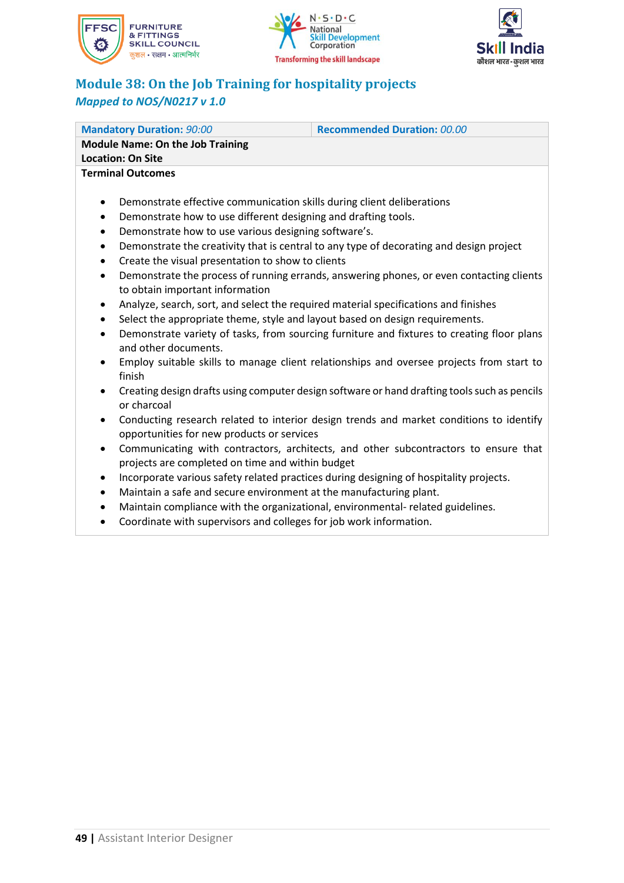## Module 38: On the Job Training for hospitality projects

*Mapped to NOS/N0217 v 1.0*

| **Mandatory Duration:** *90:00* | **Recommended Duration:** *00.00* |
|---|---|
| **Module Name: On the Job Training**<br>**Location: On Site** | |
| **Terminal Outcomes**<br><br>• Demonstrate effective communication skills during client deliberations<br>• Demonstrate how to use different designing and drafting tools.<br>• Demonstrate how to use various designing software's.<br>• Demonstrate the creativity that is central to any type of decorating and design project<br>• Create the visual presentation to show to clients<br>• Demonstrate the process of running errands, answering phones, or even contacting clients to obtain important information<br>• Analyze, search, sort, and select the required material specifications and finishes<br>• Select the appropriate theme, style and layout based on design requirements.<br>• Demonstrate variety of tasks, from sourcing furniture and fixtures to creating floor plans and other documents.<br>• Employ suitable skills to manage client relationships and oversee projects from start to finish<br>• Creating design drafts using computer design software or hand drafting tools such as pencils or charcoal<br>• Conducting research related to interior design trends and market conditions to identify opportunities for new products or services<br>• Communicating with contractors, architects, and other subcontractors to ensure that projects are completed on time and within budget<br>• Incorporate various safety related practices during designing of hospitality projects.<br>• Maintain a safe and secure environment at the manufacturing plant.<br>• Maintain compliance with the organizational, environmental- related guidelines.<br>• Coordinate with supervisors and colleges for job work information. | |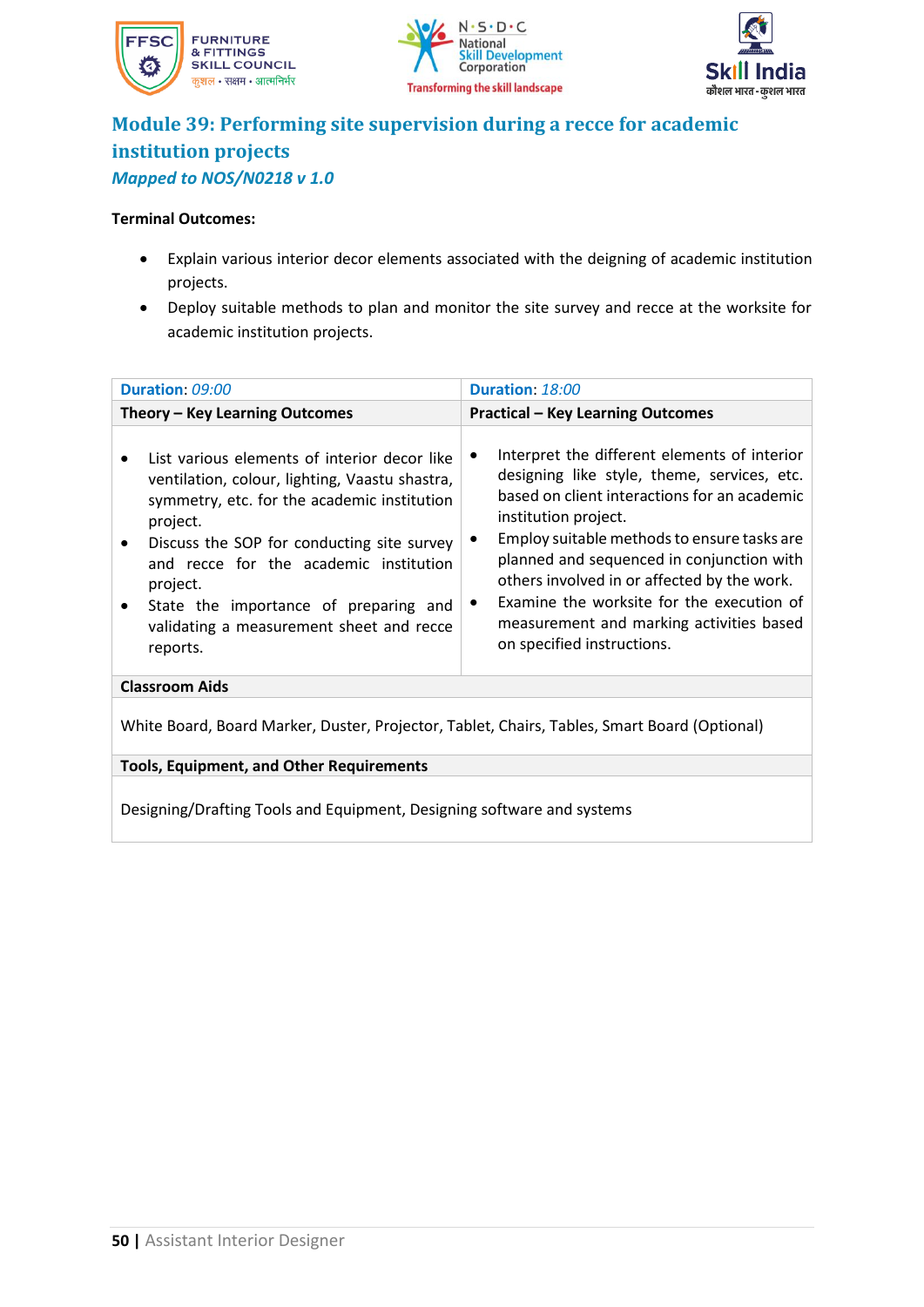## Module 39: Performing site supervision during a recce for academic institution projects

*Mapped to NOS/N0218 v 1.0*

**Terminal Outcomes:**

- Explain various interior decor elements associated with the deigning of academic institution projects.
- Deploy suitable methods to plan and monitor the site survey and recce at the worksite for academic institution projects.

| **Duration**: *09:00* | **Duration**: *18:00* |
|---|---|
| **Theory – Key Learning Outcomes** | **Practical – Key Learning Outcomes** |
| • List various elements of interior decor like ventilation, colour, lighting, Vaastu shastra, symmetry, etc. for the academic institution project.<br>• Discuss the SOP for conducting site survey and recce for the academic institution project.<br>• State the importance of preparing and validating a measurement sheet and recce reports. | • Interpret the different elements of interior designing like style, theme, services, etc. based on client interactions for an academic institution project.<br>• Employ suitable methods to ensure tasks are planned and sequenced in conjunction with others involved in or affected by the work.<br>• Examine the worksite for the execution of measurement and marking activities based on specified instructions. |
| **Classroom Aids** | |
| White Board, Board Marker, Duster, Projector, Tablet, Chairs, Tables, Smart Board (Optional) | |
| **Tools, Equipment, and Other Requirements** | |
| Designing/Drafting Tools and Equipment, Designing software and systems | |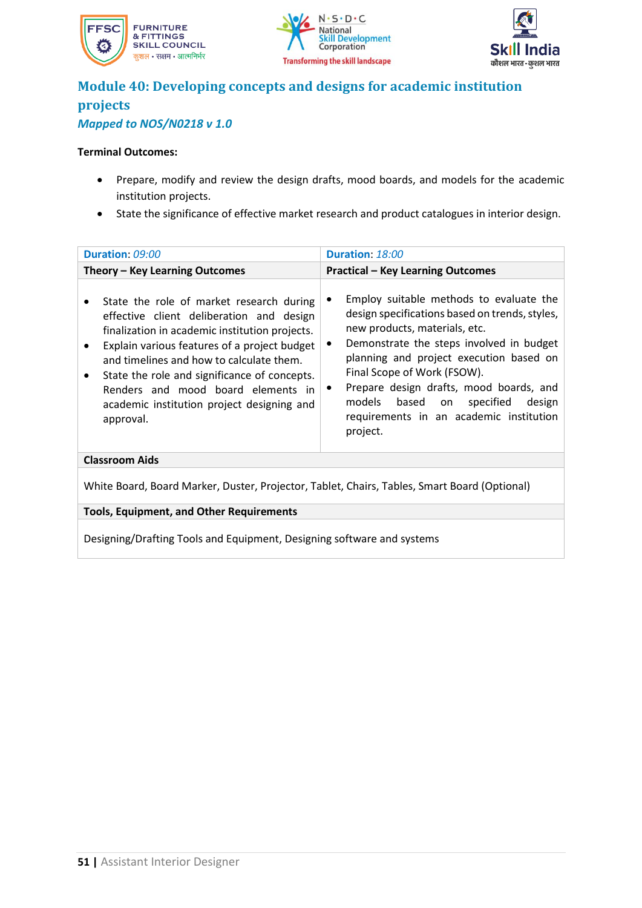## Module 40: Developing concepts and designs for academic institution projects

*Mapped to NOS/N0218 v 1.0*

**Terminal Outcomes:**

- Prepare, modify and review the design drafts, mood boards, and models for the academic institution projects.
- State the significance of effective market research and product catalogues in interior design.

| **Duration**: *09:00* | **Duration**: *18:00* |
|---|---|
| **Theory – Key Learning Outcomes** | **Practical – Key Learning Outcomes** |
| • State the role of market research during effective client deliberation and design finalization in academic institution projects.<br>• Explain various features of a project budget and timelines and how to calculate them.<br>• State the role and significance of concepts. Renders and mood board elements in academic institution project designing and approval. | • Employ suitable methods to evaluate the design specifications based on trends, styles, new products, materials, etc.<br>• Demonstrate the steps involved in budget planning and project execution based on Final Scope of Work (FSOW).<br>• Prepare design drafts, mood boards, and models based on specified design requirements in an academic institution project. |
| **Classroom Aids** | |
| White Board, Board Marker, Duster, Projector, Tablet, Chairs, Tables, Smart Board (Optional) | |
| **Tools, Equipment, and Other Requirements** | |
| Designing/Drafting Tools and Equipment, Designing software and systems | |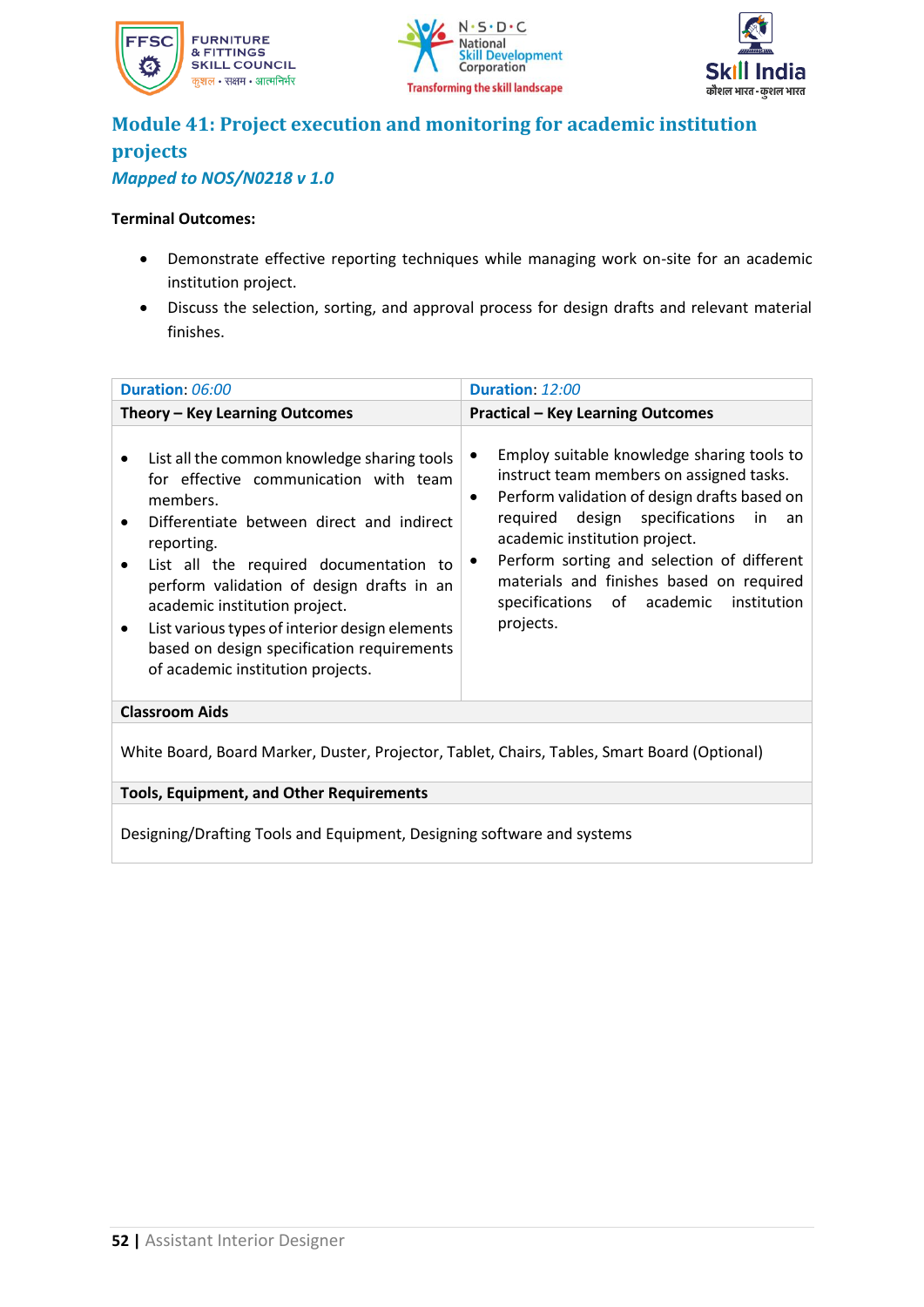## Module 41: Project execution and monitoring for academic institution projects

***Mapped to NOS/N0218 v 1.0***

**Terminal Outcomes:**

- Demonstrate effective reporting techniques while managing work on-site for an academic institution project.
- Discuss the selection, sorting, and approval process for design drafts and relevant material finishes.

| **Duration**: *06:00* | **Duration**: *12:00* |
|---|---|
| **Theory – Key Learning Outcomes** | **Practical – Key Learning Outcomes** |
| • List all the common knowledge sharing tools for effective communication with team members.<br>• Differentiate between direct and indirect reporting.<br>• List all the required documentation to perform validation of design drafts in an academic institution project.<br>• List various types of interior design elements based on design specification requirements of academic institution projects. | • Employ suitable knowledge sharing tools to instruct team members on assigned tasks.<br>• Perform validation of design drafts based on required design specifications in an academic institution project.<br>• Perform sorting and selection of different materials and finishes based on required specifications of academic institution projects. |
| **Classroom Aids** | |
| White Board, Board Marker, Duster, Projector, Tablet, Chairs, Tables, Smart Board (Optional) | |
| **Tools, Equipment, and Other Requirements** | |
| Designing/Drafting Tools and Equipment, Designing software and systems | |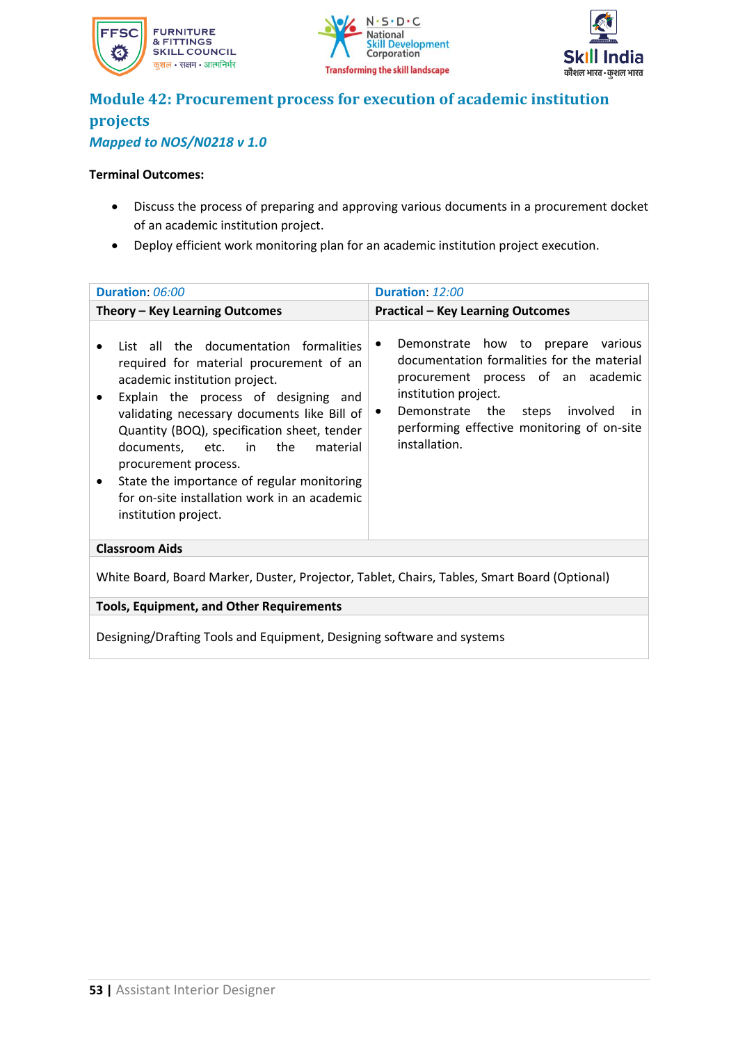## Module 42: Procurement process for execution of academic institution projects

***Mapped to NOS/N0218 v 1.0***

**Terminal Outcomes:**

- Discuss the process of preparing and approving various documents in a procurement docket of an academic institution project.
- Deploy efficient work monitoring plan for an academic institution project execution.

| **Duration**: *06:00* | **Duration**: *12:00* |
|---|---|
| **Theory – Key Learning Outcomes** | **Practical – Key Learning Outcomes** |
| • List all the documentation formalities required for material procurement of an academic institution project.<br>• Explain the process of designing and validating necessary documents like Bill of Quantity (BOQ), specification sheet, tender documents, etc. in the material procurement process.<br>• State the importance of regular monitoring for on-site installation work in an academic institution project. | • Demonstrate how to prepare various documentation formalities for the material procurement process of an academic institution project.<br>• Demonstrate the steps involved in performing effective monitoring of on-site installation. |
| **Classroom Aids** | |
| White Board, Board Marker, Duster, Projector, Tablet, Chairs, Tables, Smart Board (Optional) | |
| **Tools, Equipment, and Other Requirements** | |
| Designing/Drafting Tools and Equipment, Designing software and systems | |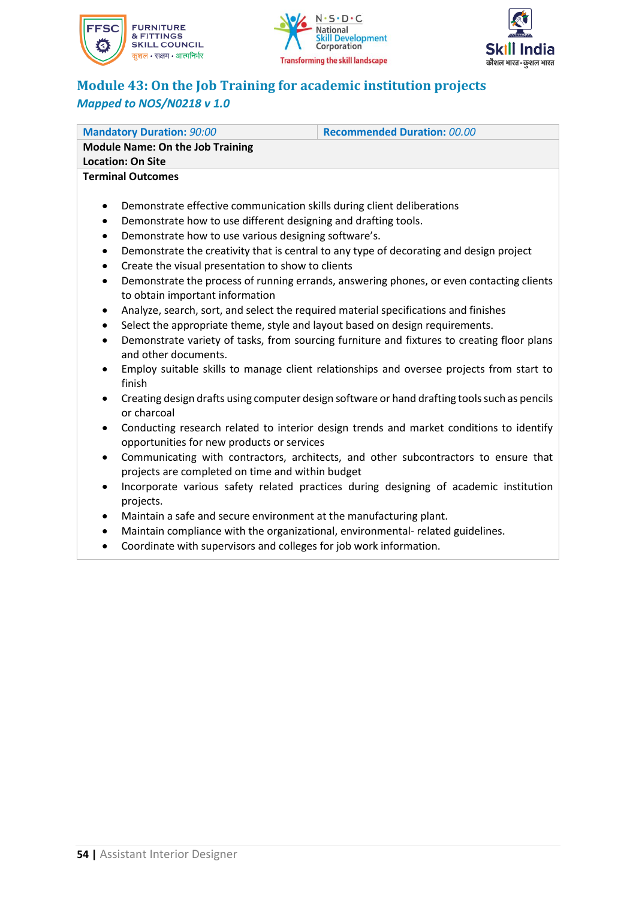## Module 43: On the Job Training for academic institution projects

*Mapped to NOS/N0218 v 1.0*

| | |
|---|---|
| **Mandatory Duration:** *90:00* | **Recommended Duration:** *00.00* |
| **Module Name: On the Job Training**<br>**Location: On Site** | |
| **Terminal Outcomes** | |

- Demonstrate effective communication skills during client deliberations
- Demonstrate how to use different designing and drafting tools.
- Demonstrate how to use various designing software's.
- Demonstrate the creativity that is central to any type of decorating and design project
- Create the visual presentation to show to clients
- Demonstrate the process of running errands, answering phones, or even contacting clients to obtain important information
- Analyze, search, sort, and select the required material specifications and finishes
- Select the appropriate theme, style and layout based on design requirements.
- Demonstrate variety of tasks, from sourcing furniture and fixtures to creating floor plans and other documents.
- Employ suitable skills to manage client relationships and oversee projects from start to finish
- Creating design drafts using computer design software or hand drafting tools such as pencils or charcoal
- Conducting research related to interior design trends and market conditions to identify opportunities for new products or services
- Communicating with contractors, architects, and other subcontractors to ensure that projects are completed on time and within budget
- Incorporate various safety related practices during designing of academic institution projects.
- Maintain a safe and secure environment at the manufacturing plant.
- Maintain compliance with the organizational, environmental- related guidelines.
- Coordinate with supervisors and colleges for job work information.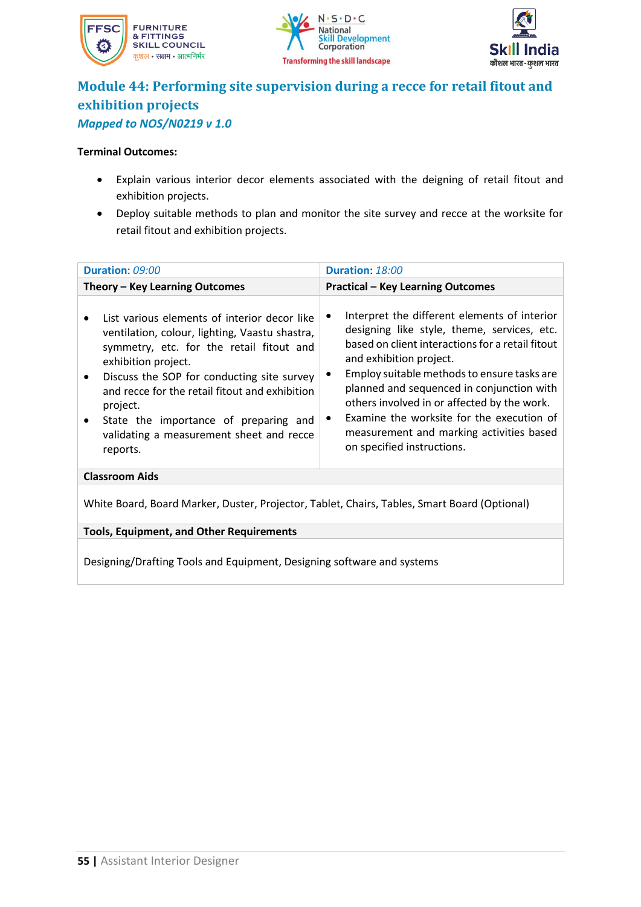## Module 44: Performing site supervision during a recce for retail fitout and exhibition projects

***Mapped to NOS/N0219 v 1.0***

**Terminal Outcomes:**

- Explain various interior decor elements associated with the deigning of retail fitout and exhibition projects.
- Deploy suitable methods to plan and monitor the site survey and recce at the worksite for retail fitout and exhibition projects.

| **Duration**: *09:00* | **Duration**: *18:00* |
|---|---|
| **Theory – Key Learning Outcomes** | **Practical – Key Learning Outcomes** |
| • List various elements of interior decor like ventilation, colour, lighting, Vaastu shastra, symmetry, etc. for the retail fitout and exhibition project.<br>• Discuss the SOP for conducting site survey and recce for the retail fitout and exhibition project.<br>• State the importance of preparing and validating a measurement sheet and recce reports. | • Interpret the different elements of interior designing like style, theme, services, etc. based on client interactions for a retail fitout and exhibition project.<br>• Employ suitable methods to ensure tasks are planned and sequenced in conjunction with others involved in or affected by the work.<br>• Examine the worksite for the execution of measurement and marking activities based on specified instructions. |
| **Classroom Aids** | |
| White Board, Board Marker, Duster, Projector, Tablet, Chairs, Tables, Smart Board (Optional) | |
| **Tools, Equipment, and Other Requirements** | |
| Designing/Drafting Tools and Equipment, Designing software and systems | |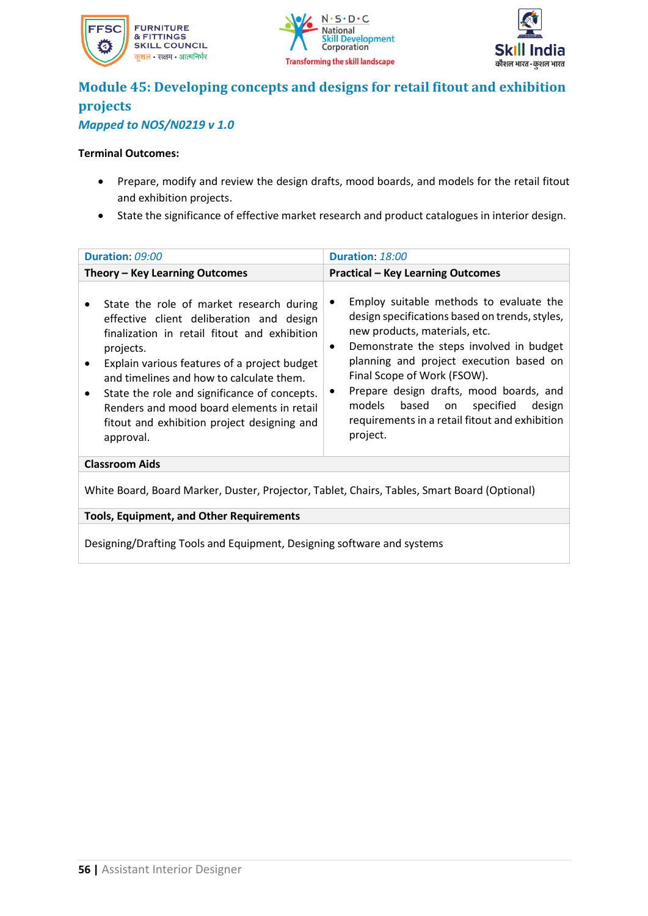## Module 45: Developing concepts and designs for retail fitout and exhibition projects

***Mapped to NOS/N0219 v 1.0***

**Terminal Outcomes:**

- Prepare, modify and review the design drafts, mood boards, and models for the retail fitout and exhibition projects.
- State the significance of effective market research and product catalogues in interior design.

| **Duration**: *09:00* | **Duration**: *18:00* |
|---|---|
| **Theory – Key Learning Outcomes** | **Practical – Key Learning Outcomes** |
| • State the role of market research during effective client deliberation and design finalization in retail fitout and exhibition projects.<br>• Explain various features of a project budget and timelines and how to calculate them.<br>• State the role and significance of concepts. Renders and mood board elements in retail fitout and exhibition project designing and approval. | • Employ suitable methods to evaluate the design specifications based on trends, styles, new products, materials, etc.<br>• Demonstrate the steps involved in budget planning and project execution based on Final Scope of Work (FSOW).<br>• Prepare design drafts, mood boards, and models based on specified design requirements in a retail fitout and exhibition project. |
| **Classroom Aids** | |
| White Board, Board Marker, Duster, Projector, Tablet, Chairs, Tables, Smart Board (Optional) | |
| **Tools, Equipment, and Other Requirements** | |
| Designing/Drafting Tools and Equipment, Designing software and systems | |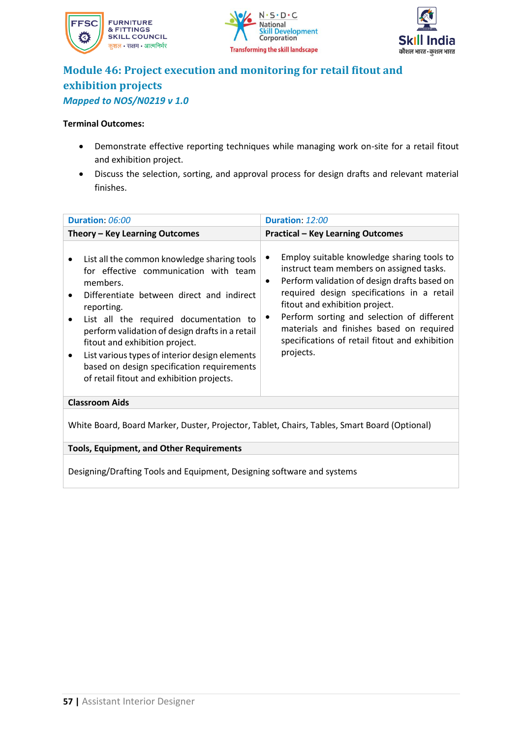## Module 46: Project execution and monitoring for retail fitout and exhibition projects

***Mapped to NOS/N0219 v 1.0***

**Terminal Outcomes:**

- Demonstrate effective reporting techniques while managing work on-site for a retail fitout and exhibition project.
- Discuss the selection, sorting, and approval process for design drafts and relevant material finishes.

| **Duration**: *06:00* | **Duration**: *12:00* |
|---|---|
| **Theory – Key Learning Outcomes** | **Practical – Key Learning Outcomes** |
| • List all the common knowledge sharing tools for effective communication with team members.<br>• Differentiate between direct and indirect reporting.<br>• List all the required documentation to perform validation of design drafts in a retail fitout and exhibition project.<br>• List various types of interior design elements based on design specification requirements of retail fitout and exhibition projects. | • Employ suitable knowledge sharing tools to instruct team members on assigned tasks.<br>• Perform validation of design drafts based on required design specifications in a retail fitout and exhibition project.<br>• Perform sorting and selection of different materials and finishes based on required specifications of retail fitout and exhibition projects. |
| **Classroom Aids** | |
| White Board, Board Marker, Duster, Projector, Tablet, Chairs, Tables, Smart Board (Optional) | |
| **Tools, Equipment, and Other Requirements** | |
| Designing/Drafting Tools and Equipment, Designing software and systems | |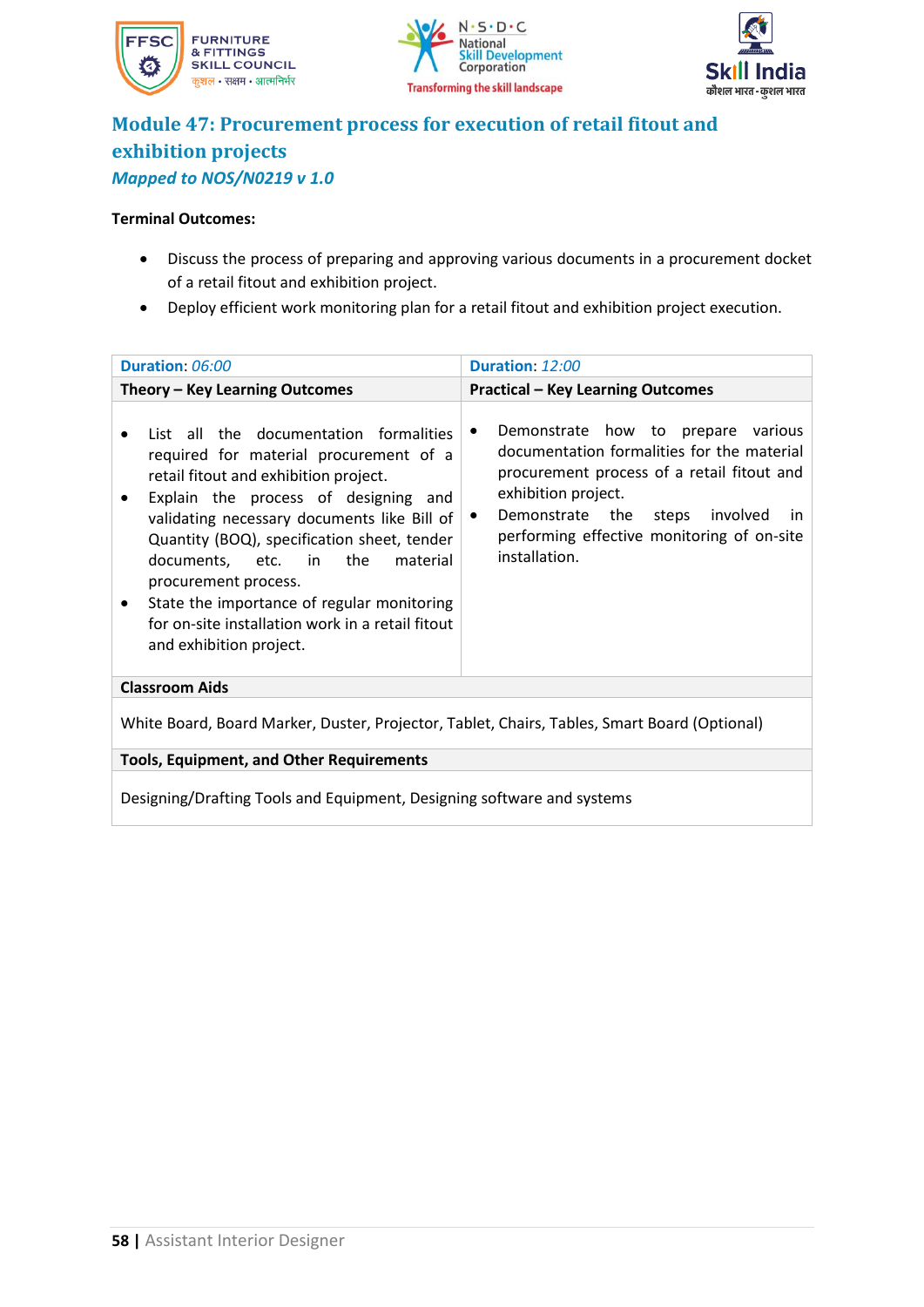## Module 47: Procurement process for execution of retail fitout and exhibition projects

***Mapped to NOS/N0219 v 1.0***

**Terminal Outcomes:**

- Discuss the process of preparing and approving various documents in a procurement docket of a retail fitout and exhibition project.
- Deploy efficient work monitoring plan for a retail fitout and exhibition project execution.

| **Duration**: *06:00* | **Duration**: *12:00* |
|---|---|
| **Theory – Key Learning Outcomes** | **Practical – Key Learning Outcomes** |
| • List all the documentation formalities required for material procurement of a retail fitout and exhibition project.<br>• Explain the process of designing and validating necessary documents like Bill of Quantity (BOQ), specification sheet, tender documents, etc. in the material procurement process.<br>• State the importance of regular monitoring for on-site installation work in a retail fitout and exhibition project. | • Demonstrate how to prepare various documentation formalities for the material procurement process of a retail fitout and exhibition project.<br>• Demonstrate the steps involved in performing effective monitoring of on-site installation. |
| **Classroom Aids** | |
| White Board, Board Marker, Duster, Projector, Tablet, Chairs, Tables, Smart Board (Optional) | |
| **Tools, Equipment, and Other Requirements** | |
| Designing/Drafting Tools and Equipment, Designing software and systems | |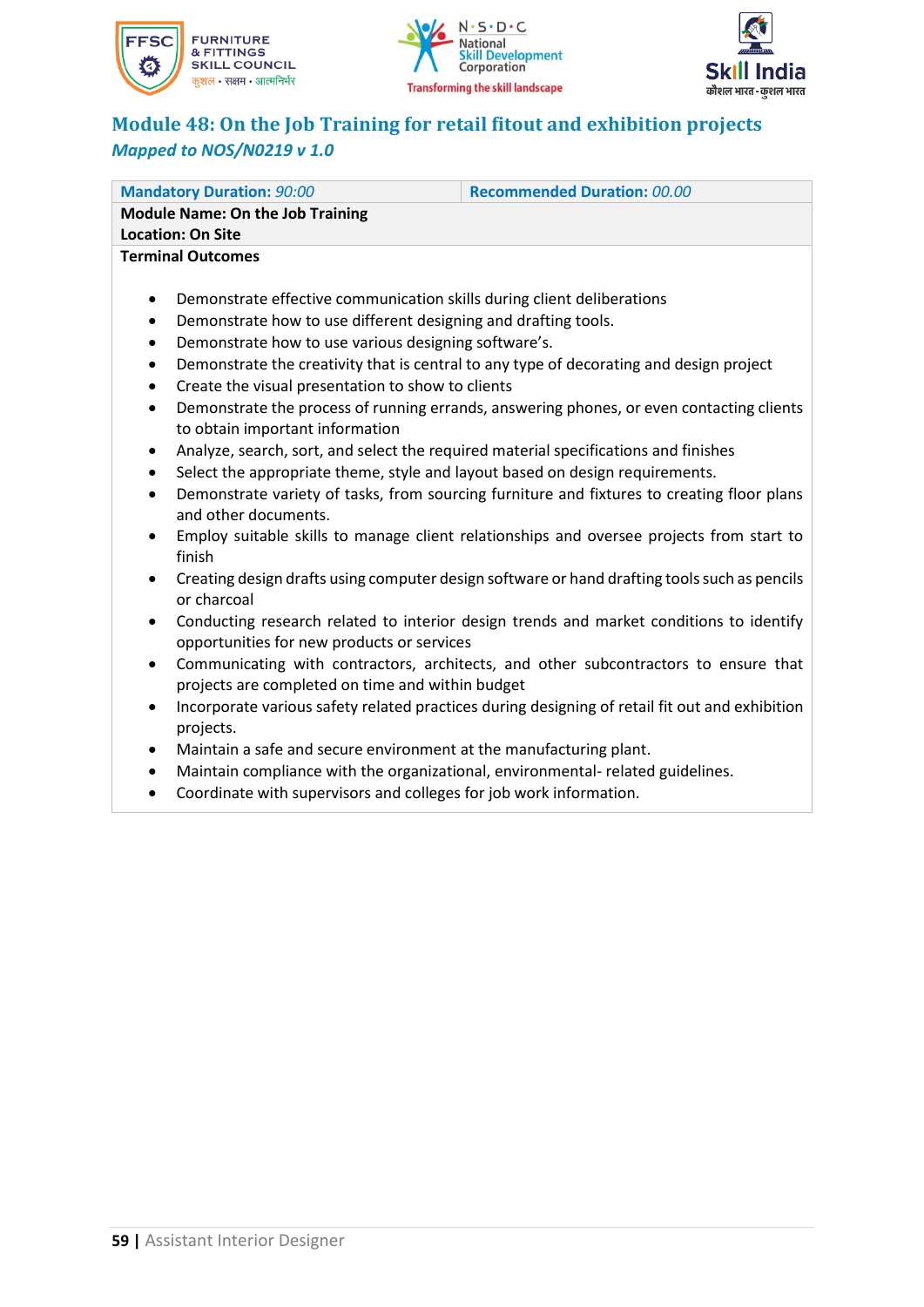## Module 48: On the Job Training for retail fitout and exhibition projects

*Mapped to NOS/N0219 v 1.0*

| **Mandatory Duration:** *90:00* | **Recommended Duration:** *00.00* |
|---|---|
| **Module Name: On the Job Training**<br>**Location: On Site** | |
| **Terminal Outcomes** | |

- Demonstrate effective communication skills during client deliberations
- Demonstrate how to use different designing and drafting tools.
- Demonstrate how to use various designing software's.
- Demonstrate the creativity that is central to any type of decorating and design project
- Create the visual presentation to show to clients
- Demonstrate the process of running errands, answering phones, or even contacting clients to obtain important information
- Analyze, search, sort, and select the required material specifications and finishes
- Select the appropriate theme, style and layout based on design requirements.
- Demonstrate variety of tasks, from sourcing furniture and fixtures to creating floor plans and other documents.
- Employ suitable skills to manage client relationships and oversee projects from start to finish
- Creating design drafts using computer design software or hand drafting tools such as pencils or charcoal
- Conducting research related to interior design trends and market conditions to identify opportunities for new products or services
- Communicating with contractors, architects, and other subcontractors to ensure that projects are completed on time and within budget
- Incorporate various safety related practices during designing of retail fit out and exhibition projects.
- Maintain a safe and secure environment at the manufacturing plant.
- Maintain compliance with the organizational, environmental- related guidelines.
- Coordinate with supervisors and colleges for job work information.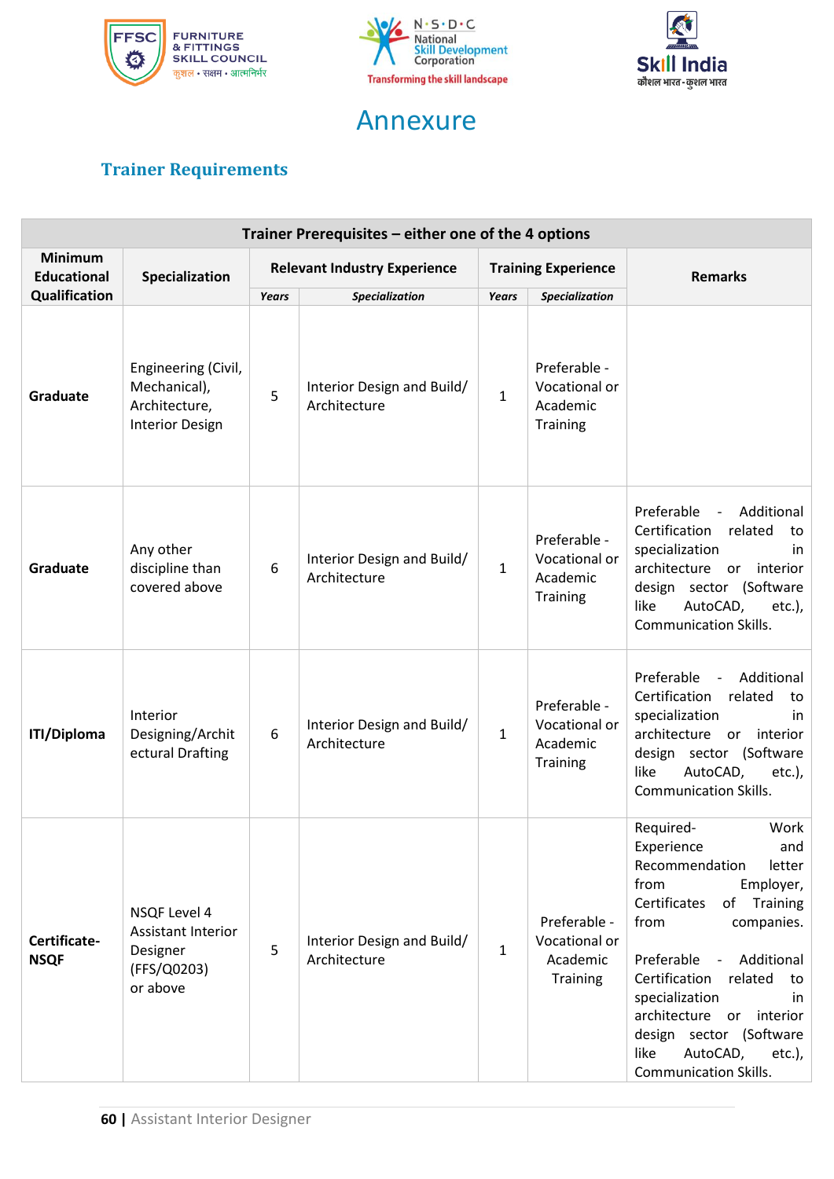# Annexure

## Trainer Requirements

| Trainer Prerequisites – either one of the 4 options | | | | | | |
|---|---|---|---|---|---|---|
| **Minimum Educational Qualification** | **Specialization** | **Relevant Industry Experience** | | **Training Experience** | | **Remarks** |
| | | *Years* | *Specialization* | *Years* | *Specialization* | |
| **Graduate** | Engineering (Civil, Mechanical), Architecture, Interior Design | 5 | Interior Design and Build/ Architecture | 1 | Preferable - Vocational or Academic Training | |
| **Graduate** | Any other discipline than covered above | 6 | Interior Design and Build/ Architecture | 1 | Preferable - Vocational or Academic Training | Preferable - Additional Certification related to specialization in architecture or interior design sector (Software like AutoCAD, etc.), Communication Skills. |
| **ITI/Diploma** | Interior Designing/Architectural Drafting | 6 | Interior Design and Build/ Architecture | 1 | Preferable - Vocational or Academic Training | Preferable - Additional Certification related to specialization in architecture or interior design sector (Software like AutoCAD, etc.), Communication Skills. |
| **Certificate-NSQF** | NSQF Level 4 Assistant Interior Designer (FFS/Q0203) or above | 5 | Interior Design and Build/ Architecture | 1 | Preferable - Vocational or Academic Training | Required- Work Experience and Recommendation letter from Employer, Certificates of Training from companies.<br><br>Preferable - Additional Certification related to specialization in architecture or interior design sector (Software like AutoCAD, etc.), Communication Skills. |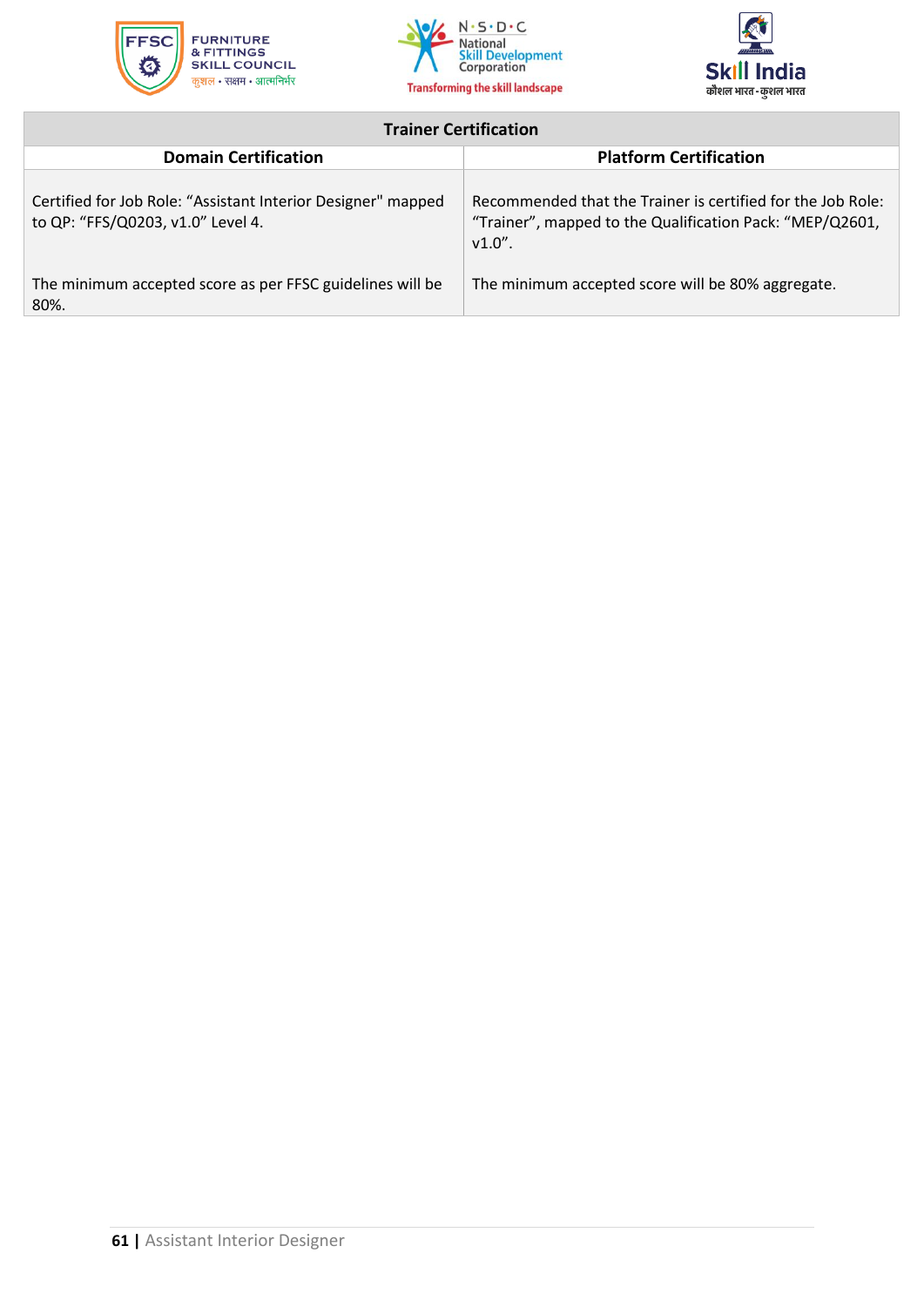| Trainer Certification | |
|---|---|
| **Domain Certification** | **Platform Certification** |
| Certified for Job Role: “Assistant Interior Designer" mapped to QP: “FFS/Q0203, v1.0” Level 4.<br><br>The minimum accepted score as per FFSC guidelines will be 80%. | Recommended that the Trainer is certified for the Job Role: “Trainer”, mapped to the Qualification Pack: “MEP/Q2601, v1.0”.<br><br>The minimum accepted score will be 80% aggregate. |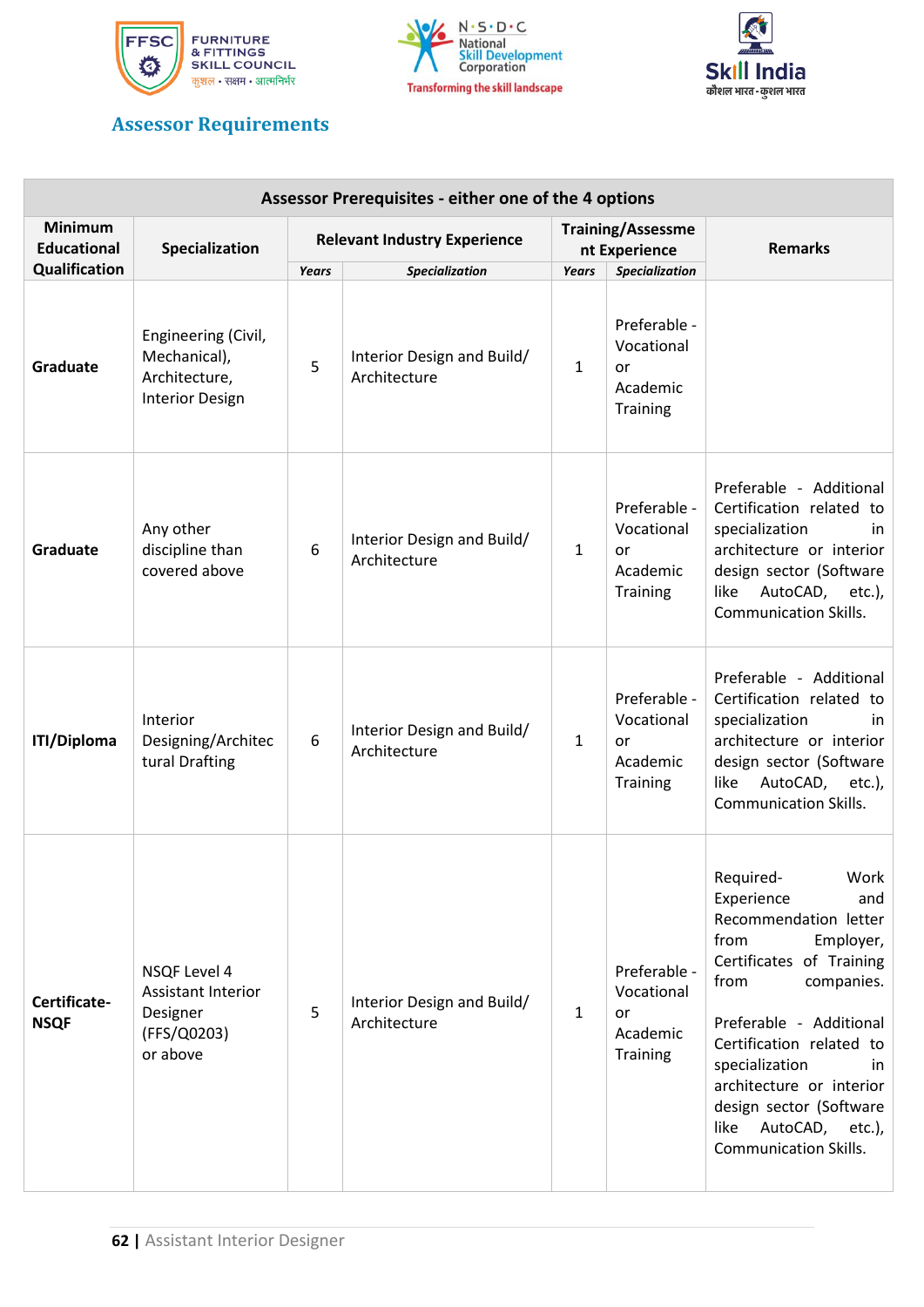## Assessor Requirements

| Assessor Prerequisites - either one of the 4 options | | | | | | |
|---|---|---|---|---|---|---|
| **Minimum Educational Qualification** | **Specialization** | **Relevant Industry Experience** | | **Training/Assessment Experience** | | **Remarks** |
| | | ***Years*** | ***Specialization*** | ***Years*** | ***Specialization*** | |
| **Graduate** | Engineering (Civil, Mechanical), Architecture, Interior Design | 5 | Interior Design and Build/ Architecture | 1 | Preferable - Vocational or Academic Training | |
| **Graduate** | Any other discipline than covered above | 6 | Interior Design and Build/ Architecture | 1 | Preferable - Vocational or Academic Training | Preferable - Additional Certification related to specialization in architecture or interior design sector (Software like AutoCAD, etc.), Communication Skills. |
| **ITI/Diploma** | Interior Designing/Architectural Drafting | 6 | Interior Design and Build/ Architecture | 1 | Preferable - Vocational or Academic Training | Preferable - Additional Certification related to specialization in architecture or interior design sector (Software like AutoCAD, etc.), Communication Skills. |
| **Certificate-NSQF** | NSQF Level 4 Assistant Interior Designer (FFS/Q0203) or above | 5 | Interior Design and Build/ Architecture | 1 | Preferable - Vocational or Academic Training | Required- Work Experience and Recommendation letter from Employer, Certificates of Training from companies. Preferable - Additional Certification related to specialization in architecture or interior design sector (Software like AutoCAD, etc.), Communication Skills. |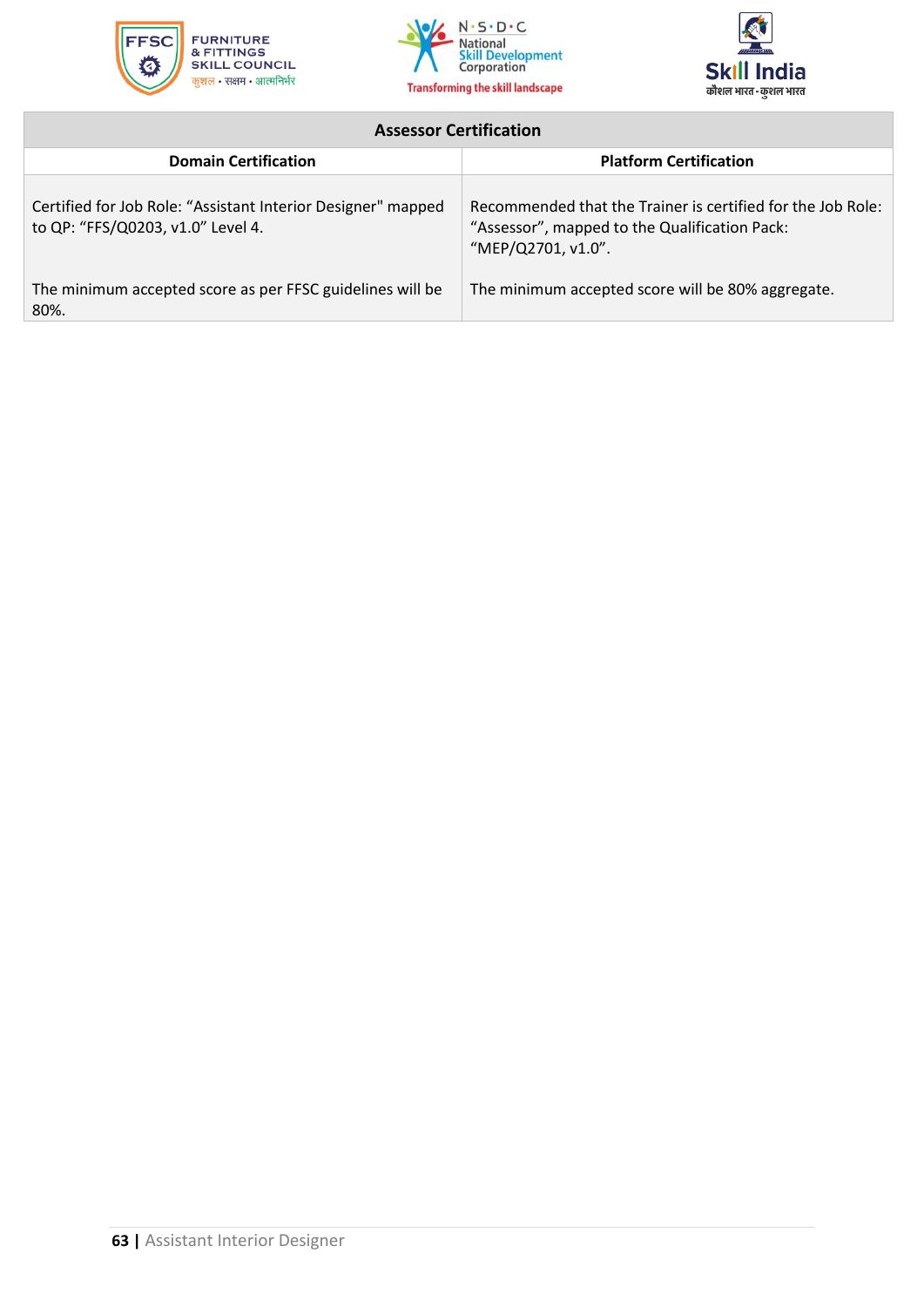| Assessor Certification | |
|---|---|
| **Domain Certification** | **Platform Certification** |
| Certified for Job Role: “Assistant Interior Designer" mapped to QP: “FFS/Q0203, v1.0” Level 4. | Recommended that the Trainer is certified for the Job Role: “Assessor”, mapped to the Qualification Pack: “MEP/Q2701, v1.0”. |
| The minimum accepted score as per FFSC guidelines will be 80%. | The minimum accepted score will be 80% aggregate. |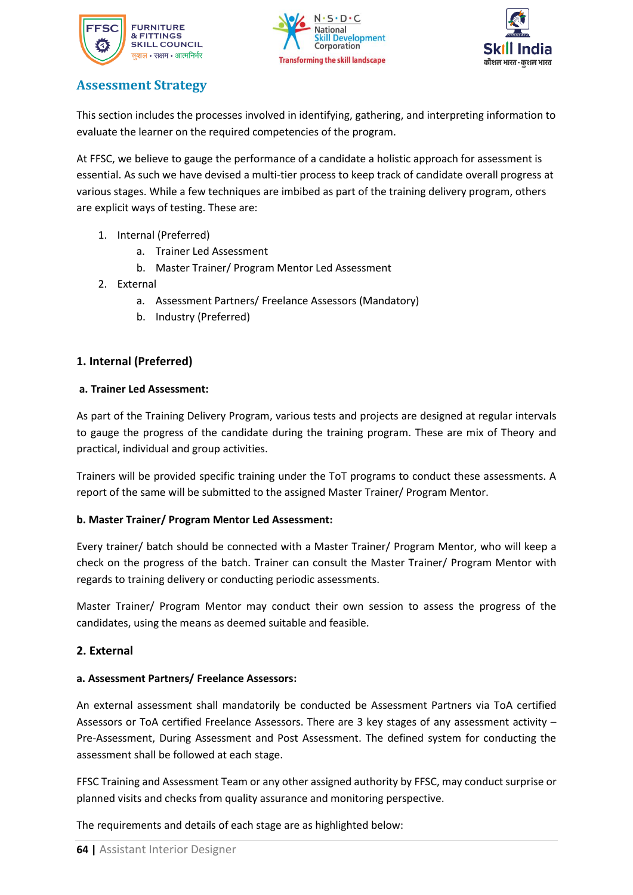## Assessment Strategy

This section includes the processes involved in identifying, gathering, and interpreting information to evaluate the learner on the required competencies of the program.

At FFSC, we believe to gauge the performance of a candidate a holistic approach for assessment is essential. As such we have devised a multi-tier process to keep track of candidate overall progress at various stages. While a few techniques are imbibed as part of the training delivery program, others are explicit ways of testing. These are:

1. Internal (Preferred)
    a. Trainer Led Assessment
    b. Master Trainer/ Program Mentor Led Assessment
2. External
    a. Assessment Partners/ Freelance Assessors (Mandatory)
    b. Industry (Preferred)

### 1. Internal (Preferred)

#### a. Trainer Led Assessment:

As part of the Training Delivery Program, various tests and projects are designed at regular intervals to gauge the progress of the candidate during the training program. These are mix of Theory and practical, individual and group activities.

Trainers will be provided specific training under the ToT programs to conduct these assessments. A report of the same will be submitted to the assigned Master Trainer/ Program Mentor.

#### b. Master Trainer/ Program Mentor Led Assessment:

Every trainer/ batch should be connected with a Master Trainer/ Program Mentor, who will keep a check on the progress of the batch. Trainer can consult the Master Trainer/ Program Mentor with regards to training delivery or conducting periodic assessments.

Master Trainer/ Program Mentor may conduct their own session to assess the progress of the candidates, using the means as deemed suitable and feasible.

### 2. External

#### a. Assessment Partners/ Freelance Assessors:

An external assessment shall mandatorily be conducted be Assessment Partners via ToA certified Assessors or ToA certified Freelance Assessors. There are 3 key stages of any assessment activity – Pre-Assessment, During Assessment and Post Assessment. The defined system for conducting the assessment shall be followed at each stage.

FFSC Training and Assessment Team or any other assigned authority by FFSC, may conduct surprise or planned visits and checks from quality assurance and monitoring perspective.

The requirements and details of each stage are as highlighted below: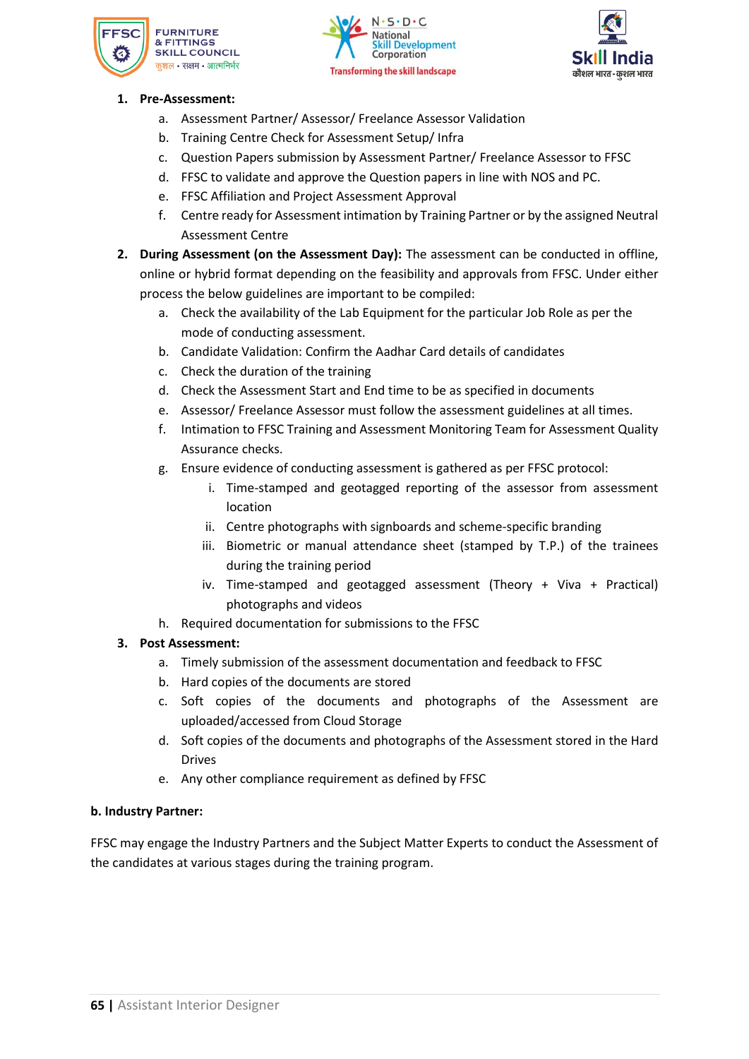1. **Pre-Assessment:**
    a. Assessment Partner/ Assessor/ Freelance Assessor Validation
    b. Training Centre Check for Assessment Setup/ Infra
    c. Question Papers submission by Assessment Partner/ Freelance Assessor to FFSC
    d. FFSC to validate and approve the Question papers in line with NOS and PC.
    e. FFSC Affiliation and Project Assessment Approval
    f. Centre ready for Assessment intimation by Training Partner or by the assigned Neutral Assessment Centre
2. **During Assessment (on the Assessment Day):** The assessment can be conducted in offline, online or hybrid format depending on the feasibility and approvals from FFSC. Under either process the below guidelines are important to be compiled:
    a. Check the availability of the Lab Equipment for the particular Job Role as per the mode of conducting assessment.
    b. Candidate Validation: Confirm the Aadhar Card details of candidates
    c. Check the duration of the training
    d. Check the Assessment Start and End time to be as specified in documents
    e. Assessor/ Freelance Assessor must follow the assessment guidelines at all times.
    f. Intimation to FFSC Training and Assessment Monitoring Team for Assessment Quality Assurance checks.
    g. Ensure evidence of conducting assessment is gathered as per FFSC protocol:
        i. Time-stamped and geotagged reporting of the assessor from assessment location
        ii. Centre photographs with signboards and scheme-specific branding
        iii. Biometric or manual attendance sheet (stamped by T.P.) of the trainees during the training period
        iv. Time-stamped and geotagged assessment (Theory + Viva + Practical) photographs and videos
    h. Required documentation for submissions to the FFSC
3. **Post Assessment:**
    a. Timely submission of the assessment documentation and feedback to FFSC
    b. Hard copies of the documents are stored
    c. Soft copies of the documents and photographs of the Assessment are uploaded/accessed from Cloud Storage
    d. Soft copies of the documents and photographs of the Assessment stored in the Hard Drives
    e. Any other compliance requirement as defined by FFSC

**b. Industry Partner:**

FFSC may engage the Industry Partners and the Subject Matter Experts to conduct the Assessment of the candidates at various stages during the training program.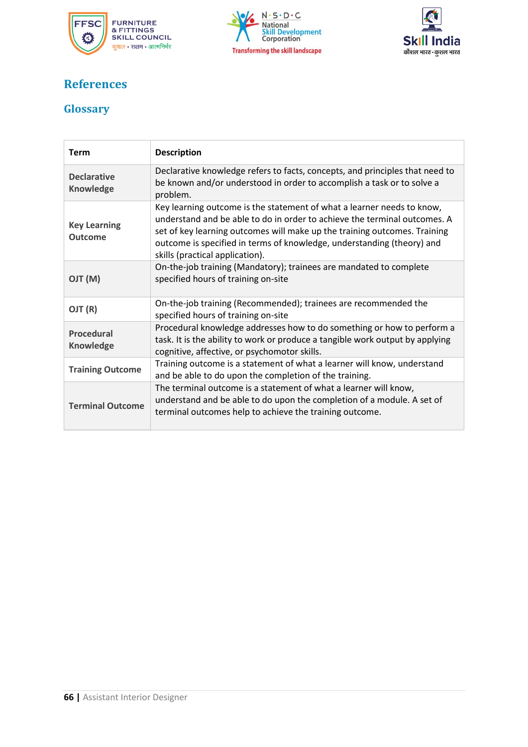## References

## Glossary

| Term | Description |
|---|---|
| **Declarative Knowledge** | Declarative knowledge refers to facts, concepts, and principles that need to be known and/or understood in order to accomplish a task or to solve a problem. |
| **Key Learning Outcome** | Key learning outcome is the statement of what a learner needs to know, understand and be able to do in order to achieve the terminal outcomes. A set of key learning outcomes will make up the training outcomes. Training outcome is specified in terms of knowledge, understanding (theory) and skills (practical application). |
| **OJT (M)** | On-the-job training (Mandatory); trainees are mandated to complete specified hours of training on-site |
| **OJT (R)** | On-the-job training (Recommended); trainees are recommended the specified hours of training on-site |
| **Procedural Knowledge** | Procedural knowledge addresses how to do something or how to perform a task. It is the ability to work or produce a tangible work output by applying cognitive, affective, or psychomotor skills. |
| **Training Outcome** | Training outcome is a statement of what a learner will know, understand and be able to do upon the completion of the training. |
| **Terminal Outcome** | The terminal outcome is a statement of what a learner will know, understand and be able to do upon the completion of a module. A set of terminal outcomes help to achieve the training outcome. |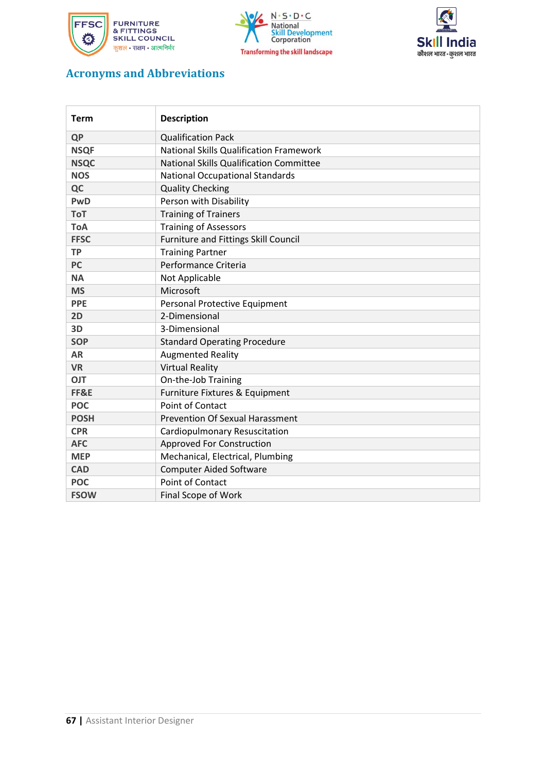## Acronyms and Abbreviations

| Term | Description |
|---|---|
| QP | Qualification Pack |
| NSQF | National Skills Qualification Framework |
| NSQC | National Skills Qualification Committee |
| NOS | National Occupational Standards |
| QC | Quality Checking |
| PwD | Person with Disability |
| ToT | Training of Trainers |
| ToA | Training of Assessors |
| FFSC | Furniture and Fittings Skill Council |
| TP | Training Partner |
| PC | Performance Criteria |
| NA | Not Applicable |
| MS | Microsoft |
| PPE | Personal Protective Equipment |
| 2D | 2-Dimensional |
| 3D | 3-Dimensional |
| SOP | Standard Operating Procedure |
| AR | Augmented Reality |
| VR | Virtual Reality |
| OJT | On-the-Job Training |
| FF&E | Furniture Fixtures & Equipment |
| POC | Point of Contact |
| POSH | Prevention Of Sexual Harassment |
| CPR | Cardiopulmonary Resuscitation |
| AFC | Approved For Construction |
| MEP | Mechanical, Electrical, Plumbing |
| CAD | Computer Aided Software |
| POC | Point of Contact |
| FSOW | Final Scope of Work |